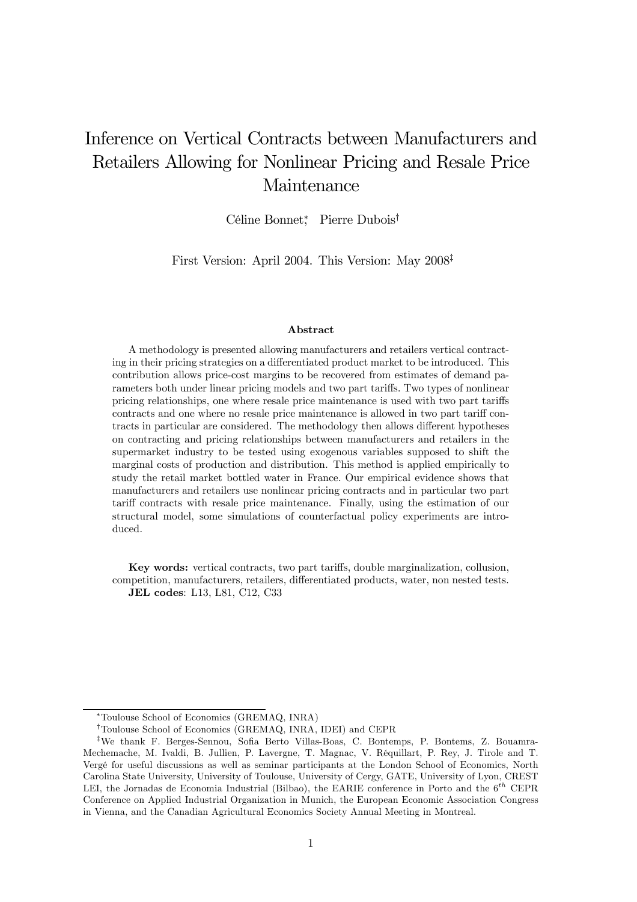# Inference on Vertical Contracts between Manufacturers and Retailers Allowing for Nonlinear Pricing and Resale Price Maintenance

Céline Bonnet[*], Pierre Dubois[†]

First Version: April 2004. This Version: May 2008[‡]

### Abstract

A methodology is presented allowing manufacturers and retailers vertical contracting in their pricing strategies on a differentiated product market to be introduced. This contribution allows price-cost margins to be recovered from estimates of demand parameters both under linear pricing models and two part tariffs. Two types of nonlinear pricing relationships, one where resale price maintenance is used with two part tariffs contracts and one where no resale price maintenance is allowed in two part tariff contracts in particular are considered. The methodology then allows different hypotheses on contracting and pricing relationships between manufacturers and retailers in the supermarket industry to be tested using exogenous variables supposed to shift the marginal costs of production and distribution. This method is applied empirically to study the retail market bottled water in France. Our empirical evidence shows that manufacturers and retailers use nonlinear pricing contracts and in particular two part tariff contracts with resale price maintenance. Finally, using the estimation of our structural model, some simulations of counterfactual policy experiments are introduced.

**Key words:** vertical contracts, two part tariffs, double marginalization, collusion, competition, manufacturers, retailers, differentiated products, water, non nested tests.
**JEL codes**: L13, L81, C12, C33

---

[*] Toulouse School of Economics (GREMAQ, INRA)

[†] Toulouse School of Economics (GREMAQ, INRA, IDEI) and CEPR

[‡] We thank F. Berges-Sennou, Sofia Berto Villas-Boas, C. Bontemps, P. Bontems, Z. Bouamra-Mechemache, M. Ivaldi, B. Jullien, P. Lavergne, T. Magnac, V. Réquillart, P. Rey, J. Tirole and T. Vergé for useful discussions as well as seminar participants at the London School of Economics, North Carolina State University, University of Toulouse, University of Cergy, GATE, University of Lyon, CREST LEI, the Jornadas de Economia Industrial (Bilbao), the EARIE conference in Porto and the $6^{th}$ CEPR Conference on Applied Industrial Organization in Munich, the European Economic Association Congress in Vienna, and the Canadian Agricultural Economics Society Annual Meeting in Montreal.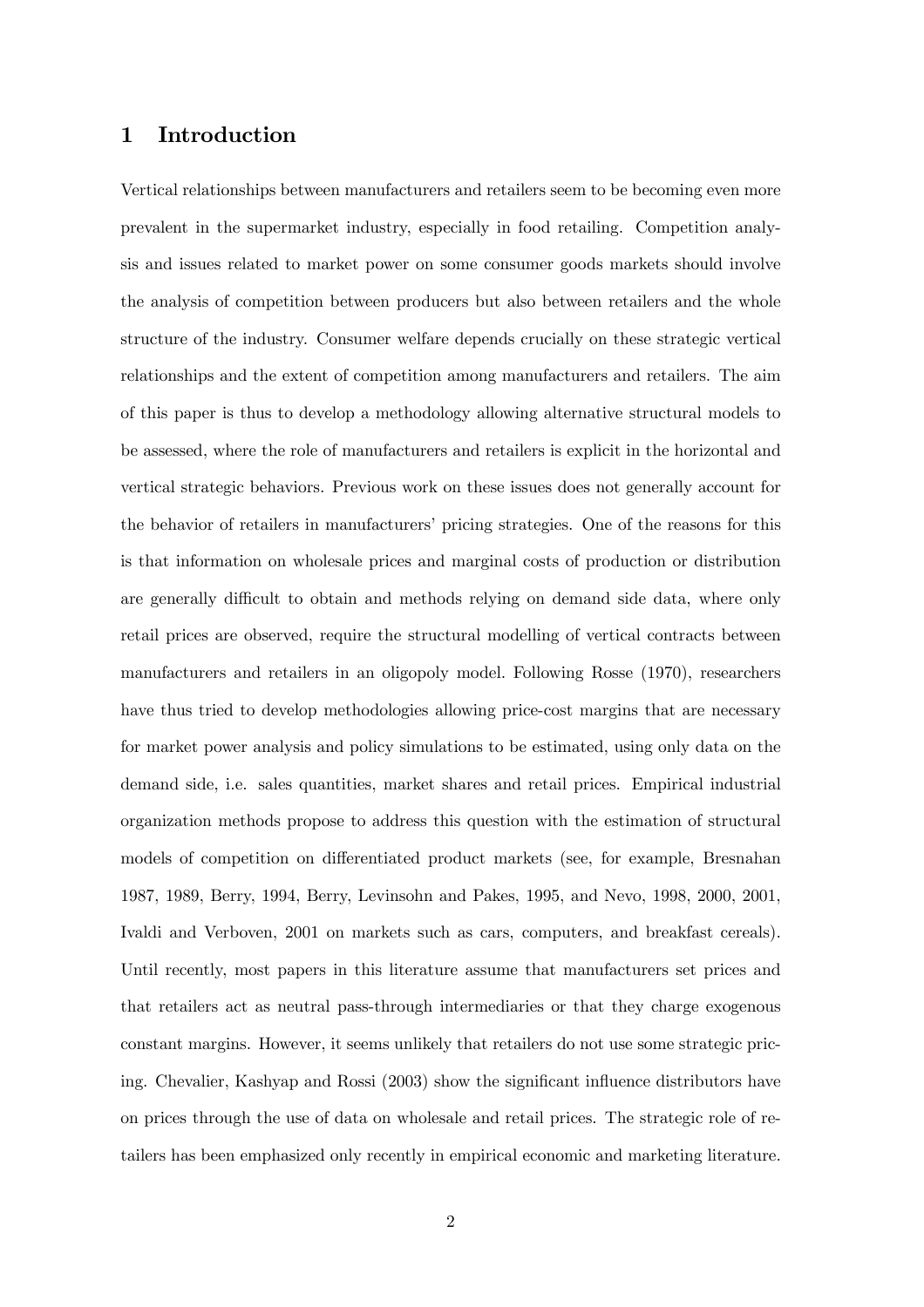# 1 Introduction

Vertical relationships between manufacturers and retailers seem to be becoming even more prevalent in the supermarket industry, especially in food retailing. Competition analysis and issues related to market power on some consumer goods markets should involve the analysis of competition between producers but also between retailers and the whole structure of the industry. Consumer welfare depends crucially on these strategic vertical relationships and the extent of competition among manufacturers and retailers. The aim of this paper is thus to develop a methodology allowing alternative structural models to be assessed, where the role of manufacturers and retailers is explicit in the horizontal and vertical strategic behaviors. Previous work on these issues does not generally account for the behavior of retailers in manufacturers' pricing strategies. One of the reasons for this is that information on wholesale prices and marginal costs of production or distribution are generally difficult to obtain and methods relying on demand side data, where only retail prices are observed, require the structural modelling of vertical contracts between manufacturers and retailers in an oligopoly model. Following Rosse (1970), researchers have thus tried to develop methodologies allowing price-cost margins that are necessary for market power analysis and policy simulations to be estimated, using only data on the demand side, i.e. sales quantities, market shares and retail prices. Empirical industrial organization methods propose to address this question with the estimation of structural models of competition on differentiated product markets (see, for example, Bresnahan 1987, 1989, Berry, 1994, Berry, Levinsohn and Pakes, 1995, and Nevo, 1998, 2000, 2001, Ivaldi and Verboven, 2001 on markets such as cars, computers, and breakfast cereals). Until recently, most papers in this literature assume that manufacturers set prices and that retailers act as neutral pass-through intermediaries or that they charge exogenous constant margins. However, it seems unlikely that retailers do not use some strategic pricing. Chevalier, Kashyap and Rossi (2003) show the significant influence distributors have on prices through the use of data on wholesale and retail prices. The strategic role of retailers has been emphasized only recently in empirical economic and marketing literature.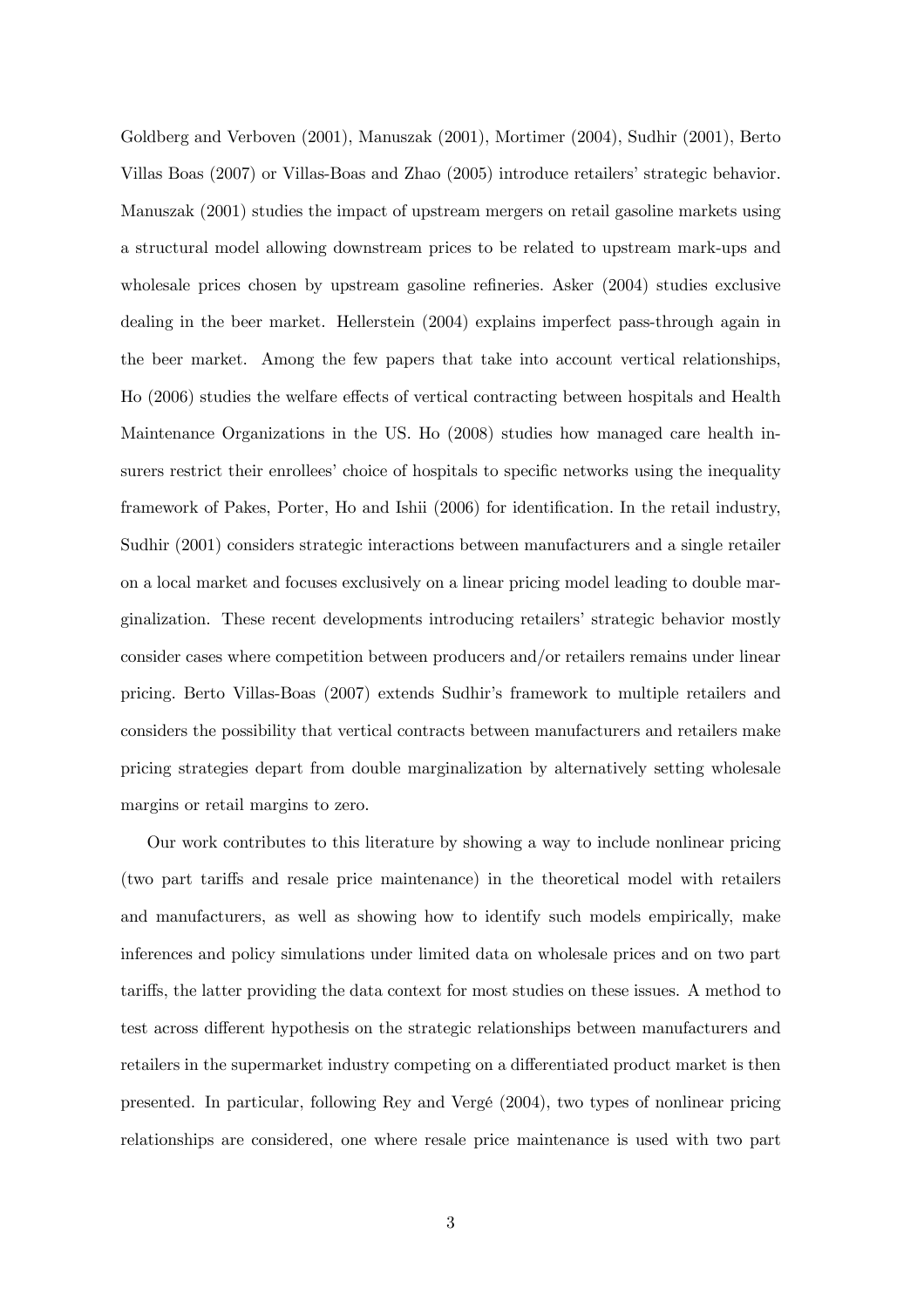Goldberg and Verboven (2001), Manuszak (2001), Mortimer (2004), Sudhir (2001), Berto Villas Boas (2007) or Villas-Boas and Zhao (2005) introduce retailers' strategic behavior. Manuszak (2001) studies the impact of upstream mergers on retail gasoline markets using a structural model allowing downstream prices to be related to upstream mark-ups and wholesale prices chosen by upstream gasoline refineries. Asker (2004) studies exclusive dealing in the beer market. Hellerstein (2004) explains imperfect pass-through again in the beer market. Among the few papers that take into account vertical relationships, Ho (2006) studies the welfare effects of vertical contracting between hospitals and Health Maintenance Organizations in the US. Ho (2008) studies how managed care health insurers restrict their enrollees' choice of hospitals to specific networks using the inequality framework of Pakes, Porter, Ho and Ishii (2006) for identification. In the retail industry, Sudhir (2001) considers strategic interactions between manufacturers and a single retailer on a local market and focuses exclusively on a linear pricing model leading to double marginalization. These recent developments introducing retailers' strategic behavior mostly consider cases where competition between producers and/or retailers remains under linear pricing. Berto Villas-Boas (2007) extends Sudhir's framework to multiple retailers and considers the possibility that vertical contracts between manufacturers and retailers make pricing strategies depart from double marginalization by alternatively setting wholesale margins or retail margins to zero.

Our work contributes to this literature by showing a way to include nonlinear pricing (two part tariffs and resale price maintenance) in the theoretical model with retailers and manufacturers, as well as showing how to identify such models empirically, make inferences and policy simulations under limited data on wholesale prices and on two part tariffs, the latter providing the data context for most studies on these issues. A method to test across different hypothesis on the strategic relationships between manufacturers and retailers in the supermarket industry competing on a differentiated product market is then presented. In particular, following Rey and Vergé (2004), two types of nonlinear pricing relationships are considered, one where resale price maintenance is used with two part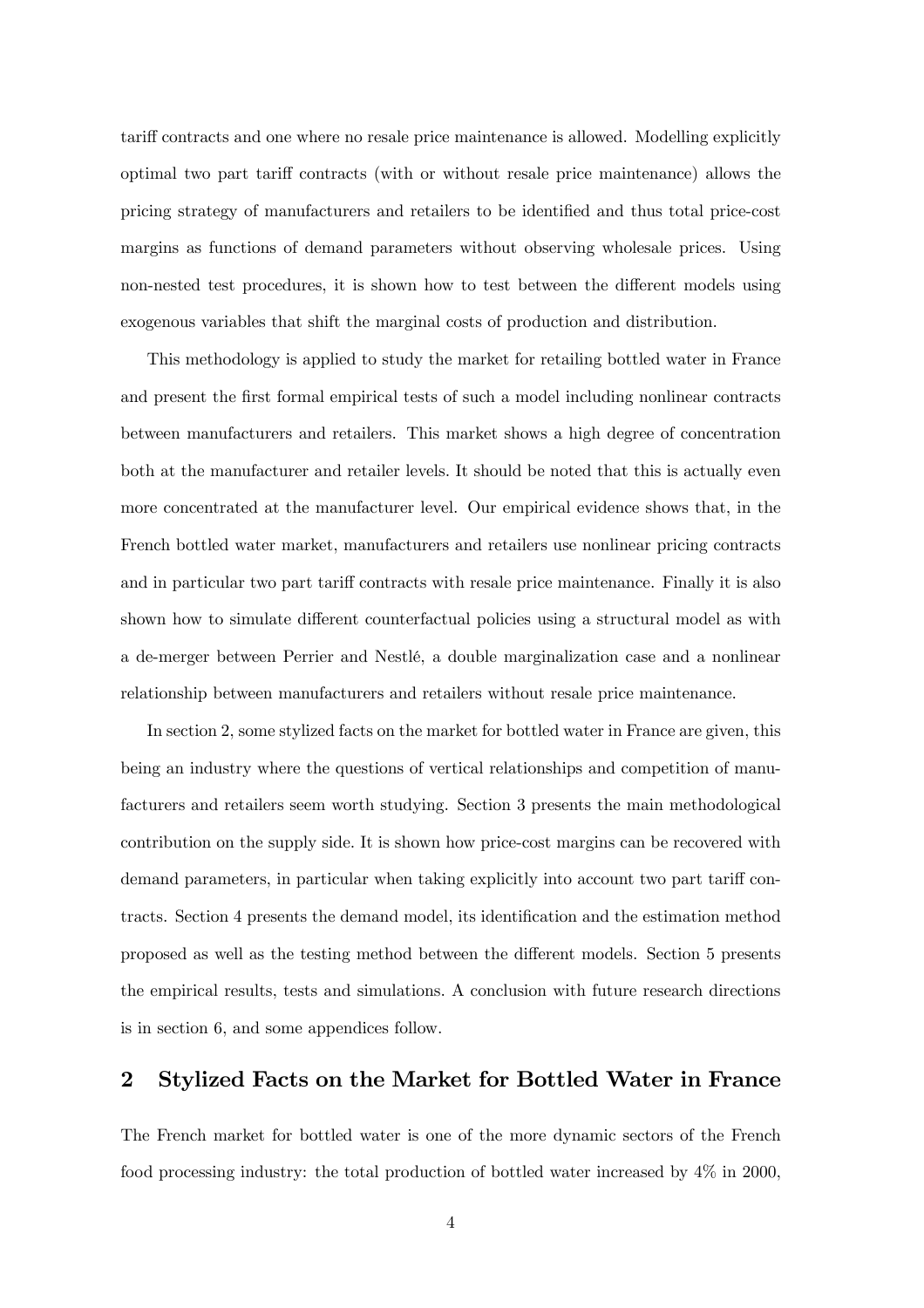tariff contracts and one where no resale price maintenance is allowed. Modelling explicitly optimal two part tariff contracts (with or without resale price maintenance) allows the pricing strategy of manufacturers and retailers to be identified and thus total price-cost margins as functions of demand parameters without observing wholesale prices. Using non-nested test procedures, it is shown how to test between the different models using exogenous variables that shift the marginal costs of production and distribution.

This methodology is applied to study the market for retailing bottled water in France and present the first formal empirical tests of such a model including nonlinear contracts between manufacturers and retailers. This market shows a high degree of concentration both at the manufacturer and retailer levels. It should be noted that this is actually even more concentrated at the manufacturer level. Our empirical evidence shows that, in the French bottled water market, manufacturers and retailers use nonlinear pricing contracts and in particular two part tariff contracts with resale price maintenance. Finally it is also shown how to simulate different counterfactual policies using a structural model as with a de-merger between Perrier and Nestlé, a double marginalization case and a nonlinear relationship between manufacturers and retailers without resale price maintenance.

In section 2, some stylized facts on the market for bottled water in France are given, this being an industry where the questions of vertical relationships and competition of manufacturers and retailers seem worth studying. Section 3 presents the main methodological contribution on the supply side. It is shown how price-cost margins can be recovered with demand parameters, in particular when taking explicitly into account two part tariff contracts. Section 4 presents the demand model, its identification and the estimation method proposed as well as the testing method between the different models. Section 5 presents the empirical results, tests and simulations. A conclusion with future research directions is in section 6, and some appendices follow.

## 2 Stylized Facts on the Market for Bottled Water in France

The French market for bottled water is one of the more dynamic sectors of the French food processing industry: the total production of bottled water increased by 4% in 2000,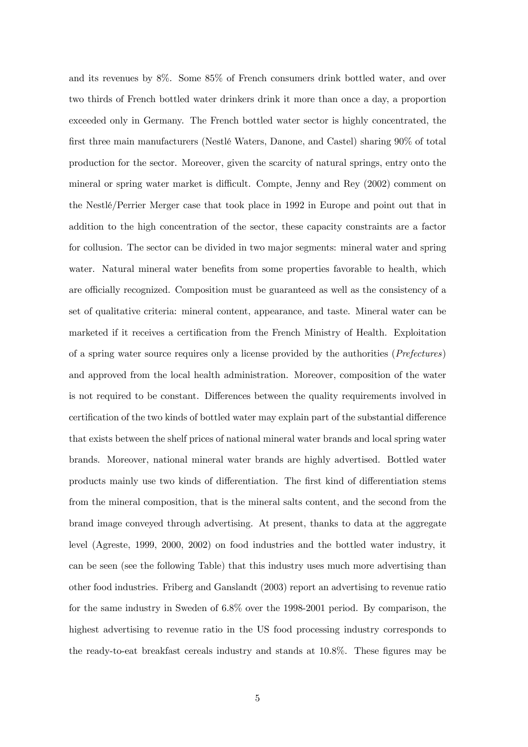and its revenues by 8%. Some 85% of French consumers drink bottled water, and over two thirds of French bottled water drinkers drink it more than once a day, a proportion exceeded only in Germany. The French bottled water sector is highly concentrated, the first three main manufacturers (Nestlé Waters, Danone, and Castel) sharing 90% of total production for the sector. Moreover, given the scarcity of natural springs, entry onto the mineral or spring water market is difficult. Compte, Jenny and Rey (2002) comment on the Nestlé/Perrier Merger case that took place in 1992 in Europe and point out that in addition to the high concentration of the sector, these capacity constraints are a factor for collusion. The sector can be divided in two major segments: mineral water and spring water. Natural mineral water benefits from some properties favorable to health, which are officially recognized. Composition must be guaranteed as well as the consistency of a set of qualitative criteria: mineral content, appearance, and taste. Mineral water can be marketed if it receives a certification from the French Ministry of Health. Exploitation of a spring water source requires only a license provided by the authorities (*Prefectures*) and approved from the local health administration. Moreover, composition of the water is not required to be constant. Differences between the quality requirements involved in certification of the two kinds of bottled water may explain part of the substantial difference that exists between the shelf prices of national mineral water brands and local spring water brands. Moreover, national mineral water brands are highly advertised. Bottled water products mainly use two kinds of differentiation. The first kind of differentiation stems from the mineral composition, that is the mineral salts content, and the second from the brand image conveyed through advertising. At present, thanks to data at the aggregate level (Agreste, 1999, 2000, 2002) on food industries and the bottled water industry, it can be seen (see the following Table) that this industry uses much more advertising than other food industries. Friberg and Ganslandt (2003) report an advertising to revenue ratio for the same industry in Sweden of 6.8% over the 1998-2001 period. By comparison, the highest advertising to revenue ratio in the US food processing industry corresponds to the ready-to-eat breakfast cereals industry and stands at 10.8%. These figures may be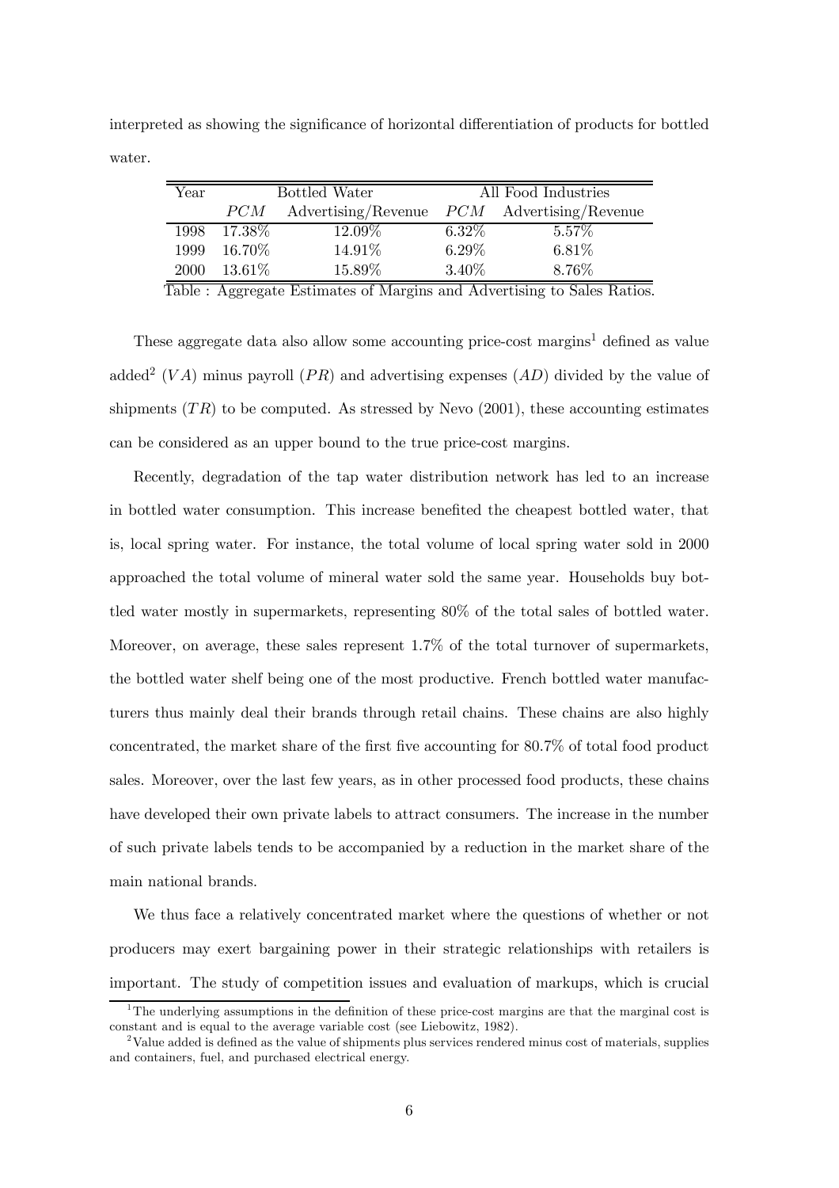interpreted as showing the significance of horizontal differentiation of products for bottled water.

| Year | Bottled Water | | All Food Industries | |
|---|---|---|---|---|
| | $PCM$ | Advertising/Revenue | $PCM$ | Advertising/Revenue |
| 1998 | 17.38% | 12.09% | 6.32% | 5.57% |
| 1999 | 16.70% | 14.91% | 6.29% | 6.81% |
| 2000 | 13.61% | 15.89% | 3.40% | 8.76% |

Table : Aggregate Estimates of Margins and Advertising to Sales Ratios.

These aggregate data also allow some accounting price-cost margins[1] defined as value added[2] ($VA$) minus payroll ($PR$) and advertising expenses ($AD$) divided by the value of shipments ($TR$) to be computed. As stressed by Nevo (2001), these accounting estimates can be considered as an upper bound to the true price-cost margins.

Recently, degradation of the tap water distribution network has led to an increase in bottled water consumption. This increase benefited the cheapest bottled water, that is, local spring water. For instance, the total volume of local spring water sold in 2000 approached the total volume of mineral water sold the same year. Households buy bottled water mostly in supermarkets, representing 80% of the total sales of bottled water. Moreover, on average, these sales represent 1.7% of the total turnover of supermarkets, the bottled water shelf being one of the most productive. French bottled water manufacturers thus mainly deal their brands through retail chains. These chains are also highly concentrated, the market share of the first five accounting for 80.7% of total food product sales. Moreover, over the last few years, as in other processed food products, these chains have developed their own private labels to attract consumers. The increase in the number of such private labels tends to be accompanied by a reduction in the market share of the main national brands.

We thus face a relatively concentrated market where the questions of whether or not producers may exert bargaining power in their strategic relationships with retailers is important. The study of competition issues and evaluation of markups, which is crucial

[1] The underlying assumptions in the definition of these price-cost margins are that the marginal cost is constant and is equal to the average variable cost (see Liebowitz, 1982).

[2] Value added is defined as the value of shipments plus services rendered minus cost of materials, supplies and containers, fuel, and purchased electrical energy.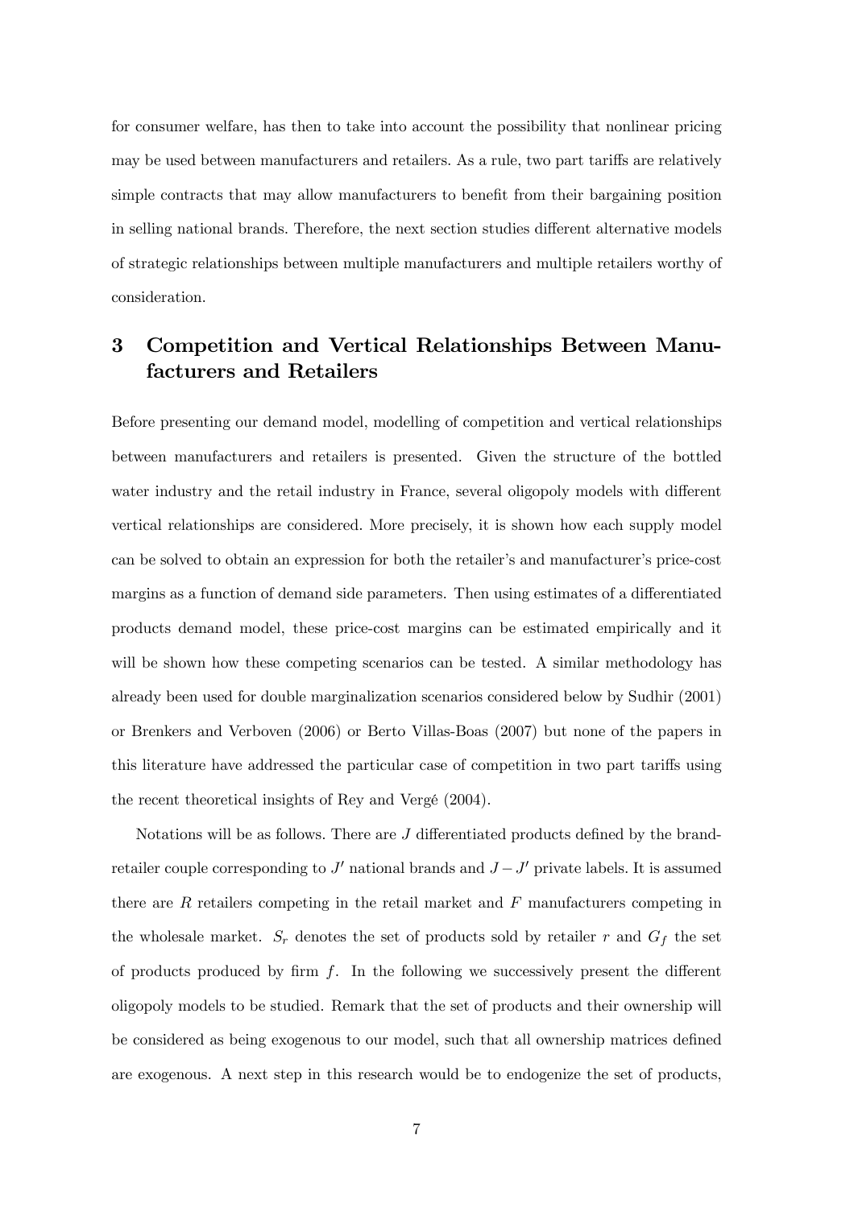for consumer welfare, has then to take into account the possibility that nonlinear pricing may be used between manufacturers and retailers. As a rule, two part tariffs are relatively simple contracts that may allow manufacturers to benefit from their bargaining position in selling national brands. Therefore, the next section studies different alternative models of strategic relationships between multiple manufacturers and multiple retailers worthy of consideration.

# 3 Competition and Vertical Relationships Between Manufacturers and Retailers

Before presenting our demand model, modelling of competition and vertical relationships between manufacturers and retailers is presented. Given the structure of the bottled water industry and the retail industry in France, several oligopoly models with different vertical relationships are considered. More precisely, it is shown how each supply model can be solved to obtain an expression for both the retailer's and manufacturer's price-cost margins as a function of demand side parameters. Then using estimates of a differentiated products demand model, these price-cost margins can be estimated empirically and it will be shown how these competing scenarios can be tested. A similar methodology has already been used for double marginalization scenarios considered below by Sudhir (2001) or Brenkers and Verboven (2006) or Berto Villas-Boas (2007) but none of the papers in this literature have addressed the particular case of competition in two part tariffs using the recent theoretical insights of Rey and Vergé (2004).

Notations will be as follows. There are $J$ differentiated products defined by the brand-retailer couple corresponding to $J'$ national brands and $J - J'$ private labels. It is assumed there are $R$ retailers competing in the retail market and $F$ manufacturers competing in the wholesale market. $S_r$ denotes the set of products sold by retailer $r$ and $G_f$ the set of products produced by firm $f$. In the following we successively present the different oligopoly models to be studied. Remark that the set of products and their ownership will be considered as being exogenous to our model, such that all ownership matrices defined are exogenous. A next step in this research would be to endogenize the set of products,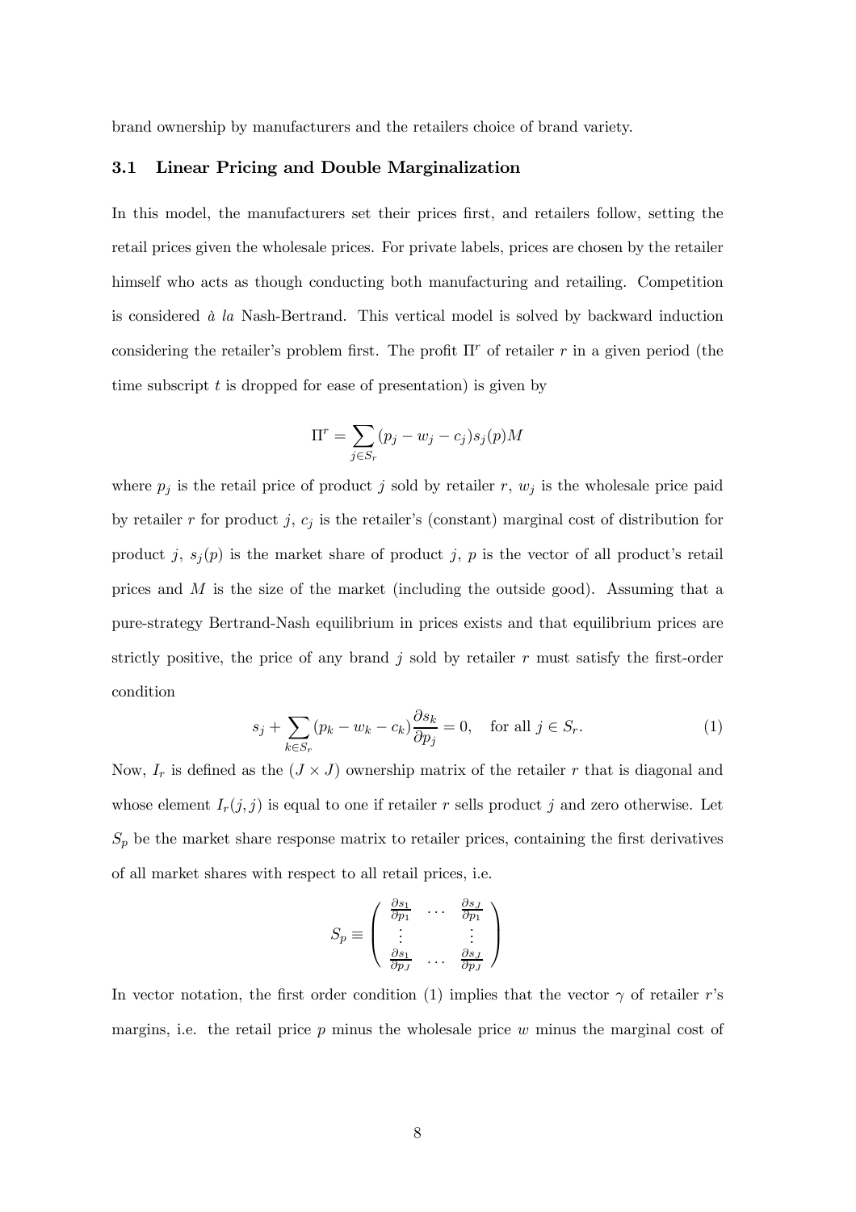brand ownership by manufacturers and the retailers choice of brand variety.

### 3.1 Linear Pricing and Double Marginalization

In this model, the manufacturers set their prices first, and retailers follow, setting the retail prices given the wholesale prices. For private labels, prices are chosen by the retailer himself who acts as though conducting both manufacturing and retailing. Competition is considered *à la* Nash-Bertrand. This vertical model is solved by backward induction considering the retailer's problem first. The profit $\Pi^r$ of retailer $r$ in a given period (the time subscript $t$ is dropped for ease of presentation) is given by

$$\Pi^r = \sum_{j \in S_r} (p_j - w_j - c_j) s_j(p) M$$

where $p_j$ is the retail price of product $j$ sold by retailer $r$, $w_j$ is the wholesale price paid by retailer $r$ for product $j$, $c_j$ is the retailer's (constant) marginal cost of distribution for product $j$, $s_j(p)$ is the market share of product $j$, $p$ is the vector of all product's retail prices and $M$ is the size of the market (including the outside good). Assuming that a pure-strategy Bertrand-Nash equilibrium in prices exists and that equilibrium prices are strictly positive, the price of any brand $j$ sold by retailer $r$ must satisfy the first-order condition

$$s_j + \sum_{k \in S_r} (p_k - w_k - c_k) \frac{\partial s_k}{\partial p_j} = 0, \quad \text{for all } j \in S_r. \tag{1}$$

Now, $I_r$ is defined as the $(J \times J)$ ownership matrix of the retailer $r$ that is diagonal and whose element $I_r(j,j)$ is equal to one if retailer $r$ sells product $j$ and zero otherwise. Let $S_p$ be the market share response matrix to retailer prices, containing the first derivatives of all market shares with respect to all retail prices, i.e.

$$S_p \equiv \begin{pmatrix} \frac{\partial s_1}{\partial p_1} & \cdots & \frac{\partial s_J}{\partial p_1} \\ \vdots & & \vdots \\ \frac{\partial s_1}{\partial p_J} & \cdots & \frac{\partial s_J}{\partial p_J} \end{pmatrix}$$

In vector notation, the first order condition (1) implies that the vector $\gamma$ of retailer $r$'s margins, i.e. the retail price $p$ minus the wholesale price $w$ minus the marginal cost of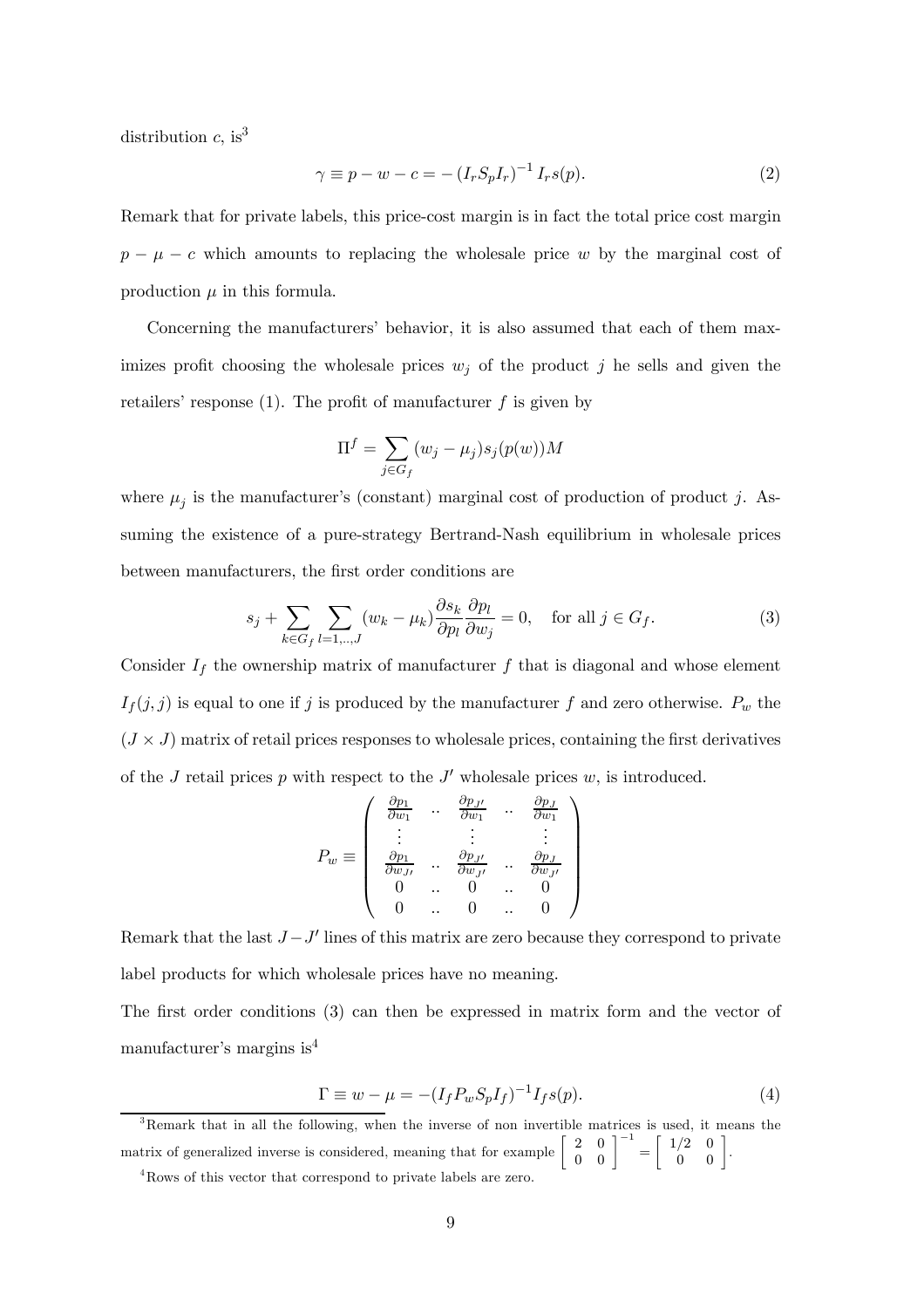distribution $c$, is[3]

$$\gamma \equiv p - w - c = -\left(I_r S_p I_r\right)^{-1} I_r s(p). \tag{2}$$

Remark that for private labels, this price-cost margin is in fact the total price cost margin $p - \mu - c$ which amounts to replacing the wholesale price $w$ by the marginal cost of production $\mu$ in this formula.

Concerning the manufacturers' behavior, it is also assumed that each of them maximizes profit choosing the wholesale prices $w_j$ of the product $j$ he sells and given the retailers' response (1). The profit of manufacturer $f$ is given by

$$\Pi^f = \sum_{j \in G_f} (w_j - \mu_j) s_j(p(w)) M$$

where $\mu_j$ is the manufacturer's (constant) marginal cost of production of product $j$. Assuming the existence of a pure-strategy Bertrand-Nash equilibrium in wholesale prices between manufacturers, the first order conditions are

$$s_j + \sum_{k \in G_f} \sum_{l=1,\ldots,J} (w_k - \mu_k) \frac{\partial s_k}{\partial p_l} \frac{\partial p_l}{\partial w_j} = 0, \quad \text{for all } j \in G_f. \tag{3}$$

Consider $I_f$ the ownership matrix of manufacturer $f$ that is diagonal and whose element $I_f(j,j)$ is equal to one if $j$ is produced by the manufacturer $f$ and zero otherwise. $P_w$ the $(J \times J)$ matrix of retail prices responses to wholesale prices, containing the first derivatives of the $J$ retail prices $p$ with respect to the $J'$ wholesale prices $w$, is introduced.

$$P_w \equiv \begin{pmatrix} \frac{\partial p_1}{\partial w_1} & .. & \frac{\partial p_{J'}}{\partial w_1} & .. & \frac{\partial p_J}{\partial w_1} \\ \vdots & & \vdots & & \vdots \\ \frac{\partial p_1}{\partial w_{J'}} & .. & \frac{\partial p_{J'}}{\partial w_{J'}} & .. & \frac{\partial p_J}{\partial w_{J'}} \\ 0 & .. & 0 & .. & 0 \\ 0 & .. & 0 & .. & 0 \end{pmatrix}$$

Remark that the last $J - J'$ lines of this matrix are zero because they correspond to private label products for which wholesale prices have no meaning.

The first order conditions (3) can then be expressed in matrix form and the vector of manufacturer's margins is[4]

$$\Gamma \equiv w - \mu = -(I_f P_w S_p I_f)^{-1} I_f s(p). \tag{4}$$

[3]Remark that in all the following, when the inverse of non invertible matrices is used, it means the matrix of generalized inverse is considered, meaning that for example $\begin{bmatrix} 2 & 0 \\ 0 & 0 \end{bmatrix}^{-1} = \begin{bmatrix} 1/2 & 0 \\ 0 & 0 \end{bmatrix}$.

[4]Rows of this vector that correspond to private labels are zero.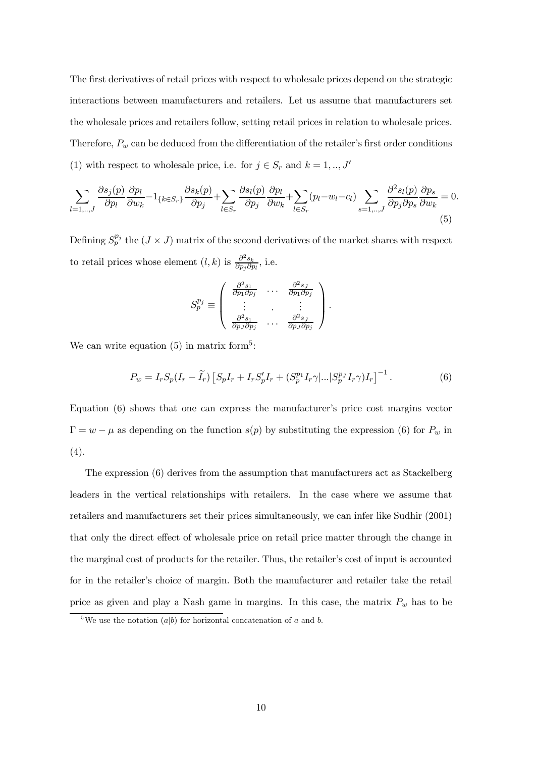The first derivatives of retail prices with respect to wholesale prices depend on the strategic interactions between manufacturers and retailers. Let us assume that manufacturers set the wholesale prices and retailers follow, setting retail prices in relation to wholesale prices. Therefore, $P_w$ can be deduced from the differentiation of the retailer's first order conditions (1) with respect to wholesale price, i.e. for $j \in S_r$ and $k = 1, .., J'$

$$\sum_{l=1,..,J} \frac{\partial s_j(p)}{\partial p_l} \frac{\partial p_l}{\partial w_k} - 1_{\{k \in S_r\}} \frac{\partial s_k(p)}{\partial p_j} + \sum_{l \in S_r} \frac{\partial s_l(p)}{\partial p_j} \frac{\partial p_l}{\partial w_k} + \sum_{l \in S_r} (p_l - w_l - c_l) \sum_{s=1,..,J} \frac{\partial^2 s_l(p)}{\partial p_j \partial p_s} \frac{\partial p_s}{\partial w_k} = 0. \tag{5}$$

Defining $S_p^{p_j}$ the $(J \times J)$ matrix of the second derivatives of the market shares with respect to retail prices whose element $(l,k)$ is $\frac{\partial^2 s_k}{\partial p_j \partial p_l}$, i.e.

$$S_p^{p_j} \equiv \begin{pmatrix} \frac{\partial^2 s_1}{\partial p_1 \partial p_j} & \cdots & \frac{\partial^2 s_J}{\partial p_1 \partial p_j} \\ \vdots & . & \vdots \\ \frac{\partial^2 s_1}{\partial p_J \partial p_j} & \cdots & \frac{\partial^2 s_J}{\partial p_J \partial p_j} \end{pmatrix}.$$

We can write equation (5) in matrix form[5]:

$$P_w = I_r S_p (I_r - \widetilde{I}_r) \left[ S_p I_r + I_r S_p' I_r + (S_p^{p_1} I_r \gamma | ... | S_p^{p_J} I_r \gamma) I_r \right]^{-1}. \tag{6}$$

Equation (6) shows that one can express the manufacturer's price cost margins vector $\Gamma = w - \mu$ as depending on the function $s(p)$ by substituting the expression (6) for $P_w$ in (4).

The expression (6) derives from the assumption that manufacturers act as Stackelberg leaders in the vertical relationships with retailers. In the case where we assume that retailers and manufacturers set their prices simultaneously, we can infer like Sudhir (2001) that only the direct effect of wholesale price on retail price matter through the change in the marginal cost of products for the retailer. Thus, the retailer's cost of input is accounted for in the retailer's choice of margin. Both the manufacturer and retailer take the retail price as given and play a Nash game in margins. In this case, the matrix $P_w$ has to be

[5] We use the notation $(a|b)$ for horizontal concatenation of $a$ and $b$.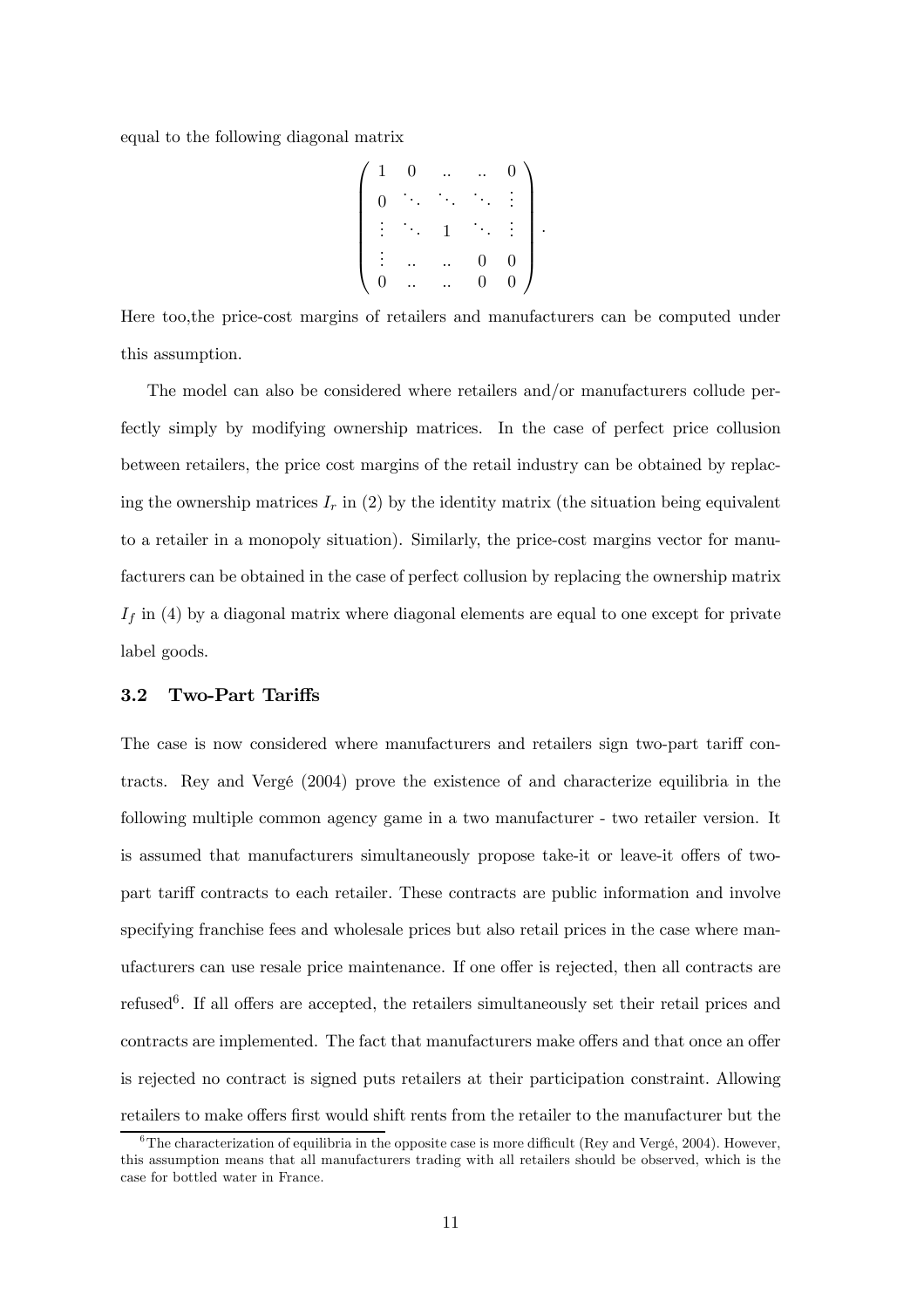equal to the following diagonal matrix

$$\begin{pmatrix} 1 & 0 & .. & .. & 0 \\ 0 & \ddots & \ddots & \ddots & \vdots \\ \vdots & \ddots & 1 & \ddots & \vdots \\ \vdots & .. & .. & 0 & 0 \\ 0 & .. & .. & 0 & 0 \end{pmatrix}.$$

Here too,the price-cost margins of retailers and manufacturers can be computed under this assumption.

The model can also be considered where retailers and/or manufacturers collude perfectly simply by modifying ownership matrices. In the case of perfect price collusion between retailers, the price cost margins of the retail industry can be obtained by replacing the ownership matrices $I_r$ in (2) by the identity matrix (the situation being equivalent to a retailer in a monopoly situation). Similarly, the price-cost margins vector for manufacturers can be obtained in the case of perfect collusion by replacing the ownership matrix $I_f$ in (4) by a diagonal matrix where diagonal elements are equal to one except for private label goods.

### 3.2 Two-Part Tariffs

The case is now considered where manufacturers and retailers sign two-part tariff contracts. Rey and Vergé (2004) prove the existence of and characterize equilibria in the following multiple common agency game in a two manufacturer - two retailer version. It is assumed that manufacturers simultaneously propose take-it or leave-it offers of two-part tariff contracts to each retailer. These contracts are public information and involve specifying franchise fees and wholesale prices but also retail prices in the case where manufacturers can use resale price maintenance. If one offer is rejected, then all contracts are refused[6]. If all offers are accepted, the retailers simultaneously set their retail prices and contracts are implemented. The fact that manufacturers make offers and that once an offer is rejected no contract is signed puts retailers at their participation constraint. Allowing retailers to make offers first would shift rents from the retailer to the manufacturer but the

[6] The characterization of equilibria in the opposite case is more difficult (Rey and Vergé, 2004). However, this assumption means that all manufacturers trading with all retailers should be observed, which is the case for bottled water in France.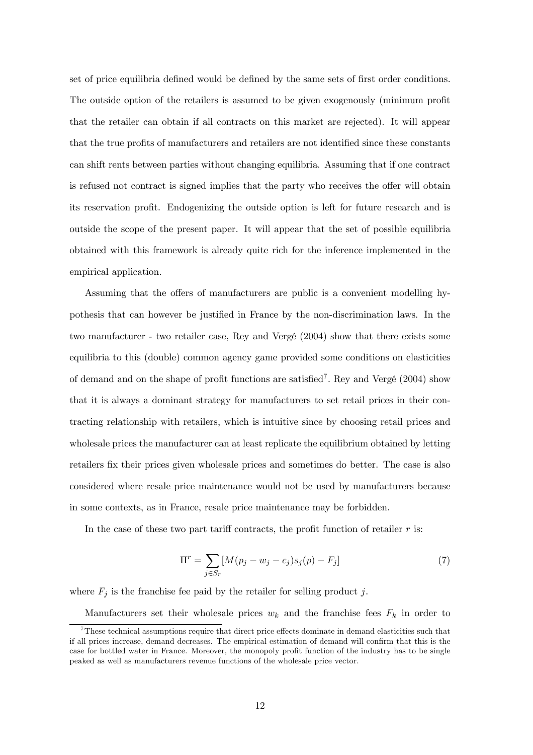set of price equilibria defined would be defined by the same sets of first order conditions. The outside option of the retailers is assumed to be given exogenously (minimum profit that the retailer can obtain if all contracts on this market are rejected). It will appear that the true profits of manufacturers and retailers are not identified since these constants can shift rents between parties without changing equilibria. Assuming that if one contract is refused not contract is signed implies that the party who receives the offer will obtain its reservation profit. Endogenizing the outside option is left for future research and is outside the scope of the present paper. It will appear that the set of possible equilibria obtained with this framework is already quite rich for the inference implemented in the empirical application.

Assuming that the offers of manufacturers are public is a convenient modelling hypothesis that can however be justified in France by the non-discrimination laws. In the two manufacturer - two retailer case, Rey and Vergé (2004) show that there exists some equilibria to this (double) common agency game provided some conditions on elasticities of demand and on the shape of profit functions are satisfied[7]. Rey and Vergé (2004) show that it is always a dominant strategy for manufacturers to set retail prices in their contracting relationship with retailers, which is intuitive since by choosing retail prices and wholesale prices the manufacturer can at least replicate the equilibrium obtained by letting retailers fix their prices given wholesale prices and sometimes do better. The case is also considered where resale price maintenance would not be used by manufacturers because in some contexts, as in France, resale price maintenance may be forbidden.

In the case of these two part tariff contracts, the profit function of retailer $r$ is:

$$\Pi^r = \sum_{j \in S_r} [M(p_j - w_j - c_j)s_j(p) - F_j] \tag{7}$$

where $F_j$ is the franchise fee paid by the retailer for selling product $j$.

Manufacturers set their wholesale prices $w_k$ and the franchise fees $F_k$ in order to

[7] These technical assumptions require that direct price effects dominate in demand elasticities such that if all prices increase, demand decreases. The empirical estimation of demand will confirm that this is the case for bottled water in France. Moreover, the monopoly profit function of the industry has to be single peaked as well as manufacturers revenue functions of the wholesale price vector.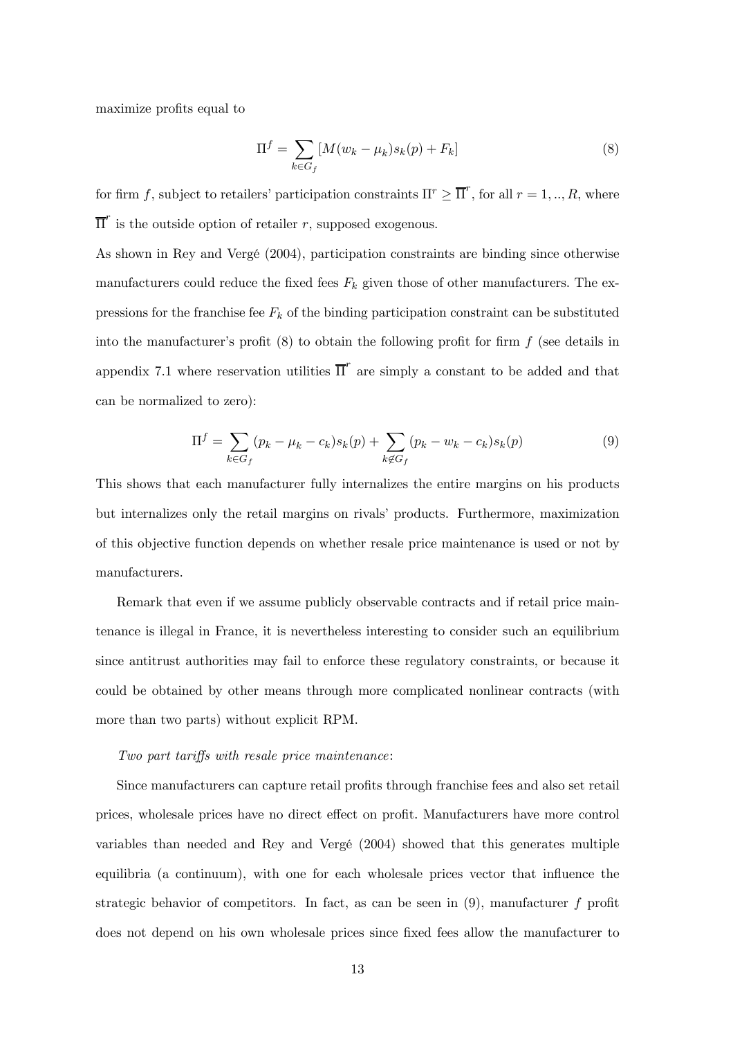maximize profits equal to

$$\Pi^f = \sum_{k \in G_f} [M(w_k - \mu_k)s_k(p) + F_k] \tag{8}$$

for firm $f$, subject to retailers' participation constraints $\Pi^r \geq \overline{\Pi}^r$, for all $r = 1, .., R$, where $\overline{\Pi}^r$ is the outside option of retailer $r$, supposed exogenous.

As shown in Rey and Vergé (2004), participation constraints are binding since otherwise manufacturers could reduce the fixed fees $F_k$ given those of other manufacturers. The expressions for the franchise fee $F_k$ of the binding participation constraint can be substituted into the manufacturer's profit (8) to obtain the following profit for firm $f$ (see details in appendix 7.1 where reservation utilities $\overline{\Pi}^r$ are simply a constant to be added and that can be normalized to zero):

$$\Pi^f = \sum_{k \in G_f} (p_k - \mu_k - c_k)s_k(p) + \sum_{k \notin G_f} (p_k - w_k - c_k)s_k(p) \tag{9}$$

This shows that each manufacturer fully internalizes the entire margins on his products but internalizes only the retail margins on rivals' products. Furthermore, maximization of this objective function depends on whether resale price maintenance is used or not by manufacturers.

Remark that even if we assume publicly observable contracts and if retail price maintenance is illegal in France, it is nevertheless interesting to consider such an equilibrium since antitrust authorities may fail to enforce these regulatory constraints, or because it could be obtained by other means through more complicated nonlinear contracts (with more than two parts) without explicit RPM.

*Two part tariffs with resale price maintenance*:

Since manufacturers can capture retail profits through franchise fees and also set retail prices, wholesale prices have no direct effect on profit. Manufacturers have more control variables than needed and Rey and Vergé (2004) showed that this generates multiple equilibria (a continuum), with one for each wholesale prices vector that influence the strategic behavior of competitors. In fact, as can be seen in (9), manufacturer $f$ profit does not depend on his own wholesale prices since fixed fees allow the manufacturer to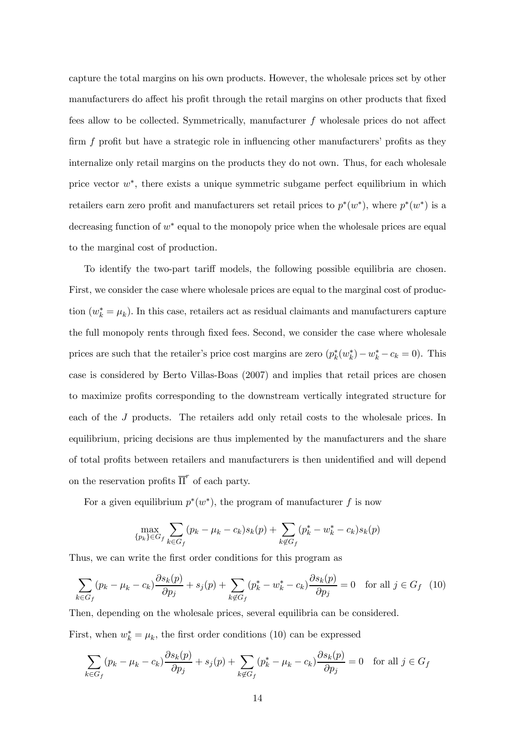capture the total margins on his own products. However, the wholesale prices set by other manufacturers do affect his profit through the retail margins on other products that fixed fees allow to be collected. Symmetrically, manufacturer $f$ wholesale prices do not affect firm $f$ profit but have a strategic role in influencing other manufacturers' profits as they internalize only retail margins on the products they do not own. Thus, for each wholesale price vector $w^*$, there exists a unique symmetric subgame perfect equilibrium in which retailers earn zero profit and manufacturers set retail prices to $p^*(w^*)$, where $p^*(w^*)$ is a decreasing function of $w^*$ equal to the monopoly price when the wholesale prices are equal to the marginal cost of production.

To identify the two-part tariff models, the following possible equilibria are chosen. First, we consider the case where wholesale prices are equal to the marginal cost of production ($w_k^* = \mu_k$). In this case, retailers act as residual claimants and manufacturers capture the full monopoly rents through fixed fees. Second, we consider the case where wholesale prices are such that the retailer's price cost margins are zero ($p_k^*(w_k^*) - w_k^* - c_k = 0$). This case is considered by Berto Villas-Boas (2007) and implies that retail prices are chosen to maximize profits corresponding to the downstream vertically integrated structure for each of the $J$ products. The retailers add only retail costs to the wholesale prices. In equilibrium, pricing decisions are thus implemented by the manufacturers and the share of total profits between retailers and manufacturers is then unidentified and will depend on the reservation profits $\overline{\Pi}^r$ of each party.

For a given equilibrium $p^*(w^*)$, the program of manufacturer $f$ is now

$$\max_{\{p_k\} \in G_f} \sum_{k \in G_f} (p_k - \mu_k - c_k) s_k(p) + \sum_{k \notin G_f} (p_k^* - w_k^* - c_k) s_k(p)$$

Thus, we can write the first order conditions for this program as

$$\sum_{k \in G_f} (p_k - \mu_k - c_k) \frac{\partial s_k(p)}{\partial p_j} + s_j(p) + \sum_{k \notin G_f} (p_k^* - w_k^* - c_k) \frac{\partial s_k(p)}{\partial p_j} = 0 \quad \text{for all } j \in G_f \quad (10)$$

Then, depending on the wholesale prices, several equilibria can be considered.

First, when $w_k^* = \mu_k$, the first order conditions (10) can be expressed

$$\sum_{k \in G_f} (p_k - \mu_k - c_k) \frac{\partial s_k(p)}{\partial p_j} + s_j(p) + \sum_{k \notin G_f} (p_k^* - \mu_k - c_k) \frac{\partial s_k(p)}{\partial p_j} = 0 \quad \text{for all } j \in G_f$$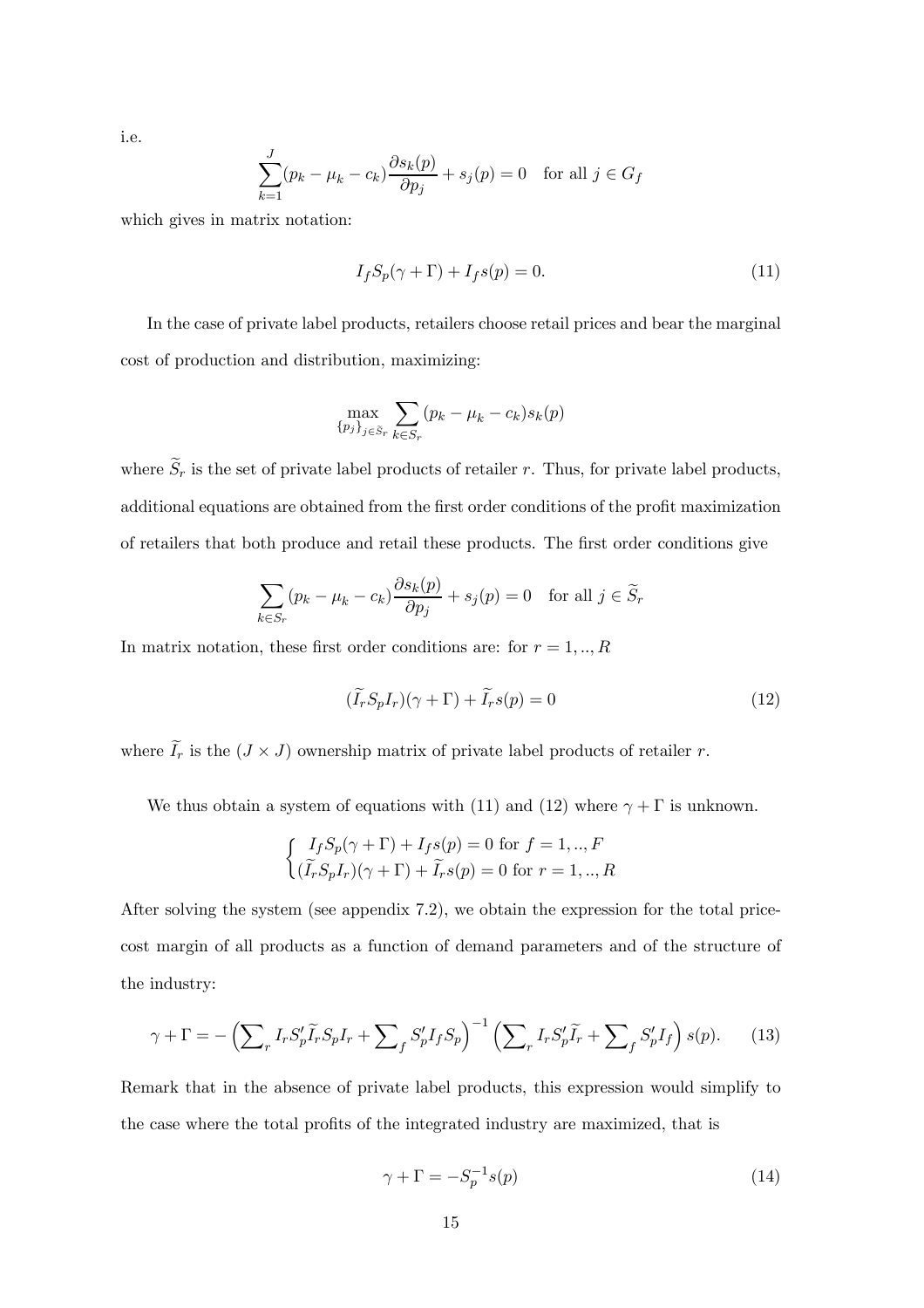i.e.

$$\sum_{k=1}^{J}(p_k - \mu_k - c_k)\frac{\partial s_k(p)}{\partial p_j} + s_j(p) = 0 \quad \text{for all } j \in G_f$$

which gives in matrix notation:

$$I_f S_p(\gamma + \Gamma) + I_f s(p) = 0. \tag{11}$$

In the case of private label products, retailers choose retail prices and bear the marginal cost of production and distribution, maximizing:

$$\max_{\{p_j\}_{j\in \widetilde{S}_r}} \sum_{k\in S_r} (p_k - \mu_k - c_k)s_k(p)$$

where $\widetilde{S}_r$ is the set of private label products of retailer $r$. Thus, for private label products, additional equations are obtained from the first order conditions of the profit maximization of retailers that both produce and retail these products. The first order conditions give

$$\sum_{k\in S_r}(p_k - \mu_k - c_k)\frac{\partial s_k(p)}{\partial p_j} + s_j(p) = 0 \quad \text{for all } j \in \widetilde{S}_r$$

In matrix notation, these first order conditions are: for $r = 1, .., R$

$$(\widetilde{I}_r S_p I_r)(\gamma + \Gamma) + \widetilde{I}_r s(p) = 0 \tag{12}$$

where $\widetilde{I}_r$ is the $(J \times J)$ ownership matrix of private label products of retailer $r$.

We thus obtain a system of equations with (11) and (12) where $\gamma + \Gamma$ is unknown.

$$\begin{cases} I_f S_p(\gamma + \Gamma) + I_f s(p) = 0 \text{ for } f = 1, .., F \\ (\widetilde{I}_r S_p I_r)(\gamma + \Gamma) + \widetilde{I}_r s(p) = 0 \text{ for } r = 1, .., R \end{cases}$$

After solving the system (see appendix 7.2), we obtain the expression for the total price-cost margin of all products as a function of demand parameters and of the structure of the industry:

$$\gamma + \Gamma = -\left(\sum\nolimits_r I_r S_p' \widetilde{I}_r S_p I_r + \sum\nolimits_f S_p' I_f S_p\right)^{-1}\left(\sum\nolimits_r I_r S_p' \widetilde{I}_r + \sum\nolimits_f S_p' I_f\right) s(p). \tag{13}$$

Remark that in the absence of private label products, this expression would simplify to the case where the total profits of the integrated industry are maximized, that is

$$\gamma + \Gamma = -S_p^{-1} s(p) \tag{14}$$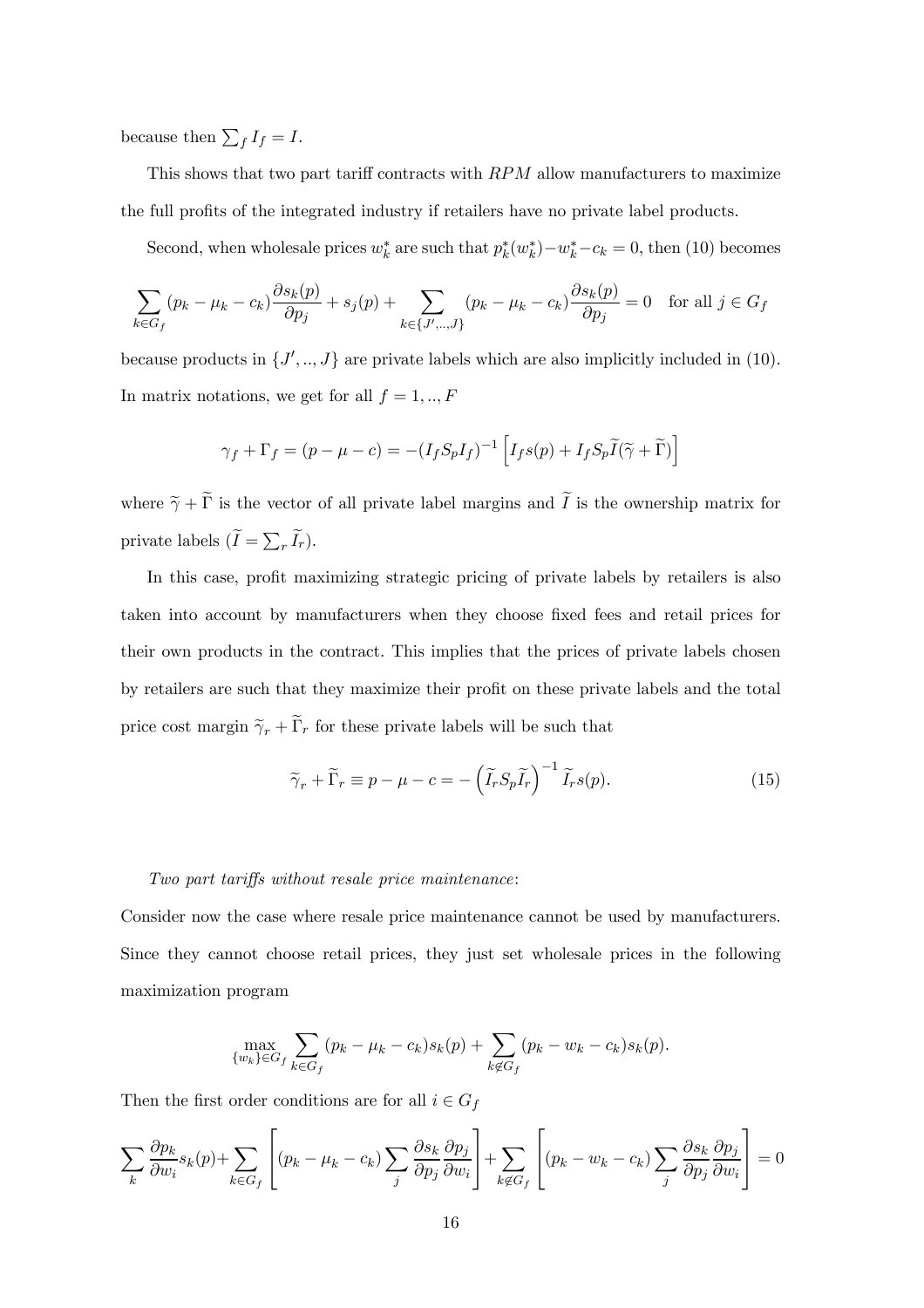because then $\sum_f I_f = I$.

This shows that two part tariff contracts with $RPM$ allow manufacturers to maximize the full profits of the integrated industry if retailers have no private label products.

Second, when wholesale prices $w_k^*$ are such that $p_k^*(w_k^*) - w_k^* - c_k = 0$, then (10) becomes

$$\sum_{k \in G_f} (p_k - \mu_k - c_k) \frac{\partial s_k(p)}{\partial p_j} + s_j(p) + \sum_{k \in \{J',..,J\}} (p_k - \mu_k - c_k) \frac{\partial s_k(p)}{\partial p_j} = 0 \quad \text{for all } j \in G_f$$

because products in $\{J',..,J\}$ are private labels which are also implicitly included in (10). In matrix notations, we get for all $f = 1,..,F$

$$\gamma_f + \Gamma_f = (p - \mu - c) = -(I_f S_p I_f)^{-1} \left[ I_f s(p) + I_f S_p \widetilde{I} (\widetilde{\gamma} + \widetilde{\Gamma}) \right]$$

where $\widetilde{\gamma} + \widetilde{\Gamma}$ is the vector of all private label margins and $\widetilde{I}$ is the ownership matrix for private labels ($\widetilde{I} = \sum_r \widetilde{I}_r$).

In this case, profit maximizing strategic pricing of private labels by retailers is also taken into account by manufacturers when they choose fixed fees and retail prices for their own products in the contract. This implies that the prices of private labels chosen by retailers are such that they maximize their profit on these private labels and the total price cost margin $\widetilde{\gamma}_r + \widetilde{\Gamma}_r$ for these private labels will be such that

$$\widetilde{\gamma}_r + \widetilde{\Gamma}_r \equiv p - \mu - c = -\left( \widetilde{I}_r S_p \widetilde{I}_r \right)^{-1} \widetilde{I}_r s(p). \tag{15}$$

*Two part tariffs without resale price maintenance*:

Consider now the case where resale price maintenance cannot be used by manufacturers. Since they cannot choose retail prices, they just set wholesale prices in the following maximization program

$$\max_{\{w_k\} \in G_f} \sum_{k \in G_f} (p_k - \mu_k - c_k) s_k(p) + \sum_{k \notin G_f} (p_k - w_k - c_k) s_k(p).$$

Then the first order conditions are for all $i \in G_f$

$$\sum_k \frac{\partial p_k}{\partial w_i} s_k(p) + \sum_{k \in G_f} \left[ (p_k - \mu_k - c_k) \sum_j \frac{\partial s_k}{\partial p_j} \frac{\partial p_j}{\partial w_i} \right] + \sum_{k \notin G_f} \left[ (p_k - w_k - c_k) \sum_j \frac{\partial s_k}{\partial p_j} \frac{\partial p_j}{\partial w_i} \right] = 0$$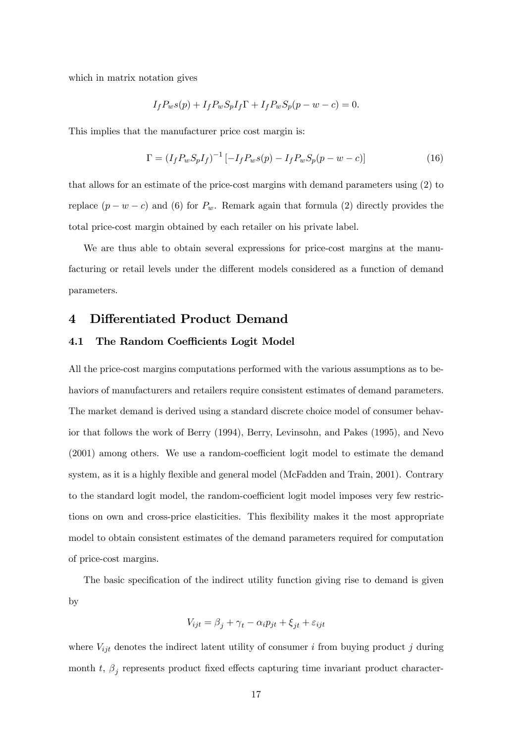which in matrix notation gives

$$I_f P_w s(p) + I_f P_w S_p I_f \Gamma + I_f P_w S_p (p - w - c) = 0.$$

This implies that the manufacturer price cost margin is:

$$\Gamma = (I_f P_w S_p I_f)^{-1} \left[ -I_f P_w s(p) - I_f P_w S_p (p - w - c) \right] \tag{16}$$

that allows for an estimate of the price-cost margins with demand parameters using (2) to replace $(p - w - c)$ and (6) for $P_w$. Remark again that formula (2) directly provides the total price-cost margin obtained by each retailer on his private label.

We are thus able to obtain several expressions for price-cost margins at the manufacturing or retail levels under the different models considered as a function of demand parameters.

# 4 Differentiated Product Demand

## 4.1 The Random Coefficients Logit Model

All the price-cost margins computations performed with the various assumptions as to behaviors of manufacturers and retailers require consistent estimates of demand parameters. The market demand is derived using a standard discrete choice model of consumer behavior that follows the work of Berry (1994), Berry, Levinsohn, and Pakes (1995), and Nevo (2001) among others. We use a random-coefficient logit model to estimate the demand system, as it is a highly flexible and general model (McFadden and Train, 2001). Contrary to the standard logit model, the random-coefficient logit model imposes very few restrictions on own and cross-price elasticities. This flexibility makes it the most appropriate model to obtain consistent estimates of the demand parameters required for computation of price-cost margins.

The basic specification of the indirect utility function giving rise to demand is given by

$$V_{ijt} = \beta_j + \gamma_t - \alpha_i p_{jt} + \xi_{jt} + \varepsilon_{ijt}$$

where $V_{ijt}$ denotes the indirect latent utility of consumer $i$ from buying product $j$ during month $t$, $\beta_j$ represents product fixed effects capturing time invariant product character-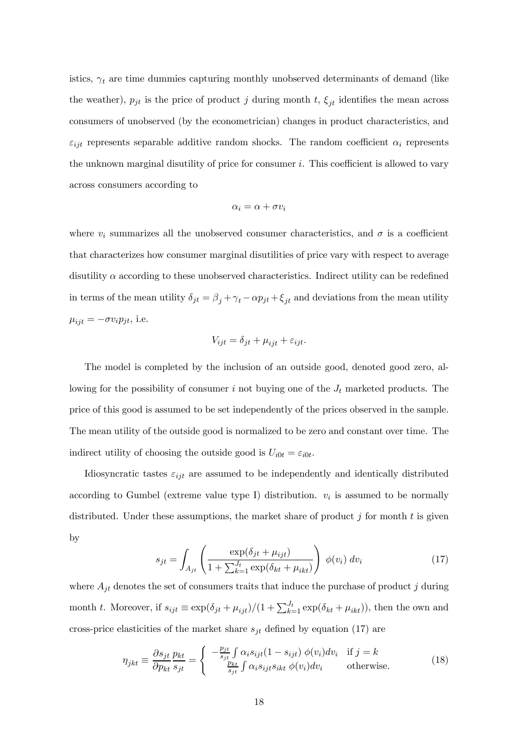istics, $\gamma_t$ are time dummies capturing monthly unobserved determinants of demand (like the weather), $p_{jt}$ is the price of product $j$ during month $t$, $\xi_{jt}$ identifies the mean across consumers of unobserved (by the econometrician) changes in product characteristics, and $\varepsilon_{ijt}$ represents separable additive random shocks. The random coefficient $\alpha_i$ represents the unknown marginal disutility of price for consumer $i$. This coefficient is allowed to vary across consumers according to

$$\alpha_i = \alpha + \sigma v_i$$

where $v_i$ summarizes all the unobserved consumer characteristics, and $\sigma$ is a coefficient that characterizes how consumer marginal disutilities of price vary with respect to average disutility $\alpha$ according to these unobserved characteristics. Indirect utility can be redefined in terms of the mean utility $\delta_{jt} = \beta_j + \gamma_t - \alpha p_{jt} + \xi_{jt}$ and deviations from the mean utility $\mu_{ijt} = -\sigma v_i p_{jt}$, i.e.

$$V_{ijt} = \delta_{jt} + \mu_{ijt} + \varepsilon_{ijt}.$$

The model is completed by the inclusion of an outside good, denoted good zero, allowing for the possibility of consumer $i$ not buying one of the $J_t$ marketed products. The price of this good is assumed to be set independently of the prices observed in the sample. The mean utility of the outside good is normalized to be zero and constant over time. The indirect utility of choosing the outside good is $U_{i0t} = \varepsilon_{i0t}$.

Idiosyncratic tastes $\varepsilon_{ijt}$ are assumed to be independently and identically distributed according to Gumbel (extreme value type I) distribution. $v_i$ is assumed to be normally distributed. Under these assumptions, the market share of product $j$ for month $t$ is given by

$$s_{jt} = \int_{A_{jt}} \left( \frac{\exp(\delta_{jt} + \mu_{ijt})}{1 + \sum_{k=1}^{J_t} \exp(\delta_{kt} + \mu_{ikt})} \right) \phi(v_i) \, dv_i \tag{17}$$

where $A_{jt}$ denotes the set of consumers traits that induce the purchase of product $j$ during month $t$. Moreover, if $s_{ijt} \equiv \exp(\delta_{jt} + \mu_{ijt})/(1 + \sum_{k=1}^{J_t} \exp(\delta_{kt} + \mu_{ikt}))$, then the own and cross-price elasticities of the market share $s_{jt}$ defined by equation (17) are

$$\eta_{jkt} \equiv \frac{\partial s_{jt}}{\partial p_{kt}} \frac{p_{kt}}{s_{jt}} = \begin{cases} -\frac{p_{jt}}{s_{jt}} \int \alpha_i s_{ijt}(1 - s_{ijt}) \, \phi(v_i) dv_i & \text{if } j = k \\ \frac{p_{kt}}{s_{jt}} \int \alpha_i s_{ijt} s_{ikt} \, \phi(v_i) dv_i & \text{otherwise.} \end{cases} \tag{18}$$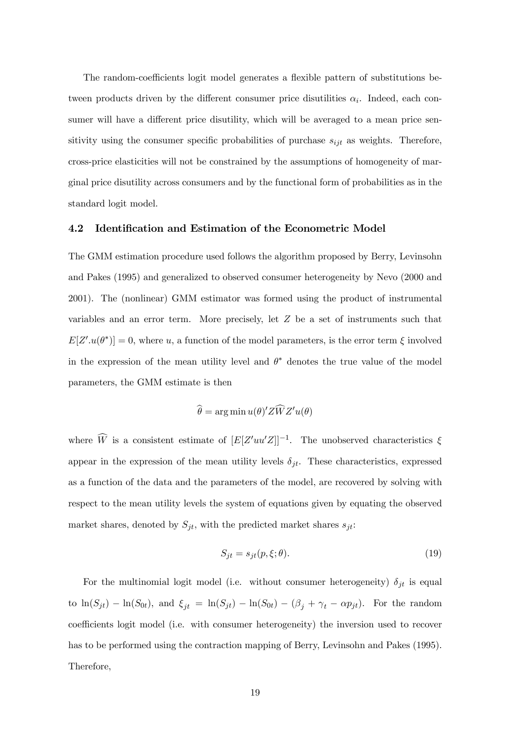The random-coefficients logit model generates a flexible pattern of substitutions between products driven by the different consumer price disutilities $\alpha_i$. Indeed, each consumer will have a different price disutility, which will be averaged to a mean price sensitivity using the consumer specific probabilities of purchase $s_{ijt}$ as weights. Therefore, cross-price elasticities will not be constrained by the assumptions of homogeneity of marginal price disutility across consumers and by the functional form of probabilities as in the standard logit model.

### 4.2 Identification and Estimation of the Econometric Model

The GMM estimation procedure used follows the algorithm proposed by Berry, Levinsohn and Pakes (1995) and generalized to observed consumer heterogeneity by Nevo (2000 and 2001). The (nonlinear) GMM estimator was formed using the product of instrumental variables and an error term. More precisely, let $Z$ be a set of instruments such that $E[Z'.u(\theta^*)] = 0$, where $u$, a function of the model parameters, is the error term $\xi$ involved in the expression of the mean utility level and $\theta^*$ denotes the true value of the model parameters, the GMM estimate is then

$$\widehat{\theta} = \arg\min u(\theta)' Z \widehat{W} Z' u(\theta)$$

where $\widehat{W}$ is a consistent estimate of $[E[Z'uu'Z]]^{-1}$. The unobserved characteristics $\xi$ appear in the expression of the mean utility levels $\delta_{jt}$. These characteristics, expressed as a function of the data and the parameters of the model, are recovered by solving with respect to the mean utility levels the system of equations given by equating the observed market shares, denoted by $S_{jt}$, with the predicted market shares $s_{jt}$:

$$S_{jt} = s_{jt}(p, \xi; \theta). \tag{19}$$

For the multinomial logit model (i.e. without consumer heterogeneity) $\delta_{jt}$ is equal to $\ln(S_{jt}) - \ln(S_{0t})$, and $\xi_{jt} = \ln(S_{jt}) - \ln(S_{0t}) - (\beta_j + \gamma_t - \alpha p_{jt})$. For the random coefficients logit model (i.e. with consumer heterogeneity) the inversion used to recover has to be performed using the contraction mapping of Berry, Levinsohn and Pakes (1995). Therefore,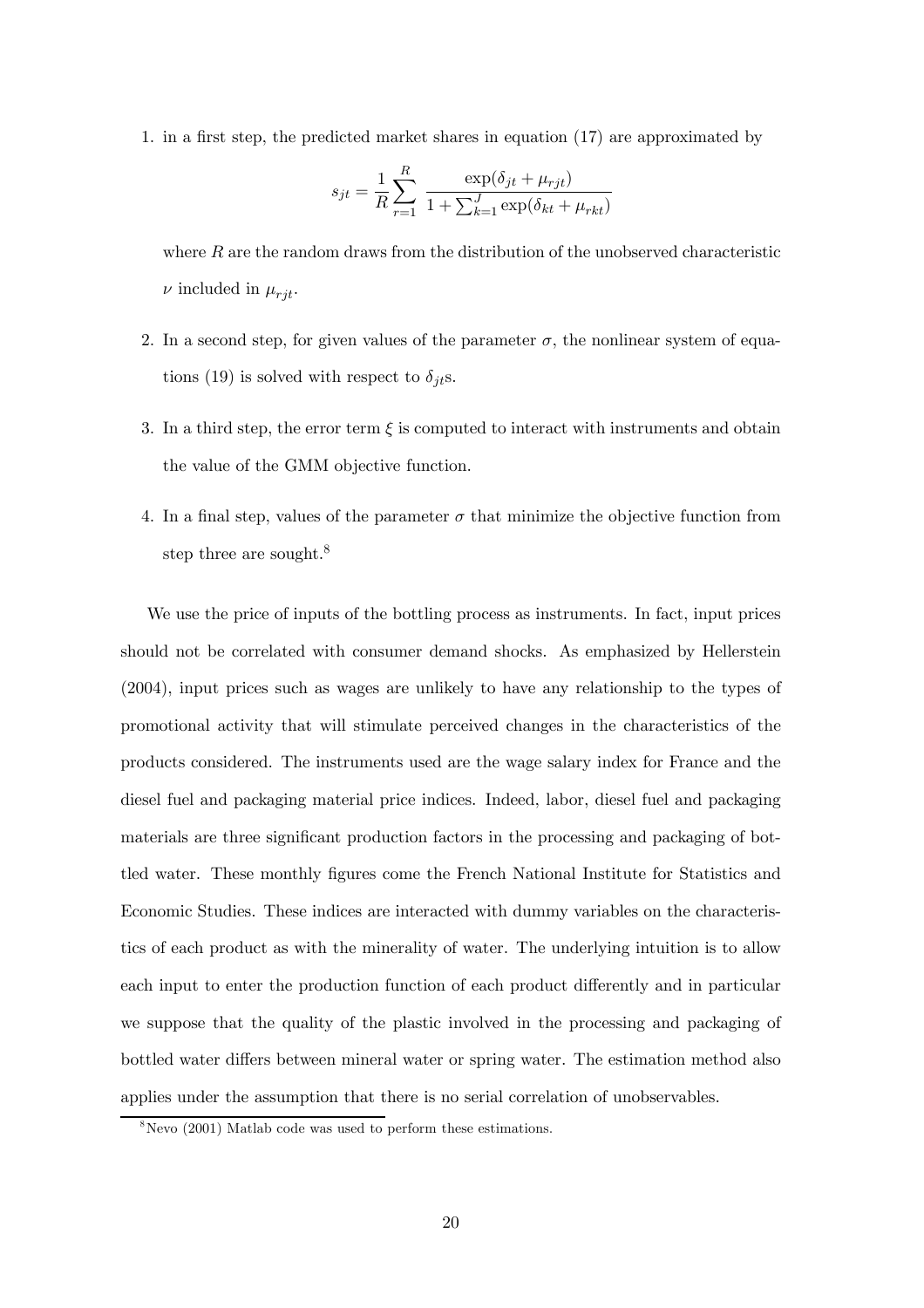1. in a first step, the predicted market shares in equation (17) are approximated by

$$s_{jt} = \frac{1}{R}\sum_{r=1}^{R} \frac{\exp(\delta_{jt} + \mu_{rjt})}{1 + \sum_{k=1}^{J}\exp(\delta_{kt} + \mu_{rkt})}$$

   where $R$ are the random draws from the distribution of the unobserved characteristic $\nu$ included in $\mu_{rjt}$.

2. In a second step, for given values of the parameter $\sigma$, the nonlinear system of equations (19) is solved with respect to $\delta_{jt}$s.

3. In a third step, the error term $\xi$ is computed to interact with instruments and obtain the value of the GMM objective function.

4. In a final step, values of the parameter $\sigma$ that minimize the objective function from step three are sought.[8]

We use the price of inputs of the bottling process as instruments. In fact, input prices should not be correlated with consumer demand shocks. As emphasized by Hellerstein (2004), input prices such as wages are unlikely to have any relationship to the types of promotional activity that will stimulate perceived changes in the characteristics of the products considered. The instruments used are the wage salary index for France and the diesel fuel and packaging material price indices. Indeed, labor, diesel fuel and packaging materials are three significant production factors in the processing and packaging of bottled water. These monthly figures come the French National Institute for Statistics and Economic Studies. These indices are interacted with dummy variables on the characteristics of each product as with the minerality of water. The underlying intuition is to allow each input to enter the production function of each product differently and in particular we suppose that the quality of the plastic involved in the processing and packaging of bottled water differs between mineral water or spring water. The estimation method also applies under the assumption that there is no serial correlation of unobservables.

[8] Nevo (2001) Matlab code was used to perform these estimations.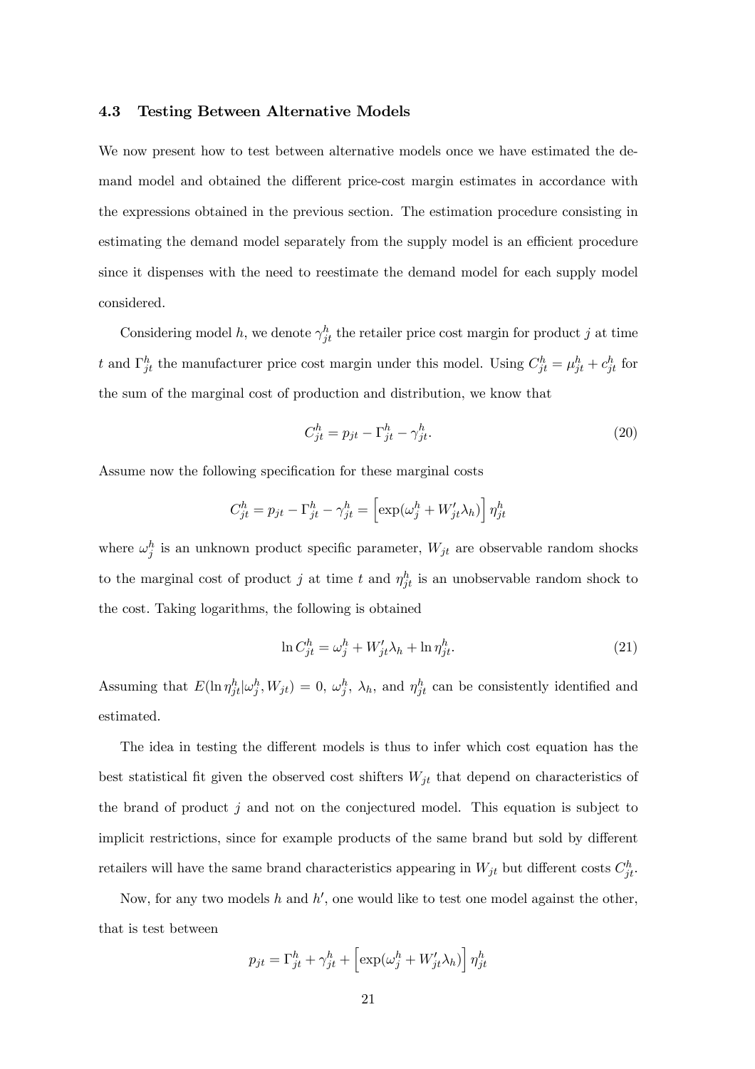### 4.3 Testing Between Alternative Models

We now present how to test between alternative models once we have estimated the demand model and obtained the different price-cost margin estimates in accordance with the expressions obtained in the previous section. The estimation procedure consisting in estimating the demand model separately from the supply model is an efficient procedure since it dispenses with the need to reestimate the demand model for each supply model considered.

Considering model $h$, we denote $\gamma_{jt}^h$ the retailer price cost margin for product $j$ at time $t$ and $\Gamma_{jt}^h$ the manufacturer price cost margin under this model. Using $C_{jt}^h = \mu_{jt}^h + c_{jt}^h$ for the sum of the marginal cost of production and distribution, we know that

$$C_{jt}^h = p_{jt} - \Gamma_{jt}^h - \gamma_{jt}^h. \tag{20}$$

Assume now the following specification for these marginal costs

$$C_{jt}^h = p_{jt} - \Gamma_{jt}^h - \gamma_{jt}^h = \left[\exp(\omega_j^h + W_{jt}'\lambda_h)\right] \eta_{jt}^h$$

where $\omega_j^h$ is an unknown product specific parameter, $W_{jt}$ are observable random shocks to the marginal cost of product $j$ at time $t$ and $\eta_{jt}^h$ is an unobservable random shock to the cost. Taking logarithms, the following is obtained

$$\ln C_{jt}^h = \omega_j^h + W_{jt}'\lambda_h + \ln \eta_{jt}^h. \tag{21}$$

Assuming that $E(\ln \eta_{jt}^h | \omega_j^h, W_{jt}) = 0$, $\omega_j^h$, $\lambda_h$, and $\eta_{jt}^h$ can be consistently identified and estimated.

The idea in testing the different models is thus to infer which cost equation has the best statistical fit given the observed cost shifters $W_{jt}$ that depend on characteristics of the brand of product $j$ and not on the conjectured model. This equation is subject to implicit restrictions, since for example products of the same brand but sold by different retailers will have the same brand characteristics appearing in $W_{jt}$ but different costs $C_{jt}^h$.

Now, for any two models $h$ and $h'$, one would like to test one model against the other, that is test between

$$p_{jt} = \Gamma_{jt}^h + \gamma_{jt}^h + \left[\exp(\omega_j^h + W_{jt}'\lambda_h)\right] \eta_{jt}^h$$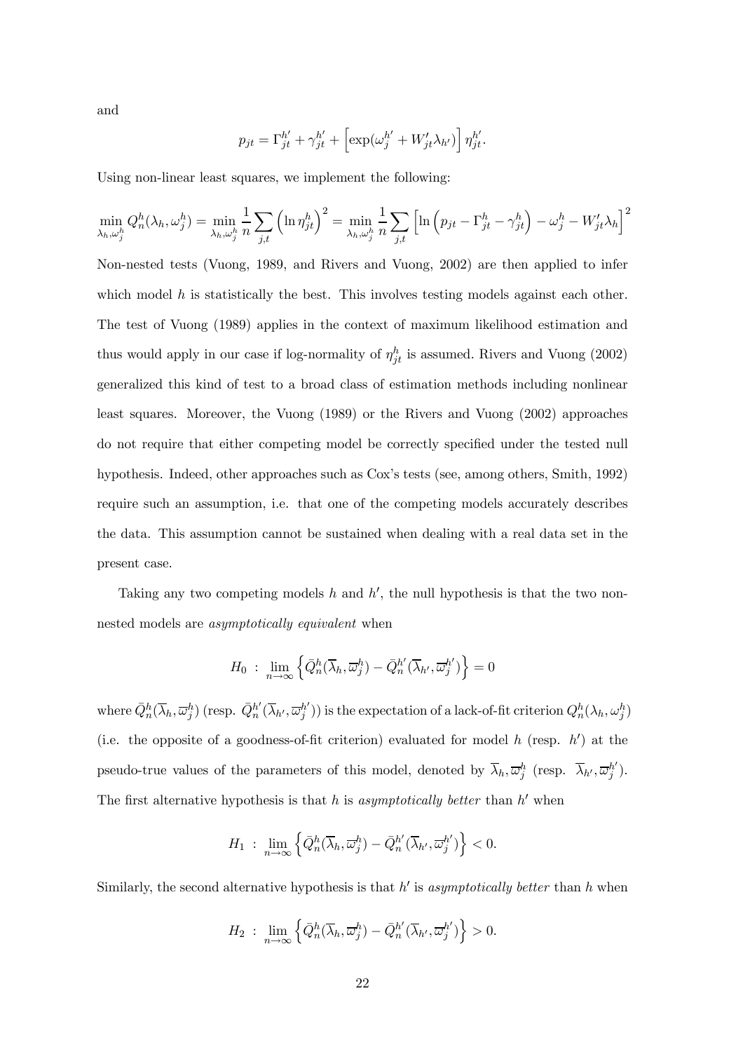and

$$p_{jt} = \Gamma_{jt}^{h'} + \gamma_{jt}^{h'} + \left[\exp(\omega_j^{h'} + W_{jt}'\lambda_{h'})\right]\eta_{jt}^{h'}.$$

Using non-linear least squares, we implement the following:

$$\min_{\lambda_h,\omega_j^h} Q_n^h(\lambda_h,\omega_j^h) = \min_{\lambda_h,\omega_j^h} \frac{1}{n}\sum_{j,t}\left(\ln \eta_{jt}^h\right)^2 = \min_{\lambda_h,\omega_j^h} \frac{1}{n}\sum_{j,t}\left[\ln\left(p_{jt} - \Gamma_{jt}^h - \gamma_{jt}^h\right) - \omega_j^h - W_{jt}'\lambda_h\right]^2$$

Non-nested tests (Vuong, 1989, and Rivers and Vuong, 2002) are then applied to infer which model $h$ is statistically the best. This involves testing models against each other. The test of Vuong (1989) applies in the context of maximum likelihood estimation and thus would apply in our case if log-normality of $\eta_{jt}^h$ is assumed. Rivers and Vuong (2002) generalized this kind of test to a broad class of estimation methods including nonlinear least squares. Moreover, the Vuong (1989) or the Rivers and Vuong (2002) approaches do not require that either competing model be correctly specified under the tested null hypothesis. Indeed, other approaches such as Cox's tests (see, among others, Smith, 1992) require such an assumption, i.e. that one of the competing models accurately describes the data. This assumption cannot be sustained when dealing with a real data set in the present case.

Taking any two competing models $h$ and $h'$, the null hypothesis is that the two non-nested models are *asymptotically equivalent* when

$$H_0 \ : \ \lim_{n\to\infty}\left\{\bar{Q}_n^h(\overline{\lambda}_h,\overline{\omega}_j^h) - \bar{Q}_n^{h'}(\overline{\lambda}_{h'},\overline{\omega}_j^{h'})\right\} = 0$$

where $\bar{Q}_n^h(\overline{\lambda}_h,\overline{\omega}_j^h)$ (resp. $\bar{Q}_n^{h'}(\overline{\lambda}_{h'},\overline{\omega}_j^{h'})$) is the expectation of a lack-of-fit criterion $Q_n^h(\lambda_h,\omega_j^h)$ (i.e. the opposite of a goodness-of-fit criterion) evaluated for model $h$ (resp. $h'$) at the pseudo-true values of the parameters of this model, denoted by $\overline{\lambda}_h,\overline{\omega}_j^h$ (resp. $\overline{\lambda}_{h'},\overline{\omega}_j^{h'}$). The first alternative hypothesis is that $h$ is *asymptotically better* than $h'$ when

$$H_1 \ : \ \lim_{n\to\infty}\left\{\bar{Q}_n^h(\overline{\lambda}_h,\overline{\omega}_j^h) - \bar{Q}_n^{h'}(\overline{\lambda}_{h'},\overline{\omega}_j^{h'})\right\} < 0.$$

Similarly, the second alternative hypothesis is that $h'$ is *asymptotically better* than $h$ when

$$H_2 \ : \ \lim_{n\to\infty}\left\{\bar{Q}_n^h(\overline{\lambda}_h,\overline{\omega}_j^h) - \bar{Q}_n^{h'}(\overline{\lambda}_{h'},\overline{\omega}_j^{h'})\right\} > 0.$$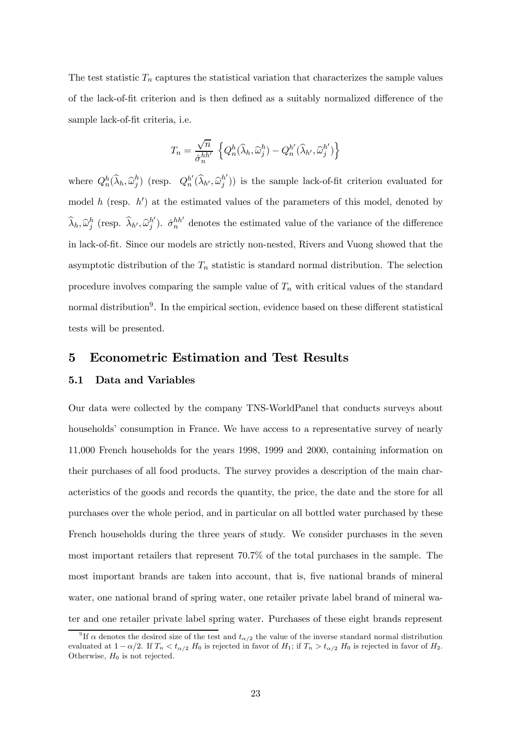The test statistic $T_n$ captures the statistical variation that characterizes the sample values of the lack-of-fit criterion and is then defined as a suitably normalized difference of the sample lack-of-fit criteria, i.e.

$$T_n = \frac{\sqrt{n}}{\hat{\sigma}_n^{hh'}} \left\{ Q_n^h(\widehat{\lambda}_h, \widehat{\omega}_j^h) - Q_n^{h'}(\widehat{\lambda}_{h'}, \widehat{\omega}_j^{h'}) \right\}$$

where $Q_n^h(\widehat{\lambda}_h, \widehat{\omega}_j^h)$ (resp. $Q_n^{h'}(\widehat{\lambda}_{h'}, \widehat{\omega}_j^{h'})$) is the sample lack-of-fit criterion evaluated for model $h$ (resp. $h'$) at the estimated values of the parameters of this model, denoted by $\widehat{\lambda}_h, \widehat{\omega}_j^h$ (resp. $\widehat{\lambda}_{h'}, \widehat{\omega}_j^{h'}$). $\hat{\sigma}_n^{hh'}$ denotes the estimated value of the variance of the difference in lack-of-fit. Since our models are strictly non-nested, Rivers and Vuong showed that the asymptotic distribution of the $T_n$ statistic is standard normal distribution. The selection procedure involves comparing the sample value of $T_n$ with critical values of the standard normal distribution[9]. In the empirical section, evidence based on these different statistical tests will be presented.

## 5 Econometric Estimation and Test Results

### 5.1 Data and Variables

Our data were collected by the company TNS-WorldPanel that conducts surveys about households' consumption in France. We have access to a representative survey of nearly 11,000 French households for the years 1998, 1999 and 2000, containing information on their purchases of all food products. The survey provides a description of the main characteristics of the goods and records the quantity, the price, the date and the store for all purchases over the whole period, and in particular on all bottled water purchased by these French households during the three years of study. We consider purchases in the seven most important retailers that represent 70.7% of the total purchases in the sample. The most important brands are taken into account, that is, five national brands of mineral water, one national brand of spring water, one retailer private label brand of mineral water and one retailer private label spring water. Purchases of these eight brands represent

[9] If $\alpha$ denotes the desired size of the test and $t_{\alpha/2}$ the value of the inverse standard normal distribution evaluated at $1-\alpha/2$. If $T_n < t_{\alpha/2}$ $H_0$ is rejected in favor of $H_1$; if $T_n > t_{\alpha/2}$ $H_0$ is rejected in favor of $H_2$. Otherwise, $H_0$ is not rejected.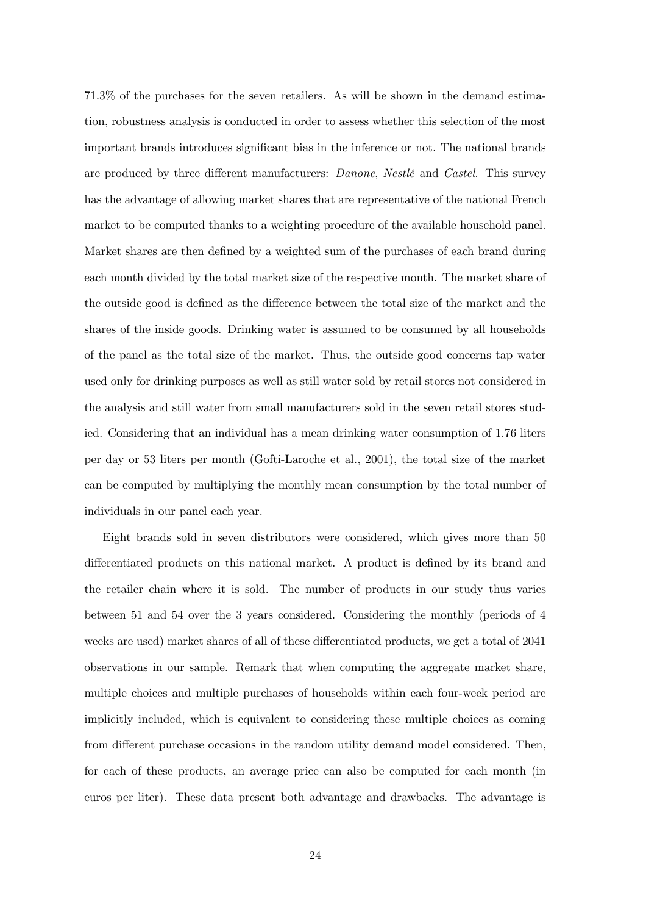71.3% of the purchases for the seven retailers. As will be shown in the demand estimation, robustness analysis is conducted in order to assess whether this selection of the most important brands introduces significant bias in the inference or not. The national brands are produced by three different manufacturers: *Danone*, *Nestlé* and *Castel*. This survey has the advantage of allowing market shares that are representative of the national French market to be computed thanks to a weighting procedure of the available household panel. Market shares are then defined by a weighted sum of the purchases of each brand during each month divided by the total market size of the respective month. The market share of the outside good is defined as the difference between the total size of the market and the shares of the inside goods. Drinking water is assumed to be consumed by all households of the panel as the total size of the market. Thus, the outside good concerns tap water used only for drinking purposes as well as still water sold by retail stores not considered in the analysis and still water from small manufacturers sold in the seven retail stores studied. Considering that an individual has a mean drinking water consumption of 1.76 liters per day or 53 liters per month (Gofti-Laroche et al., 2001), the total size of the market can be computed by multiplying the monthly mean consumption by the total number of individuals in our panel each year.

Eight brands sold in seven distributors were considered, which gives more than 50 differentiated products on this national market. A product is defined by its brand and the retailer chain where it is sold. The number of products in our study thus varies between 51 and 54 over the 3 years considered. Considering the monthly (periods of 4 weeks are used) market shares of all of these differentiated products, we get a total of 2041 observations in our sample. Remark that when computing the aggregate market share, multiple choices and multiple purchases of households within each four-week period are implicitly included, which is equivalent to considering these multiple choices as coming from different purchase occasions in the random utility demand model considered. Then, for each of these products, an average price can also be computed for each month (in euros per liter). These data present both advantage and drawbacks. The advantage is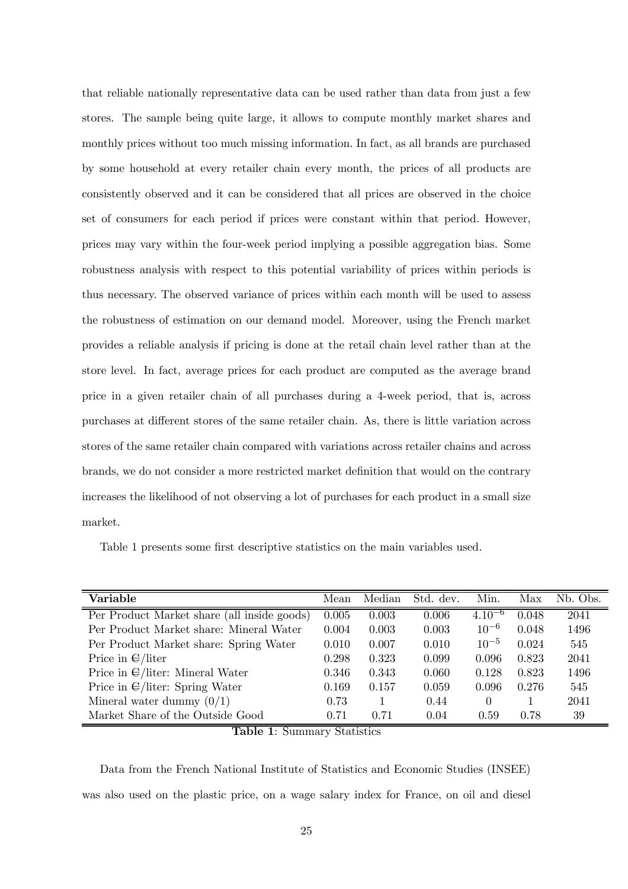that reliable nationally representative data can be used rather than data from just a few stores. The sample being quite large, it allows to compute monthly market shares and monthly prices without too much missing information. In fact, as all brands are purchased by some household at every retailer chain every month, the prices of all products are consistently observed and it can be considered that all prices are observed in the choice set of consumers for each period if prices were constant within that period. However, prices may vary within the four-week period implying a possible aggregation bias. Some robustness analysis with respect to this potential variability of prices within periods is thus necessary. The observed variance of prices within each month will be used to assess the robustness of estimation on our demand model. Moreover, using the French market provides a reliable analysis if pricing is done at the retail chain level rather than at the store level. In fact, average prices for each product are computed as the average brand price in a given retailer chain of all purchases during a 4-week period, that is, across purchases at different stores of the same retailer chain. As, there is little variation across stores of the same retailer chain compared with variations across retailer chains and across brands, we do not consider a more restricted market definition that would on the contrary increases the likelihood of not observing a lot of purchases for each product in a small size market.

Table 1 presents some first descriptive statistics on the main variables used.

| **Variable** | Mean | Median | Std. dev. | Min. | Max | Nb. Obs. |
|---|---|---|---|---|---|---|
| Per Product Market share (all inside goods) | 0.005 | 0.003 | 0.006 | $4.10^{-6}$ | 0.048 | 2041 |
| Per Product Market share: Mineral Water | 0.004 | 0.003 | 0.003 | $10^{-6}$ | 0.048 | 1496 |
| Per Product Market share: Spring Water | 0.010 | 0.007 | 0.010 | $10^{-5}$ | 0.024 | 545 |
| Price in €/liter | 0.298 | 0.323 | 0.099 | 0.096 | 0.823 | 2041 |
| Price in €/liter: Mineral Water | 0.346 | 0.343 | 0.060 | 0.128 | 0.823 | 1496 |
| Price in €/liter: Spring Water | 0.169 | 0.157 | 0.059 | 0.096 | 0.276 | 545 |
| Mineral water dummy (0/1) | 0.73 | 1 | 0.44 | 0 | 1 | 2041 |
| Market Share of the Outside Good | 0.71 | 0.71 | 0.04 | 0.59 | 0.78 | 39 |

**Table 1**: Summary Statistics

Data from the French National Institute of Statistics and Economic Studies (INSEE) was also used on the plastic price, on a wage salary index for France, on oil and diesel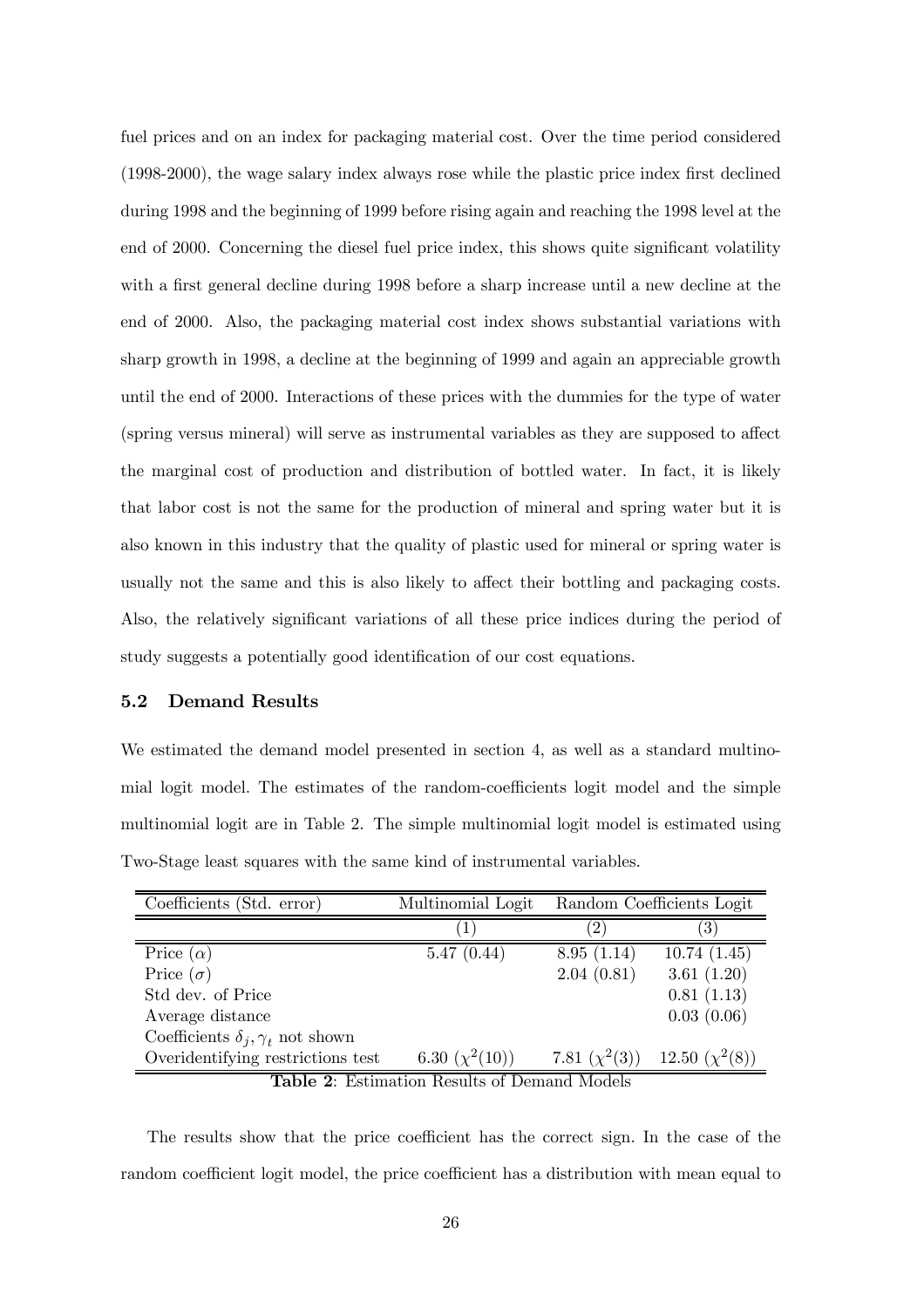fuel prices and on an index for packaging material cost. Over the time period considered (1998-2000), the wage salary index always rose while the plastic price index first declined during 1998 and the beginning of 1999 before rising again and reaching the 1998 level at the end of 2000. Concerning the diesel fuel price index, this shows quite significant volatility with a first general decline during 1998 before a sharp increase until a new decline at the end of 2000. Also, the packaging material cost index shows substantial variations with sharp growth in 1998, a decline at the beginning of 1999 and again an appreciable growth until the end of 2000. Interactions of these prices with the dummies for the type of water (spring versus mineral) will serve as instrumental variables as they are supposed to affect the marginal cost of production and distribution of bottled water. In fact, it is likely that labor cost is not the same for the production of mineral and spring water but it is also known in this industry that the quality of plastic used for mineral or spring water is usually not the same and this is also likely to affect their bottling and packaging costs. Also, the relatively significant variations of all these price indices during the period of study suggests a potentially good identification of our cost equations.

### 5.2 Demand Results

We estimated the demand model presented in section 4, as well as a standard multinomial logit model. The estimates of the random-coefficients logit model and the simple multinomial logit are in Table 2. The simple multinomial logit model is estimated using Two-Stage least squares with the same kind of instrumental variables.

| Coefficients (Std. error) | Multinomial Logit | Random Coefficients Logit | |
|---|---|---|---|
| | (1) | (2) | (3) |
| Price ($\alpha$) | 5.47 (0.44) | 8.95 (1.14) | 10.74 (1.45) |
| Price ($\sigma$) | | 2.04 (0.81) | 3.61 (1.20) |
| Std dev. of Price | | | 0.81 (1.13) |
| Average distance | | | 0.03 (0.06) |
| Coefficients $\delta_j, \gamma_t$ not shown | | | |
| Overidentifying restrictions test | 6.30 ($\chi^2(10)$) | 7.81 ($\chi^2(3)$) | 12.50 ($\chi^2(8)$) |

**Table 2**: Estimation Results of Demand Models

The results show that the price coefficient has the correct sign. In the case of the random coefficient logit model, the price coefficient has a distribution with mean equal to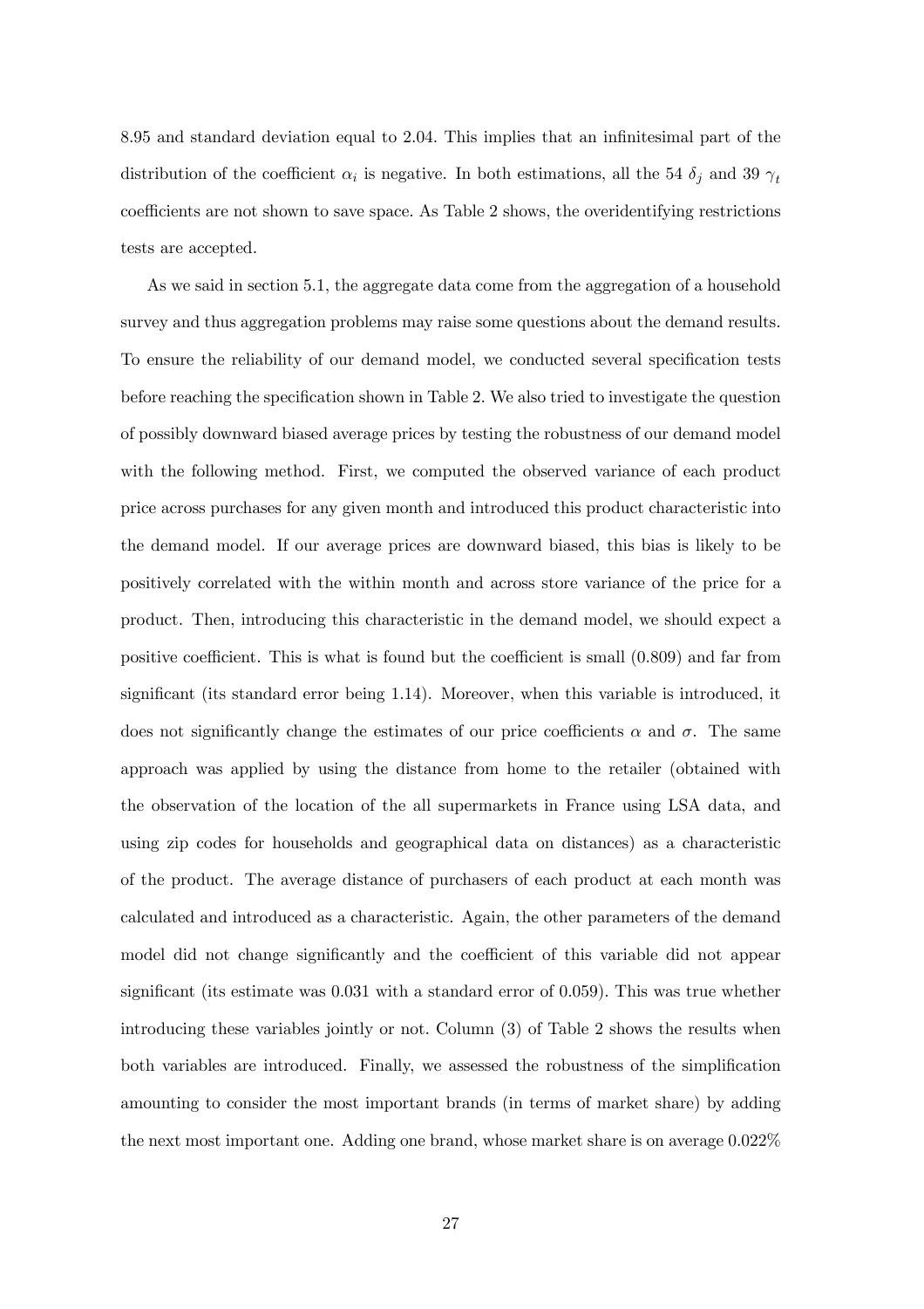8.95 and standard deviation equal to 2.04. This implies that an infinitesimal part of the distribution of the coefficient $\alpha_i$ is negative. In both estimations, all the 54 $\delta_j$ and 39 $\gamma_t$ coefficients are not shown to save space. As Table 2 shows, the overidentifying restrictions tests are accepted.

As we said in section 5.1, the aggregate data come from the aggregation of a household survey and thus aggregation problems may raise some questions about the demand results. To ensure the reliability of our demand model, we conducted several specification tests before reaching the specification shown in Table 2. We also tried to investigate the question of possibly downward biased average prices by testing the robustness of our demand model with the following method. First, we computed the observed variance of each product price across purchases for any given month and introduced this product characteristic into the demand model. If our average prices are downward biased, this bias is likely to be positively correlated with the within month and across store variance of the price for a product. Then, introducing this characteristic in the demand model, we should expect a positive coefficient. This is what is found but the coefficient is small (0.809) and far from significant (its standard error being 1.14). Moreover, when this variable is introduced, it does not significantly change the estimates of our price coefficients $\alpha$ and $\sigma$. The same approach was applied by using the distance from home to the retailer (obtained with the observation of the location of the all supermarkets in France using LSA data, and using zip codes for households and geographical data on distances) as a characteristic of the product. The average distance of purchasers of each product at each month was calculated and introduced as a characteristic. Again, the other parameters of the demand model did not change significantly and the coefficient of this variable did not appear significant (its estimate was 0.031 with a standard error of 0.059). This was true whether introducing these variables jointly or not. Column (3) of Table 2 shows the results when both variables are introduced. Finally, we assessed the robustness of the simplification amounting to consider the most important brands (in terms of market share) by adding the next most important one. Adding one brand, whose market share is on average 0.022%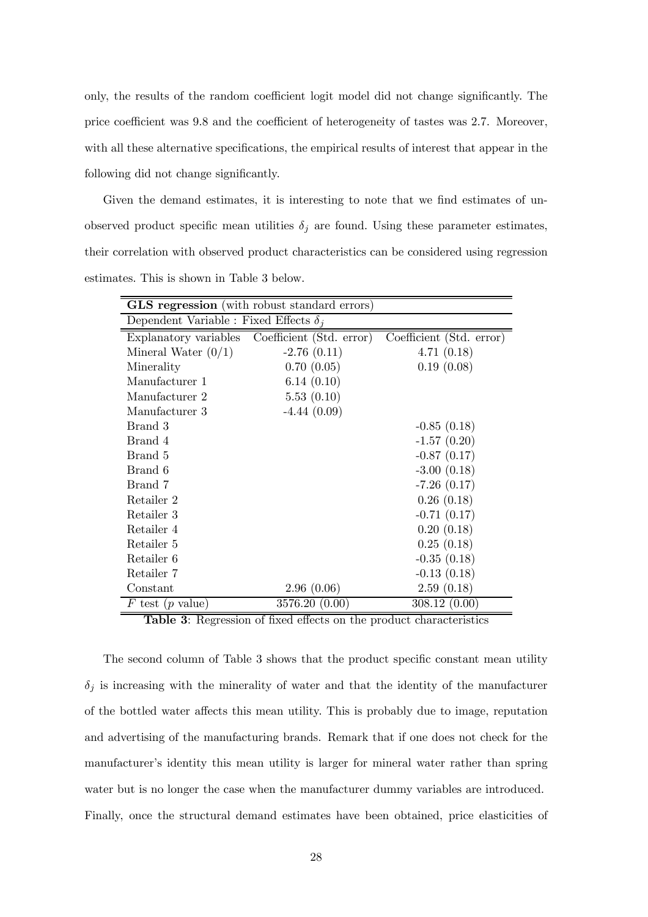only, the results of the random coefficient logit model did not change significantly. The price coefficient was 9.8 and the coefficient of heterogeneity of tastes was 2.7. Moreover, with all these alternative specifications, the empirical results of interest that appear in the following did not change significantly.

Given the demand estimates, it is interesting to note that we find estimates of unobserved product specific mean utilities $\delta_j$ are found. Using these parameter estimates, their correlation with observed product characteristics can be considered using regression estimates. This is shown in Table 3 below.

| **GLS regression** (with robust standard errors) | | |
|---|---|---|
| Dependent Variable : Fixed Effects $\delta_j$ | | |
| Explanatory variables | Coefficient (Std. error) | Coefficient (Std. error) |
| Mineral Water (0/1) | -2.76 (0.11) | 4.71 (0.18) |
| Minerality | 0.70 (0.05) | 0.19 (0.08) |
| Manufacturer 1 | 6.14 (0.10) | |
| Manufacturer 2 | 5.53 (0.10) | |
| Manufacturer 3 | -4.44 (0.09) | |
| Brand 3 | | -0.85 (0.18) |
| Brand 4 | | -1.57 (0.20) |
| Brand 5 | | -0.87 (0.17) |
| Brand 6 | | -3.00 (0.18) |
| Brand 7 | | -7.26 (0.17) |
| Retailer 2 | | 0.26 (0.18) |
| Retailer 3 | | -0.71 (0.17) |
| Retailer 4 | | 0.20 (0.18) |
| Retailer 5 | | 0.25 (0.18) |
| Retailer 6 | | -0.35 (0.18) |
| Retailer 7 | | -0.13 (0.18) |
| Constant | 2.96 (0.06) | 2.59 (0.18) |
| $F$ test ($p$ value) | 3576.20 (0.00) | 308.12 (0.00) |

**Table 3**: Regression of fixed effects on the product characteristics

The second column of Table 3 shows that the product specific constant mean utility $\delta_j$ is increasing with the minerality of water and that the identity of the manufacturer of the bottled water affects this mean utility. This is probably due to image, reputation and advertising of the manufacturing brands. Remark that if one does not check for the manufacturer's identity this mean utility is larger for mineral water rather than spring water but is no longer the case when the manufacturer dummy variables are introduced. Finally, once the structural demand estimates have been obtained, price elasticities of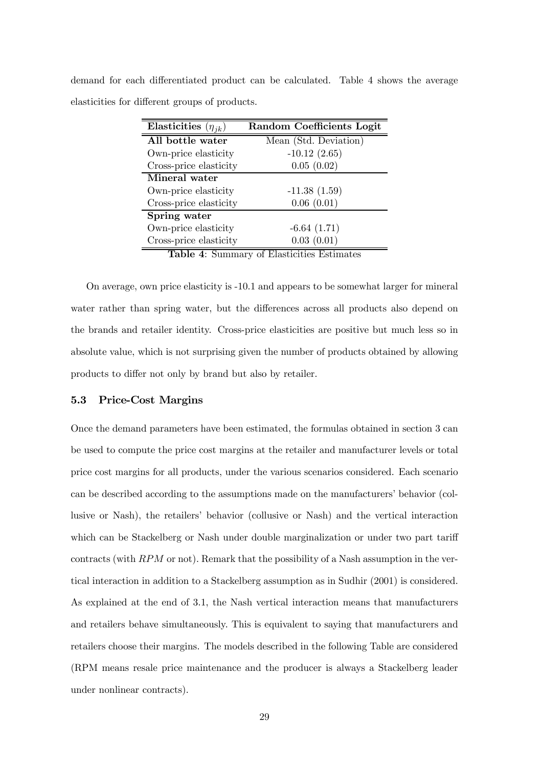demand for each differentiated product can be calculated. Table 4 shows the average elasticities for different groups of products.

| **Elasticities ($\eta_{jk}$)** | **Random Coefficients Logit** |
|---|---|
| **All bottle water** | Mean (Std. Deviation) |
| Own-price elasticity | -10.12 (2.65) |
| Cross-price elasticity | 0.05 (0.02) |
| **Mineral water** | |
| Own-price elasticity | -11.38 (1.59) |
| Cross-price elasticity | 0.06 (0.01) |
| **Spring water** | |
| Own-price elasticity | -6.64 (1.71) |
| Cross-price elasticity | 0.03 (0.01) |

**Table 4**: Summary of Elasticities Estimates

On average, own price elasticity is -10.1 and appears to be somewhat larger for mineral water rather than spring water, but the differences across all products also depend on the brands and retailer identity. Cross-price elasticities are positive but much less so in absolute value, which is not surprising given the number of products obtained by allowing products to differ not only by brand but also by retailer.

### 5.3 Price-Cost Margins

Once the demand parameters have been estimated, the formulas obtained in section 3 can be used to compute the price cost margins at the retailer and manufacturer levels or total price cost margins for all products, under the various scenarios considered. Each scenario can be described according to the assumptions made on the manufacturers' behavior (collusive or Nash), the retailers' behavior (collusive or Nash) and the vertical interaction which can be Stackelberg or Nash under double marginalization or under two part tariff contracts (with $RPM$ or not). Remark that the possibility of a Nash assumption in the vertical interaction in addition to a Stackelberg assumption as in Sudhir (2001) is considered. As explained at the end of 3.1, the Nash vertical interaction means that manufacturers and retailers behave simultaneously. This is equivalent to saying that manufacturers and retailers choose their margins. The models described in the following Table are considered (RPM means resale price maintenance and the producer is always a Stackelberg leader under nonlinear contracts).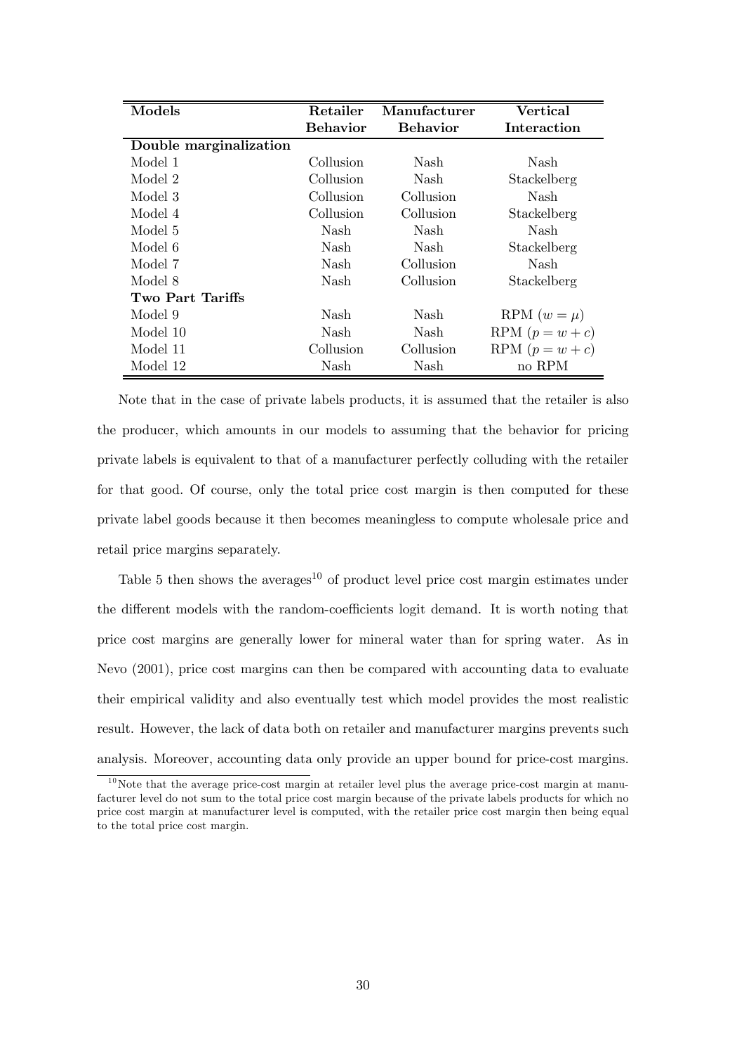| **Models** | **Retailer Behavior** | **Manufacturer Behavior** | **Vertical Interaction** |
|---|---|---|---|
| **Double marginalization** | | | |
| Model 1 | Collusion | Nash | Nash |
| Model 2 | Collusion | Nash | Stackelberg |
| Model 3 | Collusion | Collusion | Nash |
| Model 4 | Collusion | Collusion | Stackelberg |
| Model 5 | Nash | Nash | Nash |
| Model 6 | Nash | Nash | Stackelberg |
| Model 7 | Nash | Collusion | Nash |
| Model 8 | Nash | Collusion | Stackelberg |
| **Two Part Tariffs** | | | |
| Model 9 | Nash | Nash | RPM ($w = \mu$) |
| Model 10 | Nash | Nash | RPM ($p = w + c$) |
| Model 11 | Collusion | Collusion | RPM ($p = w + c$) |
| Model 12 | Nash | Nash | no RPM |

Note that in the case of private labels products, it is assumed that the retailer is also the producer, which amounts in our models to assuming that the behavior for pricing private labels is equivalent to that of a manufacturer perfectly colluding with the retailer for that good. Of course, only the total price cost margin is then computed for these private label goods because it then becomes meaningless to compute wholesale price and retail price margins separately.

Table 5 then shows the averages[10] of product level price cost margin estimates under the different models with the random-coefficients logit demand. It is worth noting that price cost margins are generally lower for mineral water than for spring water. As in Nevo (2001), price cost margins can then be compared with accounting data to evaluate their empirical validity and also eventually test which model provides the most realistic result. However, the lack of data both on retailer and manufacturer margins prevents such analysis. Moreover, accounting data only provide an upper bound for price-cost margins.

[10] Note that the average price-cost margin at retailer level plus the average price-cost margin at manufacturer level do not sum to the total price cost margin because of the private labels products for which no price cost margin at manufacturer level is computed, with the retailer price cost margin then being equal to the total price cost margin.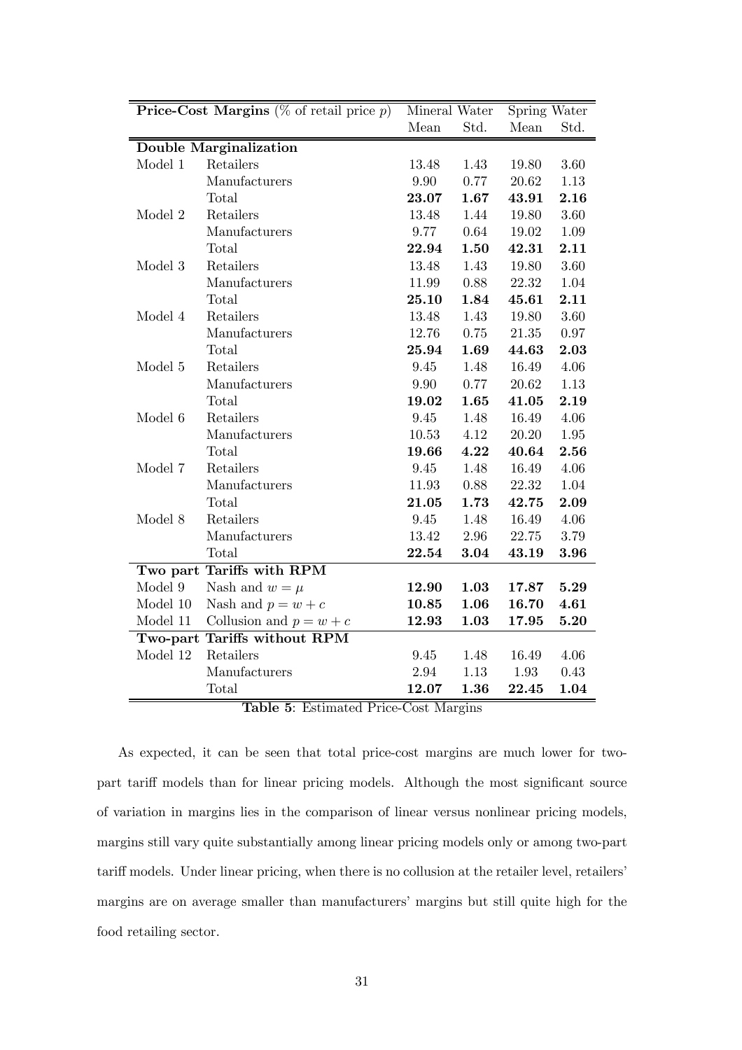| **Price-Cost Margins** (% of retail price $p$) | | Mineral Water | | Spring Water | |
|---|---|---|---|---|---|
| | | Mean | Std. | Mean | Std. |
| **Double Marginalization** | | | | | |
| Model 1 | Retailers | 13.48 | 1.43 | 19.80 | 3.60 |
| | Manufacturers | 9.90 | 0.77 | 20.62 | 1.13 |
| | Total | **23.07** | **1.67** | **43.91** | **2.16** |
| Model 2 | Retailers | 13.48 | 1.44 | 19.80 | 3.60 |
| | Manufacturers | 9.77 | 0.64 | 19.02 | 1.09 |
| | Total | **22.94** | **1.50** | **42.31** | **2.11** |
| Model 3 | Retailers | 13.48 | 1.43 | 19.80 | 3.60 |
| | Manufacturers | 11.99 | 0.88 | 22.32 | 1.04 |
| | Total | **25.10** | **1.84** | **45.61** | **2.11** |
| Model 4 | Retailers | 13.48 | 1.43 | 19.80 | 3.60 |
| | Manufacturers | 12.76 | 0.75 | 21.35 | 0.97 |
| | Total | **25.94** | **1.69** | **44.63** | **2.03** |
| Model 5 | Retailers | 9.45 | 1.48 | 16.49 | 4.06 |
| | Manufacturers | 9.90 | 0.77 | 20.62 | 1.13 |
| | Total | **19.02** | **1.65** | **41.05** | **2.19** |
| Model 6 | Retailers | 9.45 | 1.48 | 16.49 | 4.06 |
| | Manufacturers | 10.53 | 4.12 | 20.20 | 1.95 |
| | Total | **19.66** | **4.22** | **40.64** | **2.56** |
| Model 7 | Retailers | 9.45 | 1.48 | 16.49 | 4.06 |
| | Manufacturers | 11.93 | 0.88 | 22.32 | 1.04 |
| | Total | **21.05** | **1.73** | **42.75** | **2.09** |
| Model 8 | Retailers | 9.45 | 1.48 | 16.49 | 4.06 |
| | Manufacturers | 13.42 | 2.96 | 22.75 | 3.79 |
| | Total | **22.54** | **3.04** | **43.19** | **3.96** |
| **Two part Tariffs with RPM** | | | | | |
| Model 9 | Nash and $w = \mu$ | **12.90** | **1.03** | **17.87** | **5.29** |
| Model 10 | Nash and $p = w + c$ | **10.85** | **1.06** | **16.70** | **4.61** |
| Model 11 | Collusion and $p = w + c$ | **12.93** | **1.03** | **17.95** | **5.20** |
| **Two-part Tariffs without RPM** | | | | | |
| Model 12 | Retailers | 9.45 | 1.48 | 16.49 | 4.06 |
| | Manufacturers | 2.94 | 1.13 | 1.93 | 0.43 |
| | Total | **12.07** | **1.36** | **22.45** | **1.04** |

**Table 5**: Estimated Price-Cost Margins

As expected, it can be seen that total price-cost margins are much lower for two-part tariff models than for linear pricing models. Although the most significant source of variation in margins lies in the comparison of linear versus nonlinear pricing models, margins still vary quite substantially among linear pricing models only or among two-part tariff models. Under linear pricing, when there is no collusion at the retailer level, retailers' margins are on average smaller than manufacturers' margins but still quite high for the food retailing sector.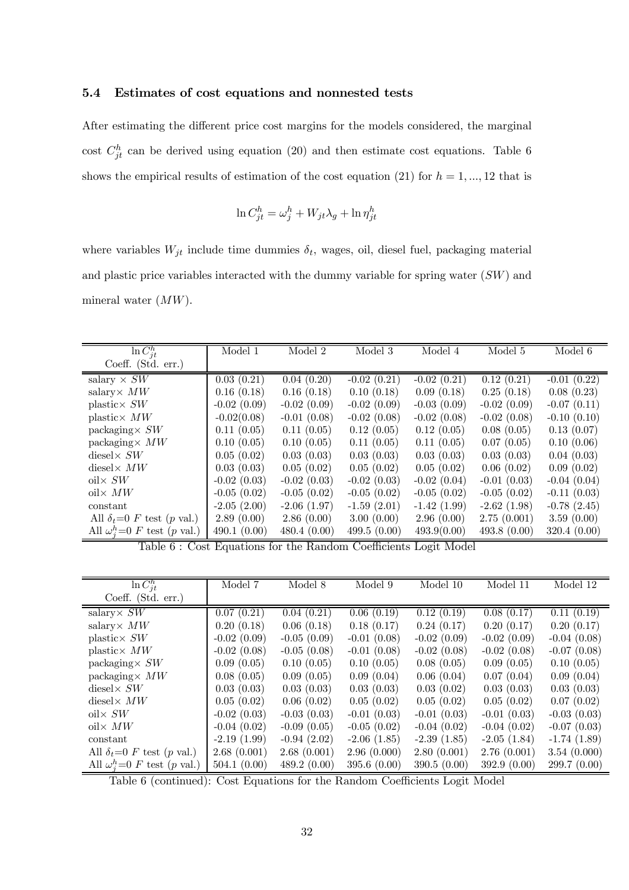### 5.4 Estimates of cost equations and nonnested tests

After estimating the different price cost margins for the models considered, the marginal cost $C^h_{jt}$ can be derived using equation (20) and then estimate cost equations. Table 6 shows the empirical results of estimation of the cost equation (21) for $h = 1, ..., 12$ that is

$$\ln C^h_{jt} = \omega^h_j + W_{jt}\lambda_g + \ln \eta^h_{jt}$$

where variables $W_{jt}$ include time dummies $\delta_t$, wages, oil, diesel fuel, packaging material and plastic price variables interacted with the dummy variable for spring water ($SW$) and mineral water ($MW$).

| $\ln C^h_{jt}$ Coeff. (Std. err.) | Model 1 | Model 2 | Model 3 | Model 4 | Model 5 | Model 6 |
|---|---|---|---|---|---|---|
| salary $\times$ $SW$ | 0.03 (0.21) | 0.04 (0.20) | -0.02 (0.21) | -0.02 (0.21) | 0.12 (0.21) | -0.01 (0.22) |
| salary$\times$ $MW$ | 0.16 (0.18) | 0.16 (0.18) | 0.10 (0.18) | 0.09 (0.18) | 0.25 (0.18) | 0.08 (0.23) |
| plastic$\times$ $SW$ | -0.02 (0.09) | -0.02 (0.09) | -0.02 (0.09) | -0.03 (0.09) | -0.02 (0.09) | -0.07 (0.11) |
| plastic$\times$ $MW$ | -0.02(0.08) | -0.01 (0.08) | -0.02 (0.08) | -0.02 (0.08) | -0.02 (0.08) | -0.10 (0.10) |
| packaging$\times$ $SW$ | 0.11 (0.05) | 0.11 (0.05) | 0.12 (0.05) | 0.12 (0.05) | 0.08 (0.05) | 0.13 (0.07) |
| packaging$\times$ $MW$ | 0.10 (0.05) | 0.10 (0.05) | 0.11 (0.05) | 0.11 (0.05) | 0.07 (0.05) | 0.10 (0.06) |
| diesel$\times$ $SW$ | 0.05 (0.02) | 0.03 (0.03) | 0.03 (0.03) | 0.03 (0.03) | 0.03 (0.03) | 0.04 (0.03) |
| diesel$\times$ $MW$ | 0.03 (0.03) | 0.05 (0.02) | 0.05 (0.02) | 0.05 (0.02) | 0.06 (0.02) | 0.09 (0.02) |
| oil$\times$ $SW$ | -0.02 (0.03) | -0.02 (0.03) | -0.02 (0.03) | -0.02 (0.04) | -0.01 (0.03) | -0.04 (0.04) |
| oil$\times$ $MW$ | -0.05 (0.02) | -0.05 (0.02) | -0.05 (0.02) | -0.05 (0.02) | -0.05 (0.02) | -0.11 (0.03) |
| constant | -2.05 (2.00) | -2.06 (1.97) | -1.59 (2.01) | -1.42 (1.99) | -2.62 (1.98) | -0.78 (2.45) |
| All $\delta_t$=0 $F$ test ($p$ val.) | 2.89 (0.00) | 2.86 (0.00) | 3.00 (0.00) | 2.96 (0.00) | 2.75 (0.001) | 3.59 (0.00) |
| All $\omega^h_j$=0 $F$ test ($p$ val.) | 490.1 (0.00) | 480.4 (0.00) | 499.5 (0.00) | 493.9(0.00) | 493.8 (0.00) | 320.4 (0.00) |

Table 6 : Cost Equations for the Random Coefficients Logit Model

| $\ln C^h_{jt}$ Coeff. (Std. err.) | Model 7 | Model 8 | Model 9 | Model 10 | Model 11 | Model 12 |
|---|---|---|---|---|---|---|
| salary$\times$ $SW$ | 0.07 (0.21) | 0.04 (0.21) | 0.06 (0.19) | 0.12 (0.19) | 0.08 (0.17) | 0.11 (0.19) |
| salary$\times$ $MW$ | 0.20 (0.18) | 0.06 (0.18) | 0.18 (0.17) | 0.24 (0.17) | 0.20 (0.17) | 0.20 (0.17) |
| plastic$\times$ $SW$ | -0.02 (0.09) | -0.05 (0.09) | -0.01 (0.08) | -0.02 (0.09) | -0.02 (0.09) | -0.04 (0.08) |
| plastic$\times$ $MW$ | -0.02 (0.08) | -0.05 (0.08) | -0.01 (0.08) | -0.02 (0.08) | -0.02 (0.08) | -0.07 (0.08) |
| packaging$\times$ $SW$ | 0.09 (0.05) | 0.10 (0.05) | 0.10 (0.05) | 0.08 (0.05) | 0.09 (0.05) | 0.10 (0.05) |
| packaging$\times$ $MW$ | 0.08 (0.05) | 0.09 (0.05) | 0.09 (0.04) | 0.06 (0.04) | 0.07 (0.04) | 0.09 (0.04) |
| diesel$\times$ $SW$ | 0.03 (0.03) | 0.03 (0.03) | 0.03 (0.03) | 0.03 (0.02) | 0.03 (0.03) | 0.03 (0.03) |
| diesel$\times$ $MW$ | 0.05 (0.02) | 0.06 (0.02) | 0.05 (0.02) | 0.05 (0.02) | 0.05 (0.02) | 0.07 (0.02) |
| oil$\times$ $SW$ | -0.02 (0.03) | -0.03 (0.03) | -0.01 (0.03) | -0.01 (0.03) | -0.01 (0.03) | -0.03 (0.03) |
| oil$\times$ $MW$ | -0.04 (0.02) | -0.09 (0.05) | -0.05 (0.02) | -0.04 (0.02) | -0.04 (0.02) | -0.07 (0.03) |
| constant | -2.19 (1.99) | -0.94 (2.02) | -2.06 (1.85) | -2.39 (1.85) | -2.05 (1.84) | -1.74 (1.89) |
| All $\delta_t$=0 $F$ test ($p$ val.) | 2.68 (0.001) | 2.68 (0.001) | 2.96 (0.000) | 2.80 (0.001) | 2.76 (0.001) | 3.54 (0.000) |
| All $\omega^h_j$=0 $F$ test ($p$ val.) | 504.1 (0.00) | 489.2 (0.00) | 395.6 (0.00) | 390.5 (0.00) | 392.9 (0.00) | 299.7 (0.00) |

Table 6 (continued): Cost Equations for the Random Coefficients Logit Model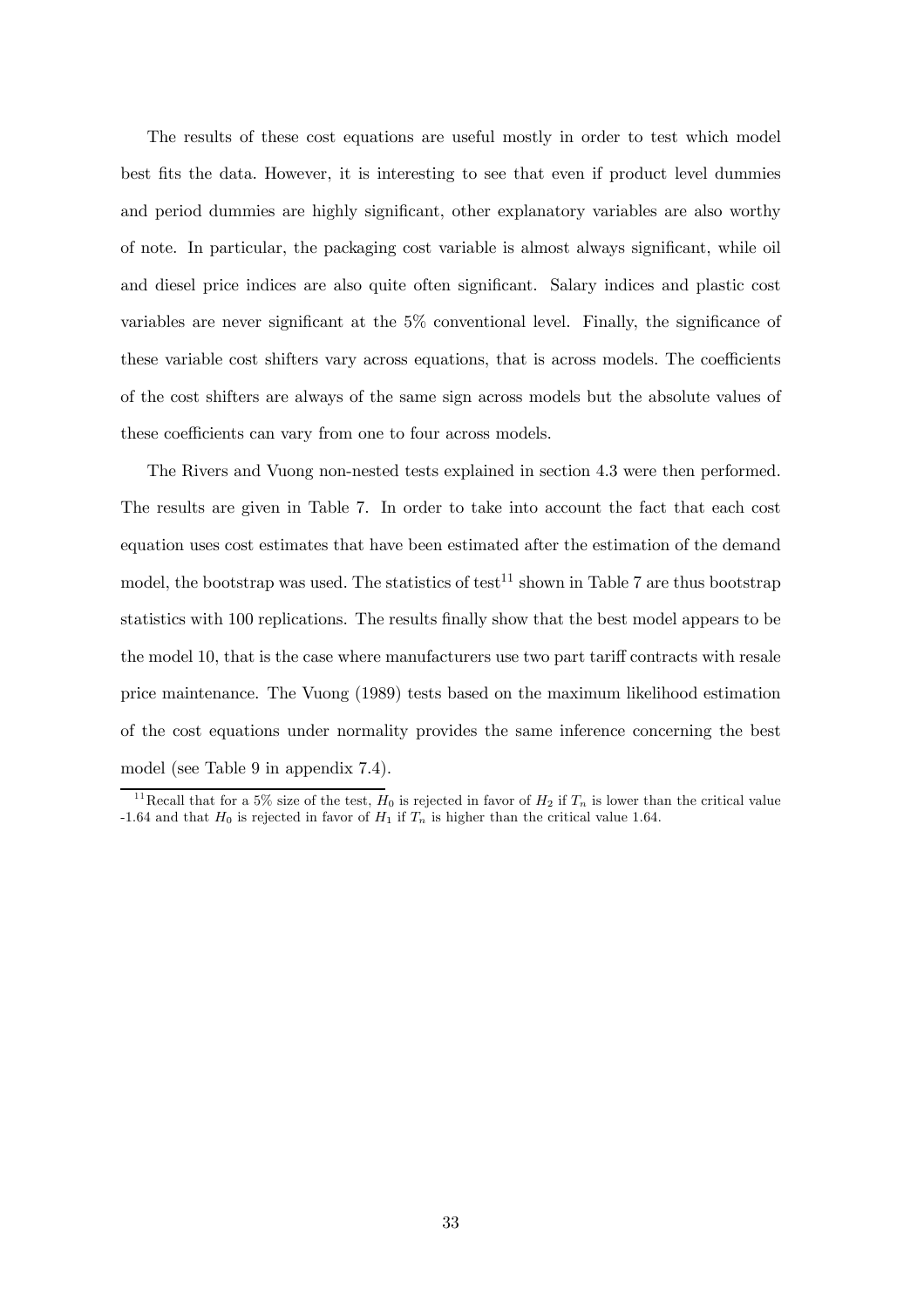The results of these cost equations are useful mostly in order to test which model best fits the data. However, it is interesting to see that even if product level dummies and period dummies are highly significant, other explanatory variables are also worthy of note. In particular, the packaging cost variable is almost always significant, while oil and diesel price indices are also quite often significant. Salary indices and plastic cost variables are never significant at the 5% conventional level. Finally, the significance of these variable cost shifters vary across equations, that is across models. The coefficients of the cost shifters are always of the same sign across models but the absolute values of these coefficients can vary from one to four across models.

The Rivers and Vuong non-nested tests explained in section 4.3 were then performed. The results are given in Table 7. In order to take into account the fact that each cost equation uses cost estimates that have been estimated after the estimation of the demand model, the bootstrap was used. The statistics of test[11] shown in Table 7 are thus bootstrap statistics with 100 replications. The results finally show that the best model appears to be the model 10, that is the case where manufacturers use two part tariff contracts with resale price maintenance. The Vuong (1989) tests based on the maximum likelihood estimation of the cost equations under normality provides the same inference concerning the best model (see Table 9 in appendix 7.4).

[11] Recall that for a 5% size of the test, $H_0$ is rejected in favor of $H_2$ if $T_n$ is lower than the critical value -1.64 and that $H_0$ is rejected in favor of $H_1$ if $T_n$ is higher than the critical value 1.64.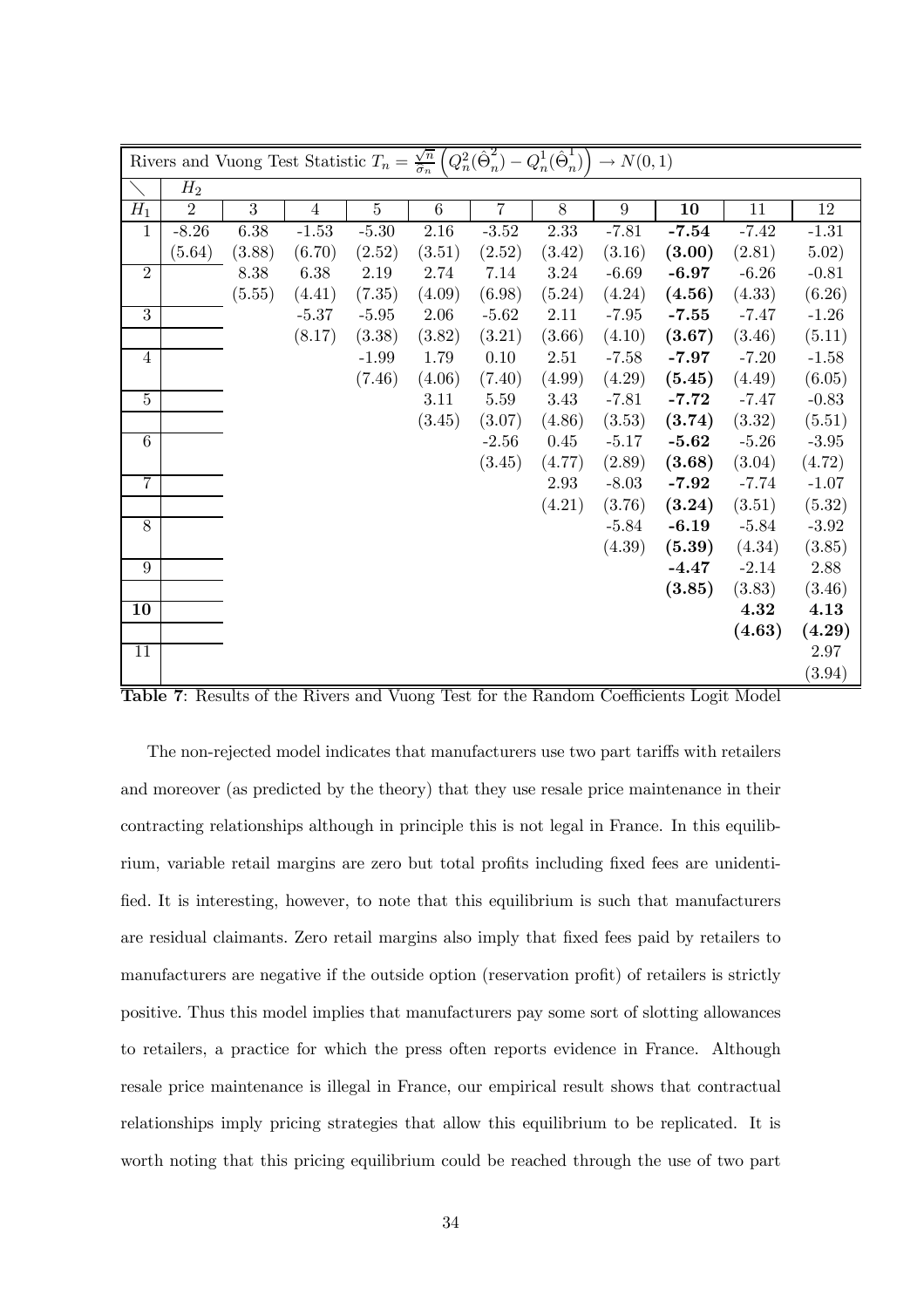| Rivers and Vuong Test Statistic $T_n = \frac{\sqrt{n}}{\hat{\sigma}_n}\left(Q_n^2(\hat{\Theta}_n^2) - Q_n^1(\hat{\Theta}_n^1)\right) \to N(0,1)$ | | | | | | | | | | | |
|---|---|---|---|---|---|---|---|---|---|---|---|
| ＼ | $H_2$ | | | | | | | | | | |
| $H_1$ | 2 | 3 | 4 | 5 | 6 | 7 | 8 | 9 | **10** | 11 | 12 |
| 1 | -8.26 | 6.38 | -1.53 | -5.30 | 2.16 | -3.52 | 2.33 | -7.81 | **-7.54** | -7.42 | -1.31 |
| | (5.64) | (3.88) | (6.70) | (2.52) | (3.51) | (2.52) | (3.42) | (3.16) | **(3.00)** | (2.81) | 5.02) |
| 2 | | 8.38 | 6.38 | 2.19 | 2.74 | 7.14 | 3.24 | -6.69 | **-6.97** | -6.26 | -0.81 |
| | | (5.55) | (4.41) | (7.35) | (4.09) | (6.98) | (5.24) | (4.24) | **(4.56)** | (4.33) | (6.26) |
| 3 | | | -5.37 | -5.95 | 2.06 | -5.62 | 2.11 | -7.95 | **-7.55** | -7.47 | -1.26 |
| | | | (8.17) | (3.38) | (3.82) | (3.21) | (3.66) | (4.10) | **(3.67)** | (3.46) | (5.11) |
| 4 | | | | -1.99 | 1.79 | 0.10 | 2.51 | -7.58 | **-7.97** | -7.20 | -1.58 |
| | | | | (7.46) | (4.06) | (7.40) | (4.99) | (4.29) | **(5.45)** | (4.49) | (6.05) |
| 5 | | | | | 3.11 | 5.59 | 3.43 | -7.81 | **-7.72** | -7.47 | -0.83 |
| | | | | | (3.45) | (3.07) | (4.86) | (3.53) | **(3.74)** | (3.32) | (5.51) |
| 6 | | | | | | -2.56 | 0.45 | -5.17 | **-5.62** | -5.26 | -3.95 |
| | | | | | | (3.45) | (4.77) | (2.89) | **(3.68)** | (3.04) | (4.72) |
| 7 | | | | | | | 2.93 | -8.03 | **-7.92** | -7.74 | -1.07 |
| | | | | | | | (4.21) | (3.76) | **(3.24)** | (3.51) | (5.32) |
| 8 | | | | | | | | -5.84 | **-6.19** | -5.84 | -3.92 |
| | | | | | | | | (4.39) | **(5.39)** | (4.34) | (3.85) |
| 9 | | | | | | | | | **-4.47** | -2.14 | 2.88 |
| | | | | | | | | | **(3.85)** | (3.83) | (3.46) |
| **10** | | | | | | | | | | **4.32** | **4.13** |
| | | | | | | | | | | **(4.63)** | **(4.29)** |
| 11 | | | | | | | | | | | 2.97 |
| | | | | | | | | | | | (3.94) |

**Table 7**: Results of the Rivers and Vuong Test for the Random Coefficients Logit Model

The non-rejected model indicates that manufacturers use two part tariffs with retailers and moreover (as predicted by the theory) that they use resale price maintenance in their contracting relationships although in principle this is not legal in France. In this equilibrium, variable retail margins are zero but total profits including fixed fees are unidentified. It is interesting, however, to note that this equilibrium is such that manufacturers are residual claimants. Zero retail margins also imply that fixed fees paid by retailers to manufacturers are negative if the outside option (reservation profit) of retailers is strictly positive. Thus this model implies that manufacturers pay some sort of slotting allowances to retailers, a practice for which the press often reports evidence in France. Although resale price maintenance is illegal in France, our empirical result shows that contractual relationships imply pricing strategies that allow this equilibrium to be replicated. It is worth noting that this pricing equilibrium could be reached through the use of two part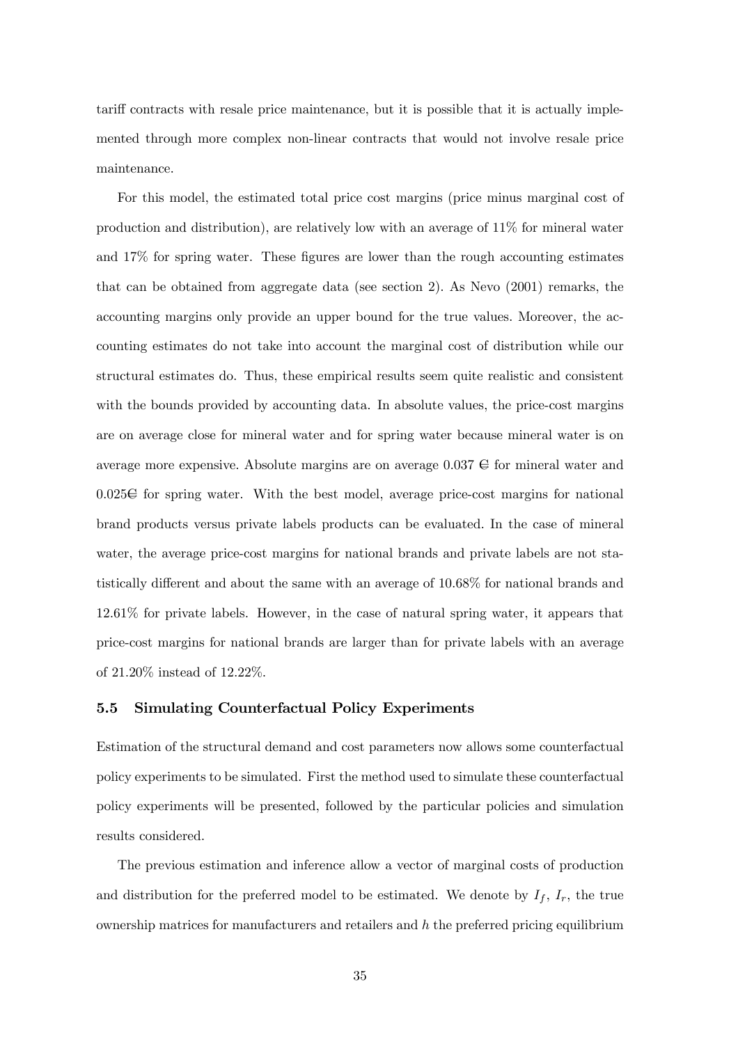tariff contracts with resale price maintenance, but it is possible that it is actually implemented through more complex non-linear contracts that would not involve resale price maintenance.

For this model, the estimated total price cost margins (price minus marginal cost of production and distribution), are relatively low with an average of 11% for mineral water and 17% for spring water. These figures are lower than the rough accounting estimates that can be obtained from aggregate data (see section 2). As Nevo (2001) remarks, the accounting margins only provide an upper bound for the true values. Moreover, the accounting estimates do not take into account the marginal cost of distribution while our structural estimates do. Thus, these empirical results seem quite realistic and consistent with the bounds provided by accounting data. In absolute values, the price-cost margins are on average close for mineral water and for spring water because mineral water is on average more expensive. Absolute margins are on average 0.037 € for mineral water and 0.025€ for spring water. With the best model, average price-cost margins for national brand products versus private labels products can be evaluated. In the case of mineral water, the average price-cost margins for national brands and private labels are not statistically different and about the same with an average of 10.68% for national brands and 12.61% for private labels. However, in the case of natural spring water, it appears that price-cost margins for national brands are larger than for private labels with an average of 21.20% instead of 12.22%.

### 5.5 Simulating Counterfactual Policy Experiments

Estimation of the structural demand and cost parameters now allows some counterfactual policy experiments to be simulated. First the method used to simulate these counterfactual policy experiments will be presented, followed by the particular policies and simulation results considered.

The previous estimation and inference allow a vector of marginal costs of production and distribution for the preferred model to be estimated. We denote by $I_f$, $I_r$, the true ownership matrices for manufacturers and retailers and $h$ the preferred pricing equilibrium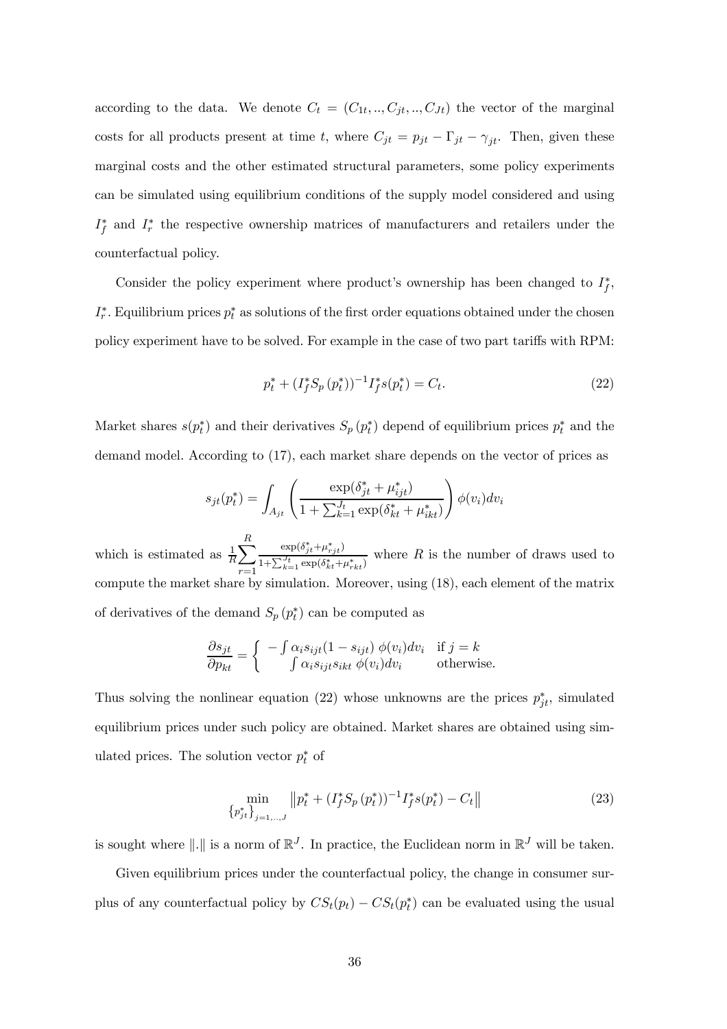according to the data. We denote $C_t = (C_{1t}, .., C_{jt}, .., C_{Jt})$ the vector of the marginal costs for all products present at time $t$, where $C_{jt} = p_{jt} - \Gamma_{jt} - \gamma_{jt}$. Then, given these marginal costs and the other estimated structural parameters, some policy experiments can be simulated using equilibrium conditions of the supply model considered and using $I_f^*$ and $I_r^*$ the respective ownership matrices of manufacturers and retailers under the counterfactual policy.

Consider the policy experiment where product's ownership has been changed to $I_f^*$, $I_r^*$. Equilibrium prices $p_t^*$ as solutions of the first order equations obtained under the chosen policy experiment have to be solved. For example in the case of two part tariffs with RPM:

$$p_t^* + (I_f^* S_p(p_t^*))^{-1} I_f^* s(p_t^*) = C_t. \tag{22}$$

Market shares $s(p_t^*)$ and their derivatives $S_p(p_t^*)$ depend of equilibrium prices $p_t^*$ and the demand model. According to (17), each market share depends on the vector of prices as

$$s_{jt}(p_t^*) = \int_{A_{jt}} \left( \frac{\exp(\delta_{jt}^* + \mu_{ijt}^*)}{1 + \sum_{k=1}^{J_t} \exp(\delta_{kt}^* + \mu_{ikt}^*)} \right) \phi(v_i) dv_i$$

which is estimated as $\frac{1}{R} \sum_{r=1}^{R} \frac{\exp(\delta_{jt}^* + \mu_{rjt}^*)}{1 + \sum_{k=1}^{J_t} \exp(\delta_{kt}^* + \mu_{rkt}^*)}$ where $R$ is the number of draws used to compute the market share by simulation. Moreover, using (18), each element of the matrix of derivatives of the demand $S_p(p_t^*)$ can be computed as

$$\frac{\partial s_{jt}}{\partial p_{kt}} = \begin{cases} -\int \alpha_i s_{ijt}(1 - s_{ijt}) \, \phi(v_i) dv_i & \text{if } j = k \\ \int \alpha_i s_{ijt} s_{ikt} \, \phi(v_i) dv_i & \text{otherwise.} \end{cases}$$

Thus solving the nonlinear equation (22) whose unknowns are the prices $p_{jt}^*$, simulated equilibrium prices under such policy are obtained. Market shares are obtained using simulated prices. The solution vector $p_t^*$ of

$$\min_{\{p_{jt}^*\}_{j=1,..,J}} \left\| p_t^* + (I_f^* S_p(p_t^*))^{-1} I_f^* s(p_t^*) - C_t \right\| \tag{23}$$

is sought where $\|.\|$ is a norm of $\mathbb{R}^J$. In practice, the Euclidean norm in $\mathbb{R}^J$ will be taken.

Given equilibrium prices under the counterfactual policy, the change in consumer surplus of any counterfactual policy by $CS_t(p_t) - CS_t(p_t^*)$ can be evaluated using the usual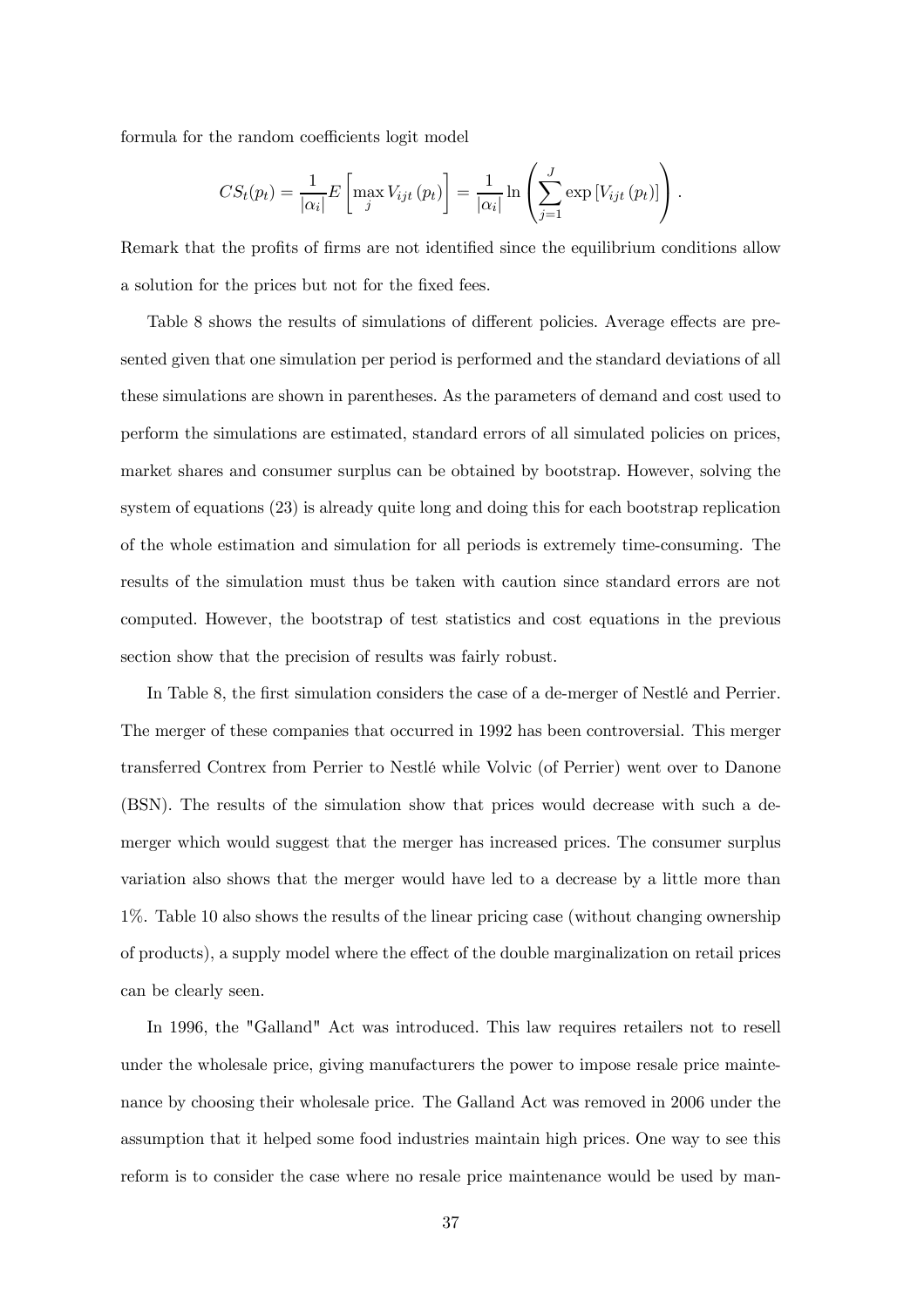formula for the random coefficients logit model

$$CS_t(p_t) = \frac{1}{|\alpha_i|} E\left[\max_j V_{ijt}(p_t)\right] = \frac{1}{|\alpha_i|} \ln\left(\sum_{j=1}^{J} \exp\left[V_{ijt}(p_t)\right]\right).$$

Remark that the profits of firms are not identified since the equilibrium conditions allow a solution for the prices but not for the fixed fees.

Table 8 shows the results of simulations of different policies. Average effects are presented given that one simulation per period is performed and the standard deviations of all these simulations are shown in parentheses. As the parameters of demand and cost used to perform the simulations are estimated, standard errors of all simulated policies on prices, market shares and consumer surplus can be obtained by bootstrap. However, solving the system of equations (23) is already quite long and doing this for each bootstrap replication of the whole estimation and simulation for all periods is extremely time-consuming. The results of the simulation must thus be taken with caution since standard errors are not computed. However, the bootstrap of test statistics and cost equations in the previous section show that the precision of results was fairly robust.

In Table 8, the first simulation considers the case of a de-merger of Nestlé and Perrier. The merger of these companies that occurred in 1992 has been controversial. This merger transferred Contrex from Perrier to Nestlé while Volvic (of Perrier) went over to Danone (BSN). The results of the simulation show that prices would decrease with such a de-merger which would suggest that the merger has increased prices. The consumer surplus variation also shows that the merger would have led to a decrease by a little more than 1%. Table 10 also shows the results of the linear pricing case (without changing ownership of products), a supply model where the effect of the double marginalization on retail prices can be clearly seen.

In 1996, the "Galland" Act was introduced. This law requires retailers not to resell under the wholesale price, giving manufacturers the power to impose resale price maintenance by choosing their wholesale price. The Galland Act was removed in 2006 under the assumption that it helped some food industries maintain high prices. One way to see this reform is to consider the case where no resale price maintenance would be used by man-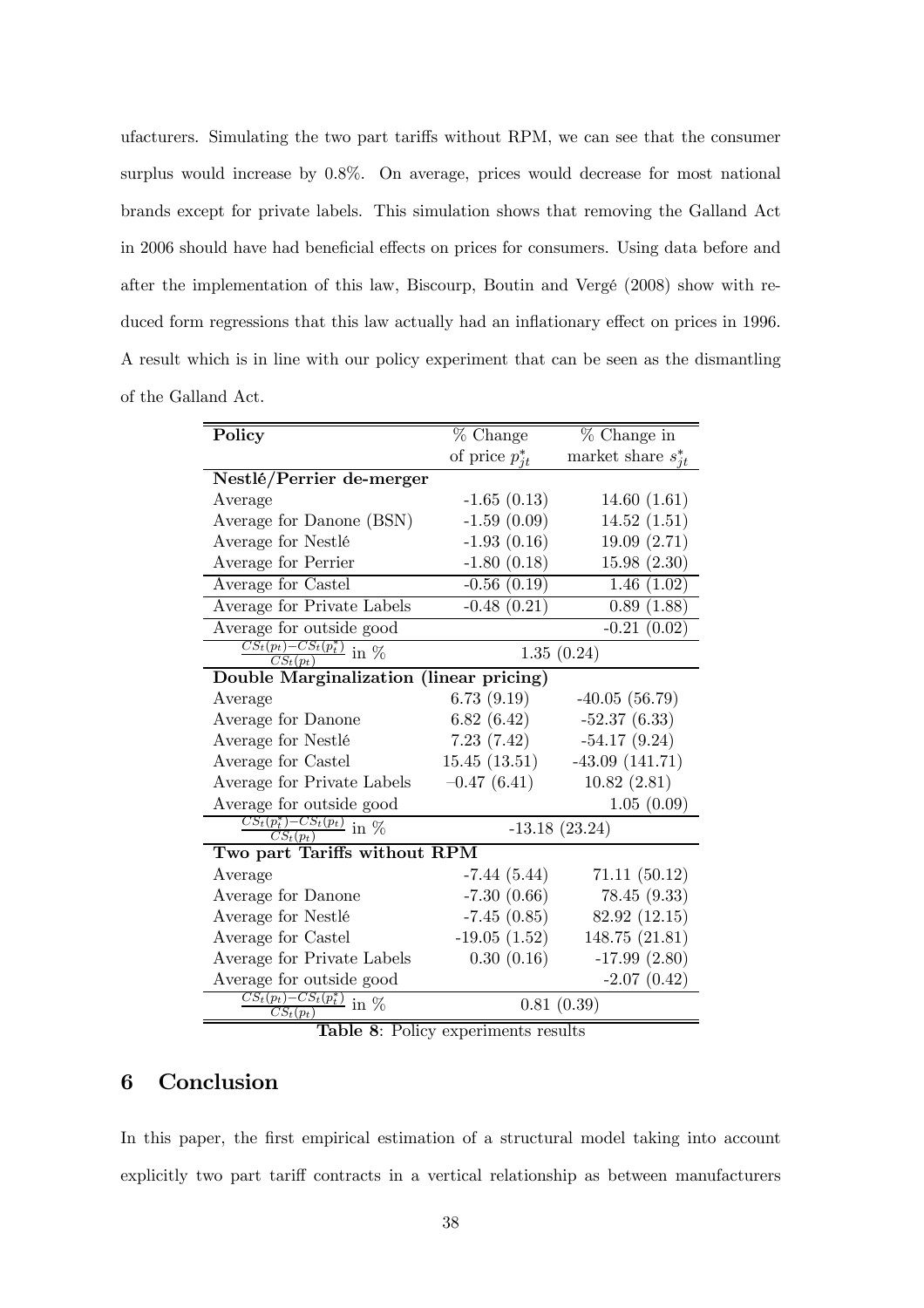ufacturers. Simulating the two part tariffs without RPM, we can see that the consumer surplus would increase by 0.8%. On average, prices would decrease for most national brands except for private labels. This simulation shows that removing the Galland Act in 2006 should have had beneficial effects on prices for consumers. Using data before and after the implementation of this law, Biscourp, Boutin and Vergé (2008) show with reduced form regressions that this law actually had an inflationary effect on prices in 1996. A result which is in line with our policy experiment that can be seen as the dismantling of the Galland Act.

| **Policy** | % Change of price $p_{jt}^*$ | % Change in market share $s_{jt}^*$ |
|---|---|---|
| **Nestlé/Perrier de-merger** | | |
| Average | -1.65 (0.13) | 14.60 (1.61) |
| Average for Danone (BSN) | -1.59 (0.09) | 14.52 (1.51) |
| Average for Nestlé | -1.93 (0.16) | 19.09 (2.71) |
| Average for Perrier | -1.80 (0.18) | 15.98 (2.30) |
| Average for Castel | -0.56 (0.19) | 1.46 (1.02) |
| Average for Private Labels | -0.48 (0.21) | 0.89 (1.88) |
| Average for outside good | | -0.21 (0.02) |
| $\frac{CS_t(p_t)-CS_t(p_t^*)}{CS_t(p_t)}$ in % | 1.35 (0.24) | |
| **Double Marginalization (linear pricing)** | | |
| Average | 6.73 (9.19) | -40.05 (56.79) |
| Average for Danone | 6.82 (6.42) | -52.37 (6.33) |
| Average for Nestlé | 7.23 (7.42) | -54.17 (9.24) |
| Average for Castel | 15.45 (13.51) | -43.09 (141.71) |
| Average for Private Labels | −0.47 (6.41) | 10.82 (2.81) |
| Average for outside good | | 1.05 (0.09) |
| $\frac{CS_t(p_t^*)-CS_t(p_t)}{CS_t(p_t)}$ in % | -13.18 (23.24) | |
| **Two part Tariffs without RPM** | | |
| Average | -7.44 (5.44) | 71.11 (50.12) |
| Average for Danone | -7.30 (0.66) | 78.45 (9.33) |
| Average for Nestlé | -7.45 (0.85) | 82.92 (12.15) |
| Average for Castel | -19.05 (1.52) | 148.75 (21.81) |
| Average for Private Labels | 0.30 (0.16) | -17.99 (2.80) |
| Average for outside good | | -2.07 (0.42) |
| $\frac{CS_t(p_t)-CS_t(p_t^*)}{CS_t(p_t)}$ in % | 0.81 (0.39) | |

**Table 8**: Policy experiments results

## 6 Conclusion

In this paper, the first empirical estimation of a structural model taking into account explicitly two part tariff contracts in a vertical relationship as between manufacturers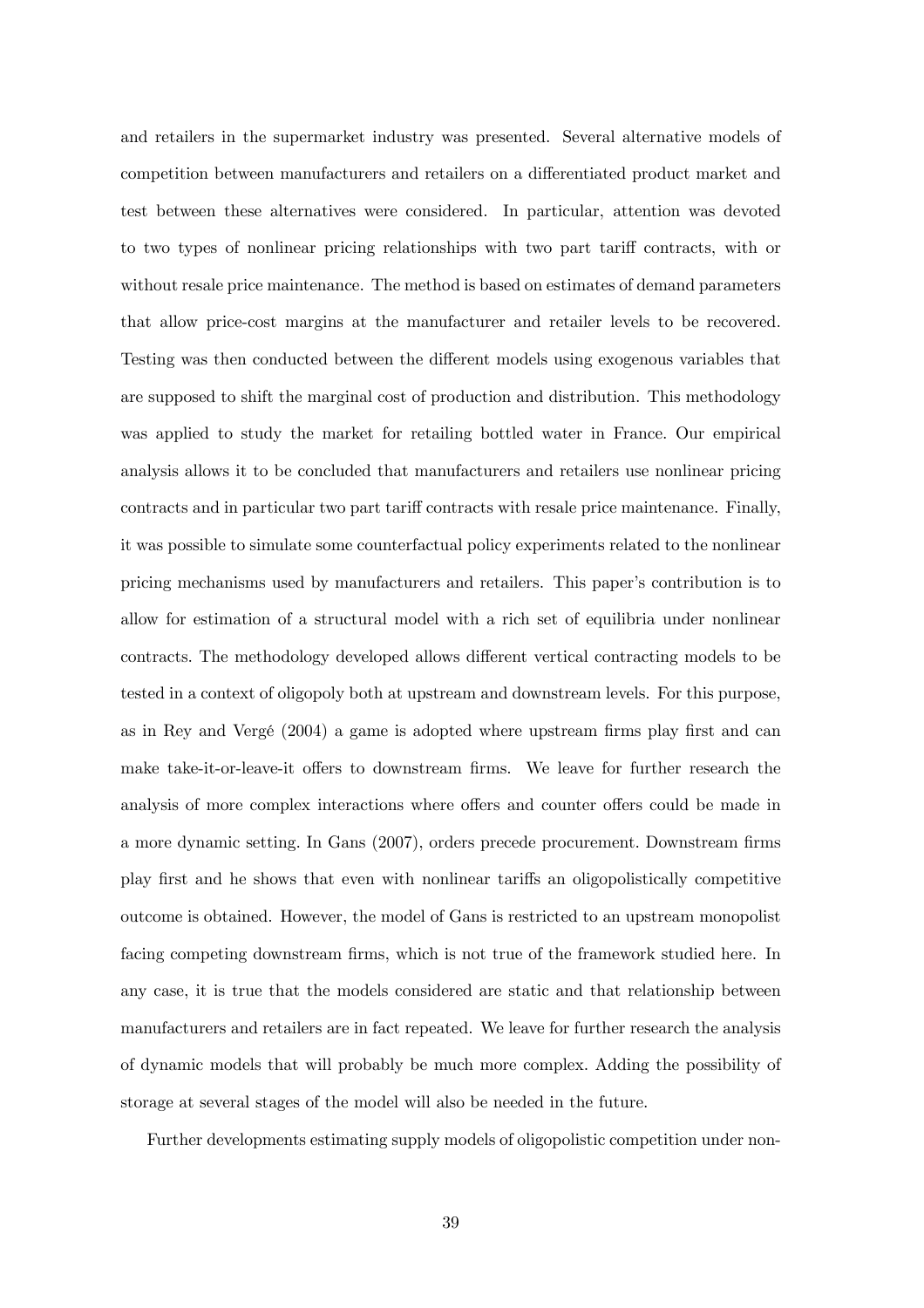and retailers in the supermarket industry was presented. Several alternative models of competition between manufacturers and retailers on a differentiated product market and test between these alternatives were considered. In particular, attention was devoted to two types of nonlinear pricing relationships with two part tariff contracts, with or without resale price maintenance. The method is based on estimates of demand parameters that allow price-cost margins at the manufacturer and retailer levels to be recovered. Testing was then conducted between the different models using exogenous variables that are supposed to shift the marginal cost of production and distribution. This methodology was applied to study the market for retailing bottled water in France. Our empirical analysis allows it to be concluded that manufacturers and retailers use nonlinear pricing contracts and in particular two part tariff contracts with resale price maintenance. Finally, it was possible to simulate some counterfactual policy experiments related to the nonlinear pricing mechanisms used by manufacturers and retailers. This paper's contribution is to allow for estimation of a structural model with a rich set of equilibria under nonlinear contracts. The methodology developed allows different vertical contracting models to be tested in a context of oligopoly both at upstream and downstream levels. For this purpose, as in Rey and Vergé (2004) a game is adopted where upstream firms play first and can make take-it-or-leave-it offers to downstream firms. We leave for further research the analysis of more complex interactions where offers and counter offers could be made in a more dynamic setting. In Gans (2007), orders precede procurement. Downstream firms play first and he shows that even with nonlinear tariffs an oligopolistically competitive outcome is obtained. However, the model of Gans is restricted to an upstream monopolist facing competing downstream firms, which is not true of the framework studied here. In any case, it is true that the models considered are static and that relationship between manufacturers and retailers are in fact repeated. We leave for further research the analysis of dynamic models that will probably be much more complex. Adding the possibility of storage at several stages of the model will also be needed in the future.

Further developments estimating supply models of oligopolistic competition under non-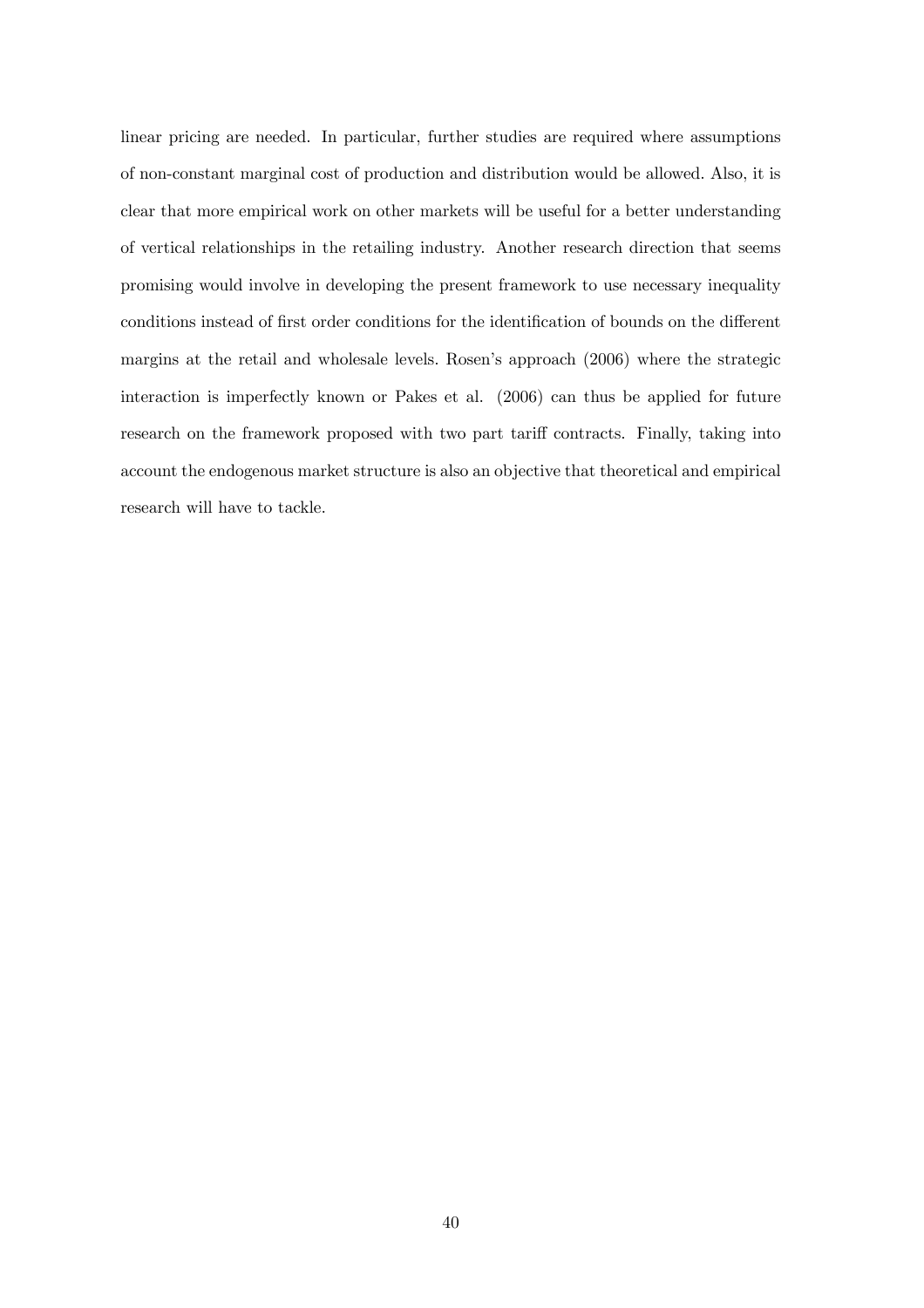linear pricing are needed. In particular, further studies are required where assumptions of non-constant marginal cost of production and distribution would be allowed. Also, it is clear that more empirical work on other markets will be useful for a better understanding of vertical relationships in the retailing industry. Another research direction that seems promising would involve in developing the present framework to use necessary inequality conditions instead of first order conditions for the identification of bounds on the different margins at the retail and wholesale levels. Rosen's approach (2006) where the strategic interaction is imperfectly known or Pakes et al. (2006) can thus be applied for future research on the framework proposed with two part tariff contracts. Finally, taking into account the endogenous market structure is also an objective that theoretical and empirical research will have to tackle.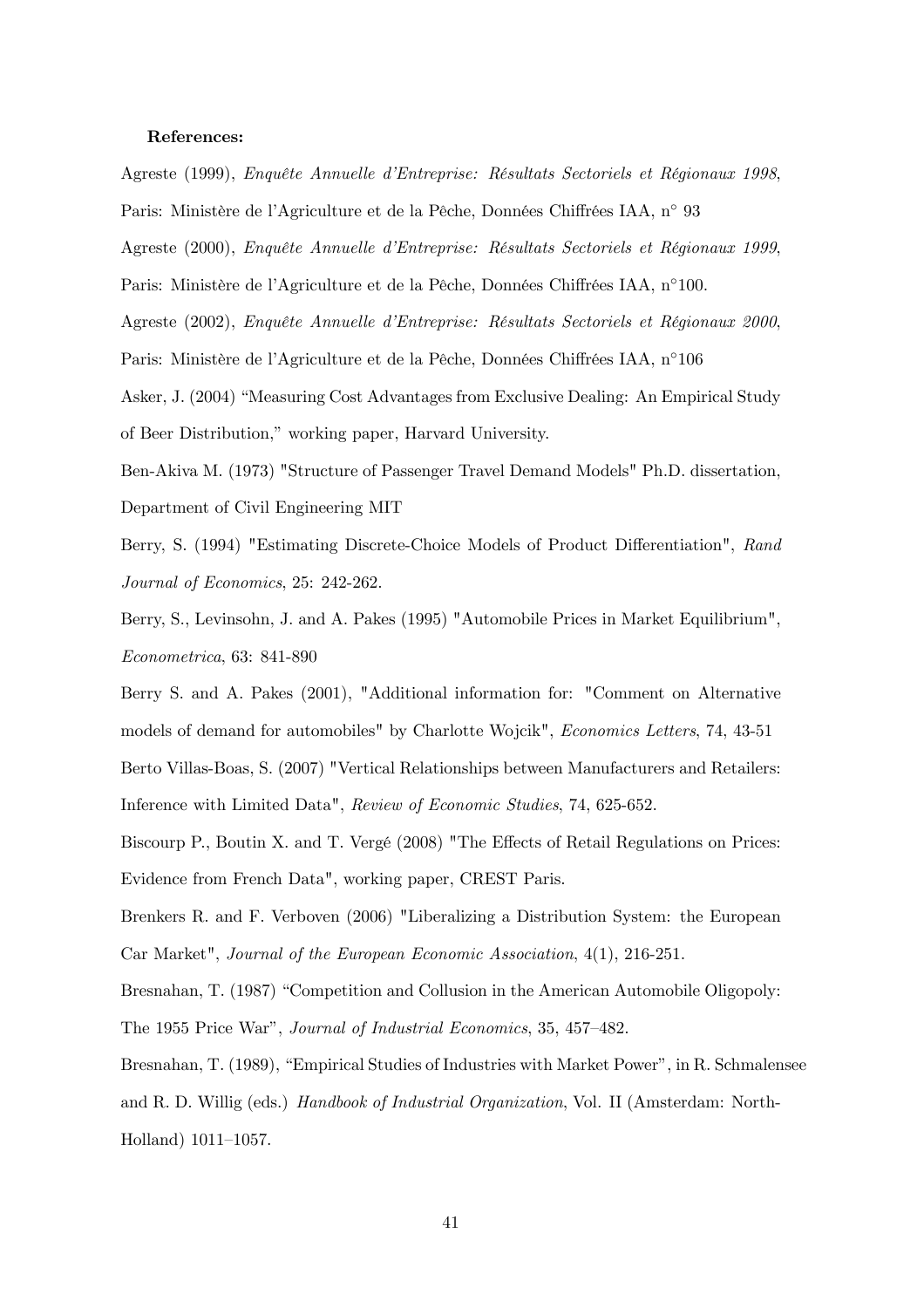**References:**

Agreste (1999), *Enquête Annuelle d'Entreprise: Résultats Sectoriels et Régionaux 1998*, Paris: Ministère de l'Agriculture et de la Pêche, Données Chiffrées IAA, n° 93

Agreste (2000), *Enquête Annuelle d'Entreprise: Résultats Sectoriels et Régionaux 1999*, Paris: Ministère de l'Agriculture et de la Pêche, Données Chiffrées IAA, n°100.

Agreste (2002), *Enquête Annuelle d'Entreprise: Résultats Sectoriels et Régionaux 2000*, Paris: Ministère de l'Agriculture et de la Pêche, Données Chiffrées IAA, n°106

Asker, J. (2004) "Measuring Cost Advantages from Exclusive Dealing: An Empirical Study of Beer Distribution," working paper, Harvard University.

Ben-Akiva M. (1973) "Structure of Passenger Travel Demand Models" Ph.D. dissertation, Department of Civil Engineering MIT

Berry, S. (1994) "Estimating Discrete-Choice Models of Product Differentiation", *Rand Journal of Economics*, 25: 242-262.

Berry, S., Levinsohn, J. and A. Pakes (1995) "Automobile Prices in Market Equilibrium", *Econometrica*, 63: 841-890

Berry S. and A. Pakes (2001), "Additional information for: "Comment on Alternative models of demand for automobiles" by Charlotte Wojcik", *Economics Letters*, 74, 43-51

Berto Villas-Boas, S. (2007) "Vertical Relationships between Manufacturers and Retailers: Inference with Limited Data", *Review of Economic Studies*, 74, 625-652.

Biscourp P., Boutin X. and T. Vergé (2008) "The Effects of Retail Regulations on Prices: Evidence from French Data", working paper, CREST Paris.

Brenkers R. and F. Verboven (2006) "Liberalizing a Distribution System: the European Car Market", *Journal of the European Economic Association*, 4(1), 216-251.

Bresnahan, T. (1987) "Competition and Collusion in the American Automobile Oligopoly: The 1955 Price War", *Journal of Industrial Economics*, 35, 457–482.

Bresnahan, T. (1989), "Empirical Studies of Industries with Market Power", in R. Schmalensee and R. D. Willig (eds.) *Handbook of Industrial Organization*, Vol. II (Amsterdam: North-Holland) 1011–1057.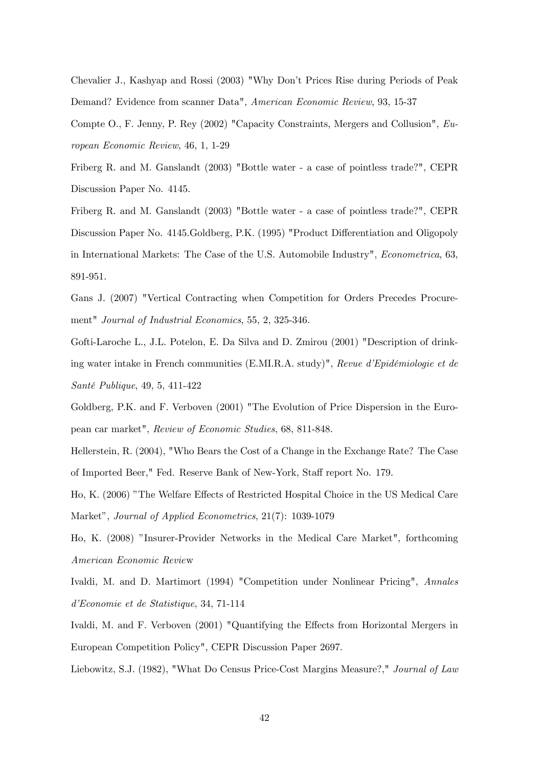Chevalier J., Kashyap and Rossi (2003) "Why Don't Prices Rise during Periods of Peak Demand? Evidence from scanner Data", *American Economic Review*, 93, 15-37

Compte O., F. Jenny, P. Rey (2002) "Capacity Constraints, Mergers and Collusion", *European Economic Review*, 46, 1, 1-29

Friberg R. and M. Ganslandt (2003) "Bottle water - a case of pointless trade?", CEPR Discussion Paper No. 4145.

Friberg R. and M. Ganslandt (2003) "Bottle water - a case of pointless trade?", CEPR Discussion Paper No. 4145.Goldberg, P.K. (1995) "Product Differentiation and Oligopoly in International Markets: The Case of the U.S. Automobile Industry", *Econometrica*, 63, 891-951.

Gans J. (2007) "Vertical Contracting when Competition for Orders Precedes Procurement" *Journal of Industrial Economics*, 55, 2, 325-346.

Gofti-Laroche L., J.L. Potelon, E. Da Silva and D. Zmirou (2001) "Description of drinking water intake in French communities (E.MI.R.A. study)", *Revue d'Epidémiologie et de Santé Publique*, 49, 5, 411-422

Goldberg, P.K. and F. Verboven (2001) "The Evolution of Price Dispersion in the European car market", *Review of Economic Studies*, 68, 811-848.

Hellerstein, R. (2004), "Who Bears the Cost of a Change in the Exchange Rate? The Case of Imported Beer," Fed. Reserve Bank of New-York, Staff report No. 179.

Ho, K. (2006) "The Welfare Effects of Restricted Hospital Choice in the US Medical Care Market", *Journal of Applied Econometrics*, 21(7): 1039-1079

Ho, K. (2008) "Insurer-Provider Networks in the Medical Care Market", forthcoming *American Economic Review*

Ivaldi, M. and D. Martimort (1994) "Competition under Nonlinear Pricing", *Annales d'Economie et de Statistique*, 34, 71-114

Ivaldi, M. and F. Verboven (2001) "Quantifying the Effects from Horizontal Mergers in European Competition Policy", CEPR Discussion Paper 2697.

Liebowitz, S.J. (1982), "What Do Census Price-Cost Margins Measure?," *Journal of Law*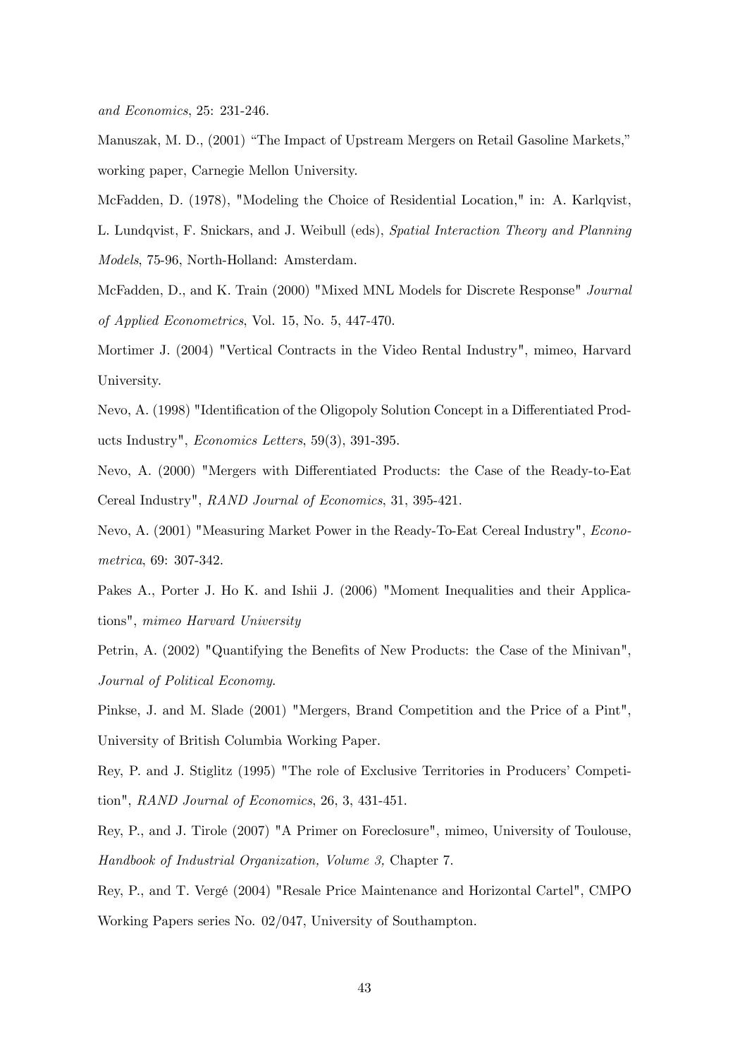*and Economics*, 25: 231-246.

Manuszak, M. D., (2001) “The Impact of Upstream Mergers on Retail Gasoline Markets,” working paper, Carnegie Mellon University.

McFadden, D. (1978), "Modeling the Choice of Residential Location," in: A. Karlqvist, L. Lundqvist, F. Snickars, and J. Weibull (eds), *Spatial Interaction Theory and Planning Models*, 75-96, North-Holland: Amsterdam.

McFadden, D., and K. Train (2000) "Mixed MNL Models for Discrete Response" *Journal of Applied Econometrics*, Vol. 15, No. 5, 447-470.

Mortimer J. (2004) "Vertical Contracts in the Video Rental Industry", mimeo, Harvard University.

Nevo, A. (1998) "Identification of the Oligopoly Solution Concept in a Differentiated Products Industry", *Economics Letters*, 59(3), 391-395.

Nevo, A. (2000) "Mergers with Differentiated Products: the Case of the Ready-to-Eat Cereal Industry", *RAND Journal of Economics*, 31, 395-421.

Nevo, A. (2001) "Measuring Market Power in the Ready-To-Eat Cereal Industry", *Econometrica*, 69: 307-342.

Pakes A., Porter J. Ho K. and Ishii J. (2006) "Moment Inequalities and their Applications", *mimeo Harvard University*

Petrin, A. (2002) "Quantifying the Benefits of New Products: the Case of the Minivan", *Journal of Political Economy*.

Pinkse, J. and M. Slade (2001) "Mergers, Brand Competition and the Price of a Pint", University of British Columbia Working Paper.

Rey, P. and J. Stiglitz (1995) "The role of Exclusive Territories in Producers' Competition", *RAND Journal of Economics*, 26, 3, 431-451.

Rey, P., and J. Tirole (2007) "A Primer on Foreclosure", mimeo, University of Toulouse, *Handbook of Industrial Organization, Volume 3,* Chapter 7.

Rey, P., and T. Vergé (2004) "Resale Price Maintenance and Horizontal Cartel", CMPO Working Papers series No. 02/047, University of Southampton.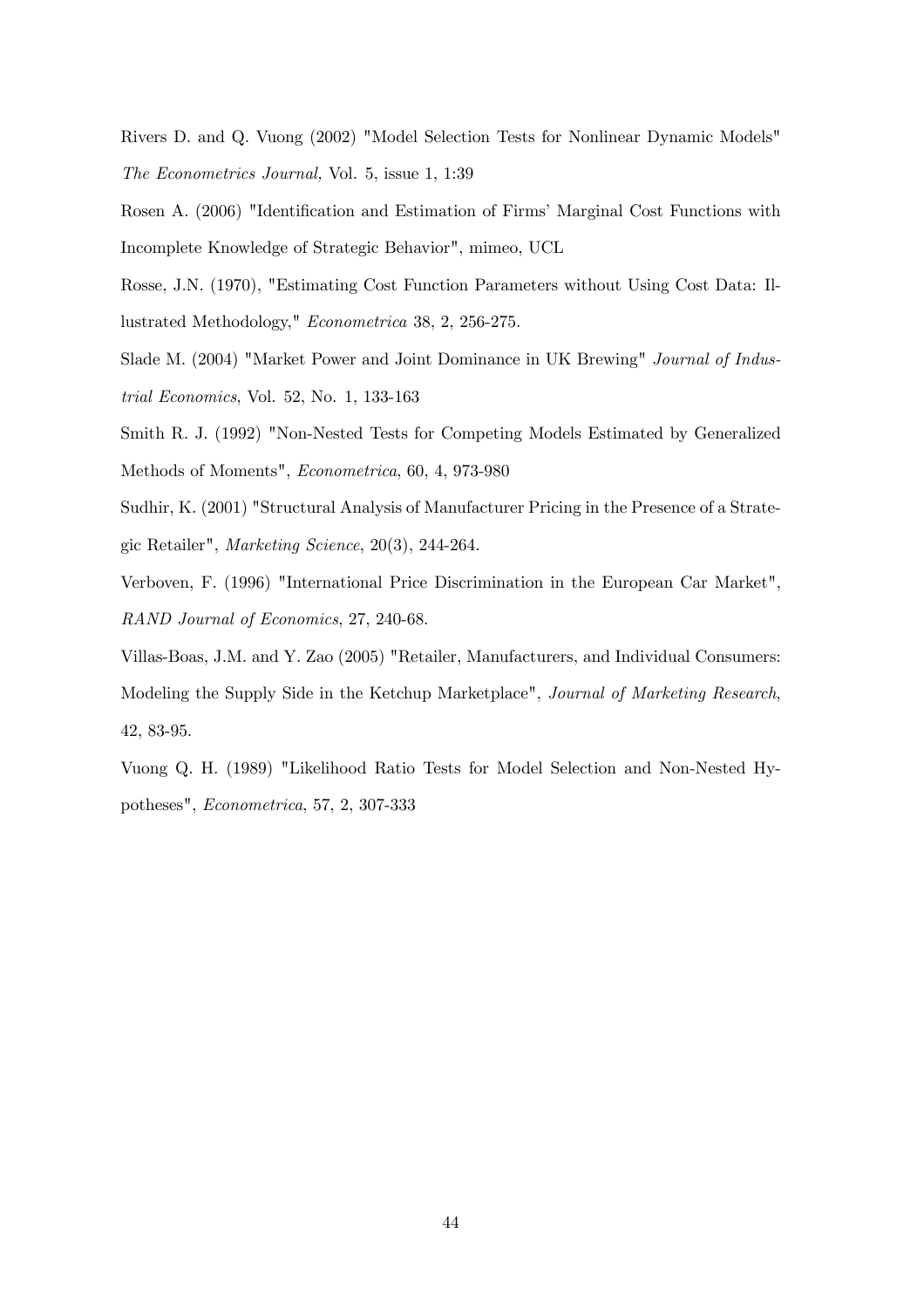Rivers D. and Q. Vuong (2002) "Model Selection Tests for Nonlinear Dynamic Models" *The Econometrics Journal,* Vol. 5, issue 1, 1:39

Rosen A. (2006) "Identification and Estimation of Firms' Marginal Cost Functions with Incomplete Knowledge of Strategic Behavior", mimeo, UCL

Rosse, J.N. (1970), "Estimating Cost Function Parameters without Using Cost Data: Illustrated Methodology," *Econometrica* 38, 2, 256-275.

Slade M. (2004) "Market Power and Joint Dominance in UK Brewing" *Journal of Industrial Economics*, Vol. 52, No. 1, 133-163

Smith R. J. (1992) "Non-Nested Tests for Competing Models Estimated by Generalized Methods of Moments", *Econometrica*, 60, 4, 973-980

Sudhir, K. (2001) "Structural Analysis of Manufacturer Pricing in the Presence of a Strategic Retailer", *Marketing Science*, 20(3), 244-264.

Verboven, F. (1996) "International Price Discrimination in the European Car Market", *RAND Journal of Economics*, 27, 240-68.

Villas-Boas, J.M. and Y. Zao (2005) "Retailer, Manufacturers, and Individual Consumers: Modeling the Supply Side in the Ketchup Marketplace", *Journal of Marketing Research*, 42, 83-95.

Vuong Q. H. (1989) "Likelihood Ratio Tests for Model Selection and Non-Nested Hypotheses", *Econometrica*, 57, 2, 307-333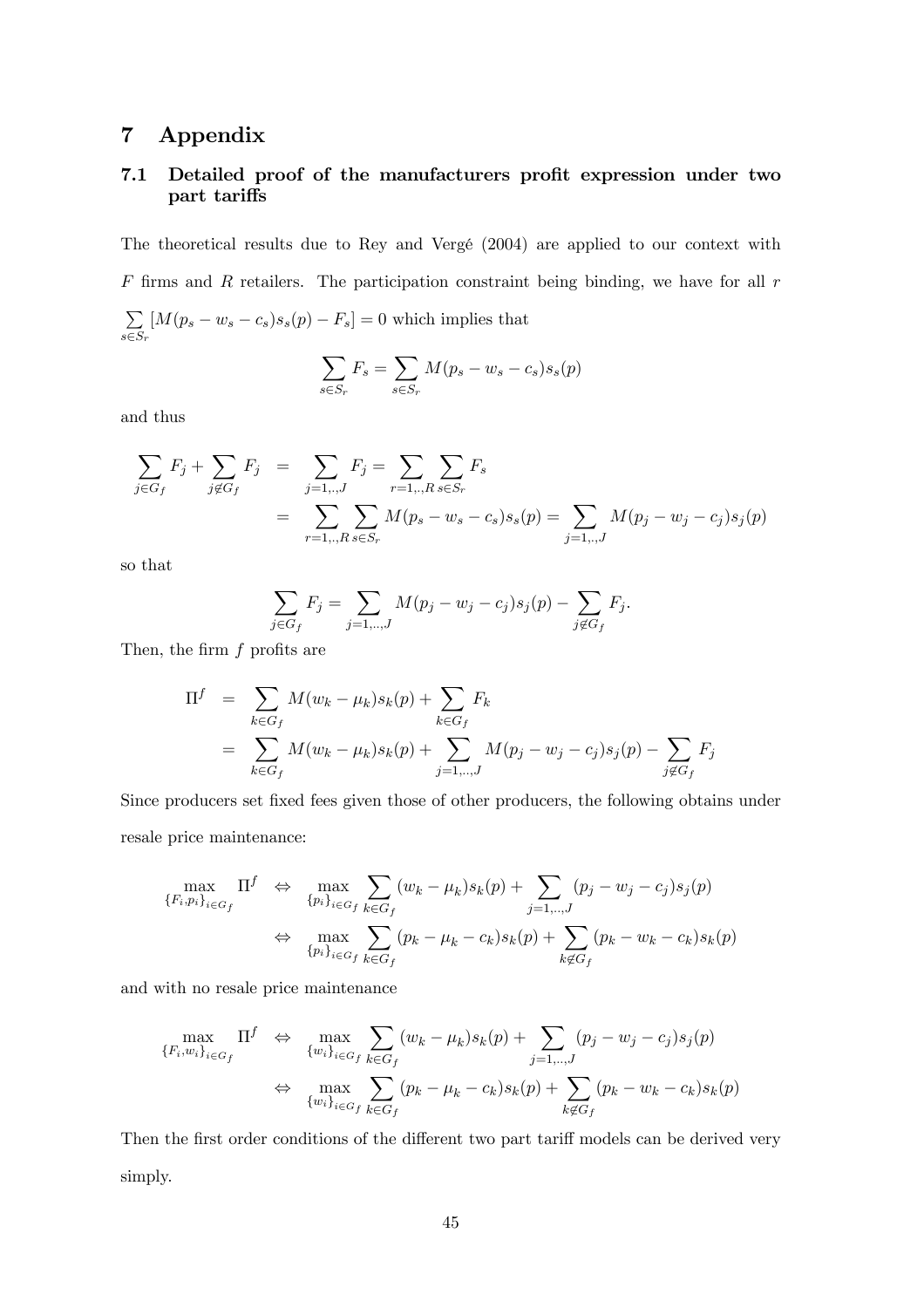# 7 Appendix

## 7.1 Detailed proof of the manufacturers profit expression under two part tariffs

The theoretical results due to Rey and Vergé (2004) are applied to our context with $F$ firms and $R$ retailers. The participation constraint being binding, we have for all $r$ $\sum_{s\in S_r}[M(p_s - w_s - c_s)s_s(p) - F_s] = 0$ which implies that

$$\sum_{s\in S_r} F_s = \sum_{s\in S_r} M(p_s - w_s - c_s)s_s(p)$$

and thus

$$\begin{aligned}
\sum_{j\in G_f} F_j + \sum_{j\notin G_f} F_j &= \sum_{j=1,..,J} F_j = \sum_{r=1,..,R}\sum_{s\in S_r} F_s \\
&= \sum_{r=1,..,R}\sum_{s\in S_r} M(p_s - w_s - c_s)s_s(p) = \sum_{j=1,..,J} M(p_j - w_j - c_j)s_j(p)
\end{aligned}$$

so that

$$\sum_{j\in G_f} F_j = \sum_{j=1,...,J} M(p_j - w_j - c_j)s_j(p) - \sum_{j\notin G_f} F_j.$$

Then, the firm $f$ profits are

$$\begin{aligned}
\Pi^f &= \sum_{k\in G_f} M(w_k - \mu_k)s_k(p) + \sum_{k\in G_f} F_k \\
&= \sum_{k\in G_f} M(w_k - \mu_k)s_k(p) + \sum_{j=1,...,J} M(p_j - w_j - c_j)s_j(p) - \sum_{j\notin G_f} F_j
\end{aligned}$$

Since producers set fixed fees given those of other producers, the following obtains under resale price maintenance:

$$\begin{aligned}
\max_{\{F_i,p_i\}_{i\in G_f}} \Pi^f &\Leftrightarrow \max_{\{p_i\}_{i\in G_f}} \sum_{k\in G_f}(w_k - \mu_k)s_k(p) + \sum_{j=1,...,J}(p_j - w_j - c_j)s_j(p) \\
&\Leftrightarrow \max_{\{p_i\}_{i\in G_f}} \sum_{k\in G_f}(p_k - \mu_k - c_k)s_k(p) + \sum_{k\notin G_f}(p_k - w_k - c_k)s_k(p)
\end{aligned}$$

and with no resale price maintenance

$$\begin{aligned}
\max_{\{F_i,w_i\}_{i\in G_f}} \Pi^f &\Leftrightarrow \max_{\{w_i\}_{i\in G_f}} \sum_{k\in G_f}(w_k - \mu_k)s_k(p) + \sum_{j=1,...,J}(p_j - w_j - c_j)s_j(p) \\
&\Leftrightarrow \max_{\{w_i\}_{i\in G_f}} \sum_{k\in G_f}(p_k - \mu_k - c_k)s_k(p) + \sum_{k\notin G_f}(p_k - w_k - c_k)s_k(p)
\end{aligned}$$

Then the first order conditions of the different two part tariff models can be derived very simply.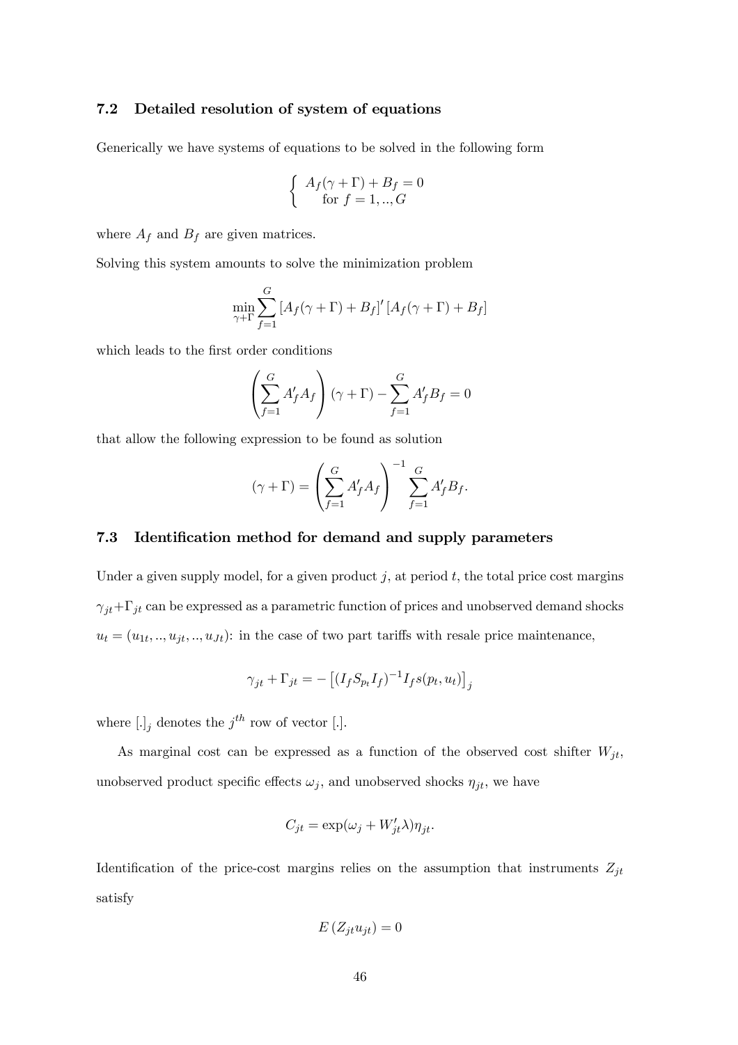### 7.2 Detailed resolution of system of equations

Generically we have systems of equations to be solved in the following form

$$\left\{ \begin{array}{c} A_f(\gamma+\Gamma) + B_f = 0 \\ \text{for } f = 1,..,G \end{array} \right.$$

where $A_f$ and $B_f$ are given matrices.

Solving this system amounts to solve the minimization problem

$$\min_{\gamma+\Gamma} \sum_{f=1}^{G} \left[A_f(\gamma+\Gamma) + B_f\right]' \left[A_f(\gamma+\Gamma) + B_f\right]$$

which leads to the first order conditions

$$\left(\sum_{f=1}^{G} A_f' A_f\right)(\gamma+\Gamma) - \sum_{f=1}^{G} A_f' B_f = 0$$

that allow the following expression to be found as solution

$$(\gamma+\Gamma) = \left(\sum_{f=1}^{G} A_f' A_f\right)^{-1} \sum_{f=1}^{G} A_f' B_f.$$

### 7.3 Identification method for demand and supply parameters

Under a given supply model, for a given product $j$, at period $t$, the total price cost margins $\gamma_{jt}+\Gamma_{jt}$ can be expressed as a parametric function of prices and unobserved demand shocks $u_t = (u_{1t}, .., u_{jt}, .., u_{Jt})$: in the case of two part tariffs with resale price maintenance,

$$\gamma_{jt} + \Gamma_{jt} = -\left[(I_f S_{p_t} I_f)^{-1} I_f s(p_t, u_t)\right]_j$$

where $[.]_j$ denotes the $j^{th}$ row of vector $[.]$.

As marginal cost can be expressed as a function of the observed cost shifter $W_{jt}$, unobserved product specific effects $\omega_j$, and unobserved shocks $\eta_{jt}$, we have

$$C_{jt} = \exp(\omega_j + W_{jt}'\lambda)\eta_{jt}.$$

Identification of the price-cost margins relies on the assumption that instruments $Z_{jt}$ satisfy

$$E\left(Z_{jt} u_{jt}\right) = 0$$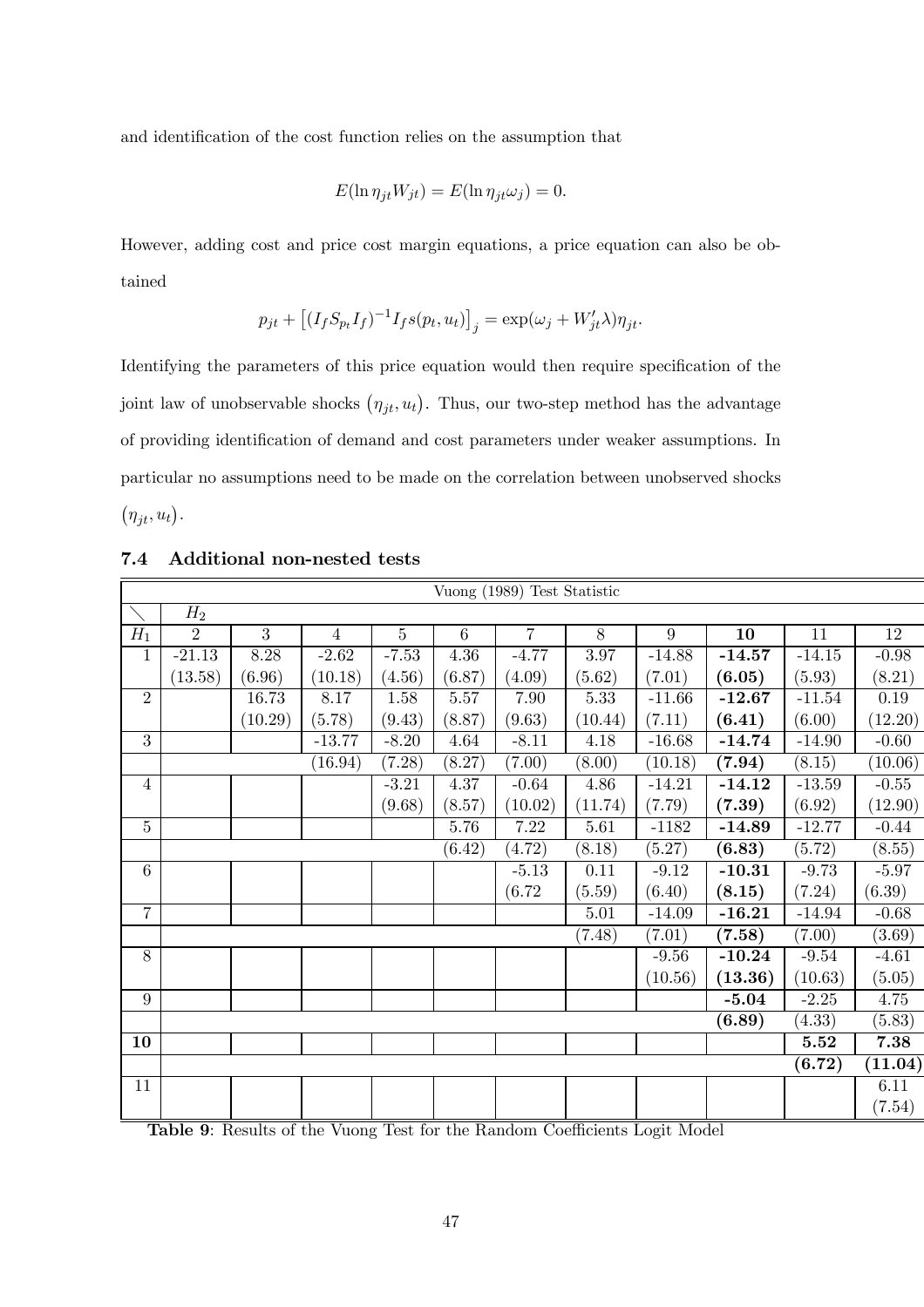and identification of the cost function relies on the assumption that

$$E(\ln \eta_{jt} W_{jt}) = E(\ln \eta_{jt} \omega_j) = 0.$$

However, adding cost and price cost margin equations, a price equation can also be obtained

$$p_{jt} + \left[(I_f S_{p_t} I_f)^{-1} I_f s(p_t, u_t)\right]_j = \exp(\omega_j + W'_{jt}\lambda)\eta_{jt}.$$

Identifying the parameters of this price equation would then require specification of the joint law of unobservable shocks $(\eta_{jt}, u_t)$. Thus, our two-step method has the advantage of providing identification of demand and cost parameters under weaker assumptions. In particular no assumptions need to be made on the correlation between unobserved shocks $(\eta_{jt}, u_t)$.

### 7.4 Additional non-nested tests

| Vuong (1989) Test Statistic | | | | | | | | | | | |
|---|---|---|---|---|---|---|---|---|---|---|---|
| $H_1$ \ $H_2$ | 2 | 3 | 4 | 5 | 6 | 7 | 8 | 9 | **10** | 11 | 12 |
| 1 | -21.13 | 8.28 | -2.62 | -7.53 | 4.36 | -4.77 | 3.97 | -14.88 | **-14.57** | -14.15 | -0.98 |
| | (13.58) | (6.96) | (10.18) | (4.56) | (6.87) | (4.09) | (5.62) | (7.01) | **(6.05)** | (5.93) | (8.21) |
| 2 | | 16.73 | 8.17 | 1.58 | 5.57 | 7.90 | 5.33 | -11.66 | **-12.67** | -11.54 | 0.19 |
| | | (10.29) | (5.78) | (9.43) | (8.87) | (9.63) | (10.44) | (7.11) | **(6.41)** | (6.00) | (12.20) |
| 3 | | | -13.77 | -8.20 | 4.64 | -8.11 | 4.18 | -16.68 | **-14.74** | -14.90 | -0.60 |
| | | | (16.94) | (7.28) | (8.27) | (7.00) | (8.00) | (10.18) | **(7.94)** | (8.15) | (10.06) |
| 4 | | | | -3.21 | 4.37 | -0.64 | 4.86 | -14.21 | **-14.12** | -13.59 | -0.55 |
| | | | | (9.68) | (8.57) | (10.02) | (11.74) | (7.79) | **(7.39)** | (6.92) | (12.90) |
| 5 | | | | | 5.76 | 7.22 | 5.61 | -1182 | **-14.89** | -12.77 | -0.44 |
| | | | | | (6.42) | (4.72) | (8.18) | (5.27) | **(6.83)** | (5.72) | (8.55) |
| 6 | | | | | | -5.13 | 0.11 | -9.12 | **-10.31** | -9.73 | -5.97 |
| | | | | | | (6.72 | (5.59) | (6.40) | **(8.15)** | (7.24) | (6.39) |
| 7 | | | | | | | 5.01 | -14.09 | **-16.21** | -14.94 | -0.68 |
| | | | | | | | (7.48) | (7.01) | **(7.58)** | (7.00) | (3.69) |
| 8 | | | | | | | | -9.56 | **-10.24** | -9.54 | -4.61 |
| | | | | | | | | (10.56) | **(13.36)** | (10.63) | (5.05) |
| 9 | | | | | | | | | **-5.04** | -2.25 | 4.75 |
| | | | | | | | | | **(6.89)** | (4.33) | (5.83) |
| **10** | | | | | | | | | | **5.52** | **7.38** |
| | | | | | | | | | | **(6.72)** | **(11.04)** |
| 11 | | | | | | | | | | | 6.11 |
| | | | | | | | | | | | (7.54) |

**Table 9**: Results of the Vuong Test for the Random Coefficients Logit Model